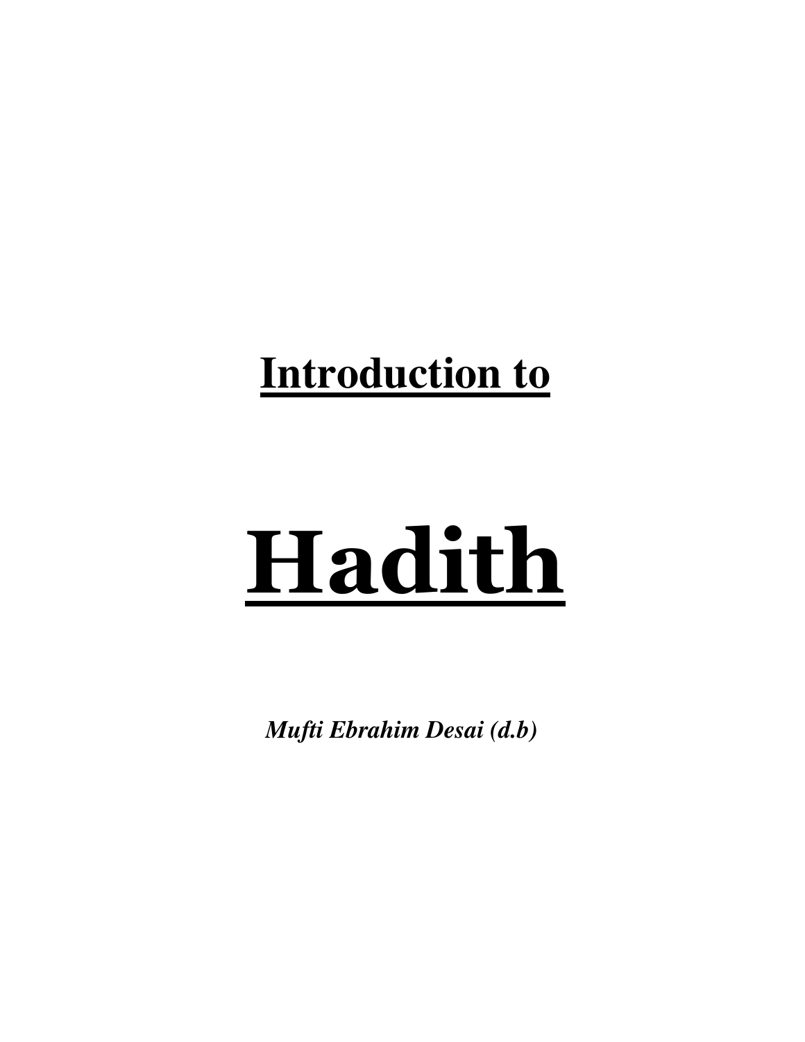# Introduction to

# Hadith

***Mufti Ebrahim Desai (d.b)***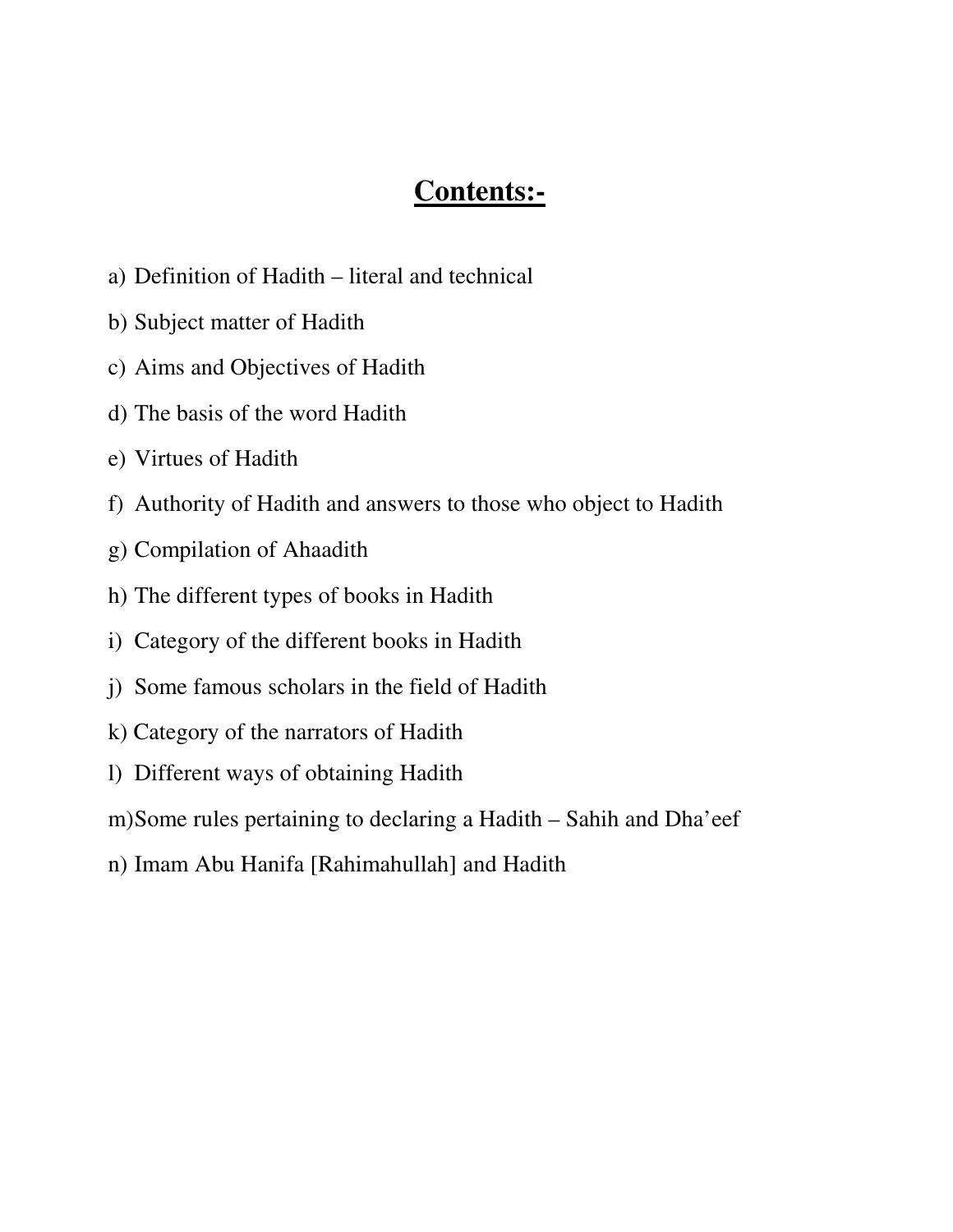# Contents:-

a) Definition of Hadith – literal and technical

b) Subject matter of Hadith

c) Aims and Objectives of Hadith

d) The basis of the word Hadith

e) Virtues of Hadith

f) Authority of Hadith and answers to those who object to Hadith

g) Compilation of Ahaadith

h) The different types of books in Hadith

i) Category of the different books in Hadith

j) Some famous scholars in the field of Hadith

k) Category of the narrators of Hadith

l) Different ways of obtaining Hadith

m) Some rules pertaining to declaring a Hadith – Sahih and Dha'eef

n) Imam Abu Hanifa [Rahimahullah] and Hadith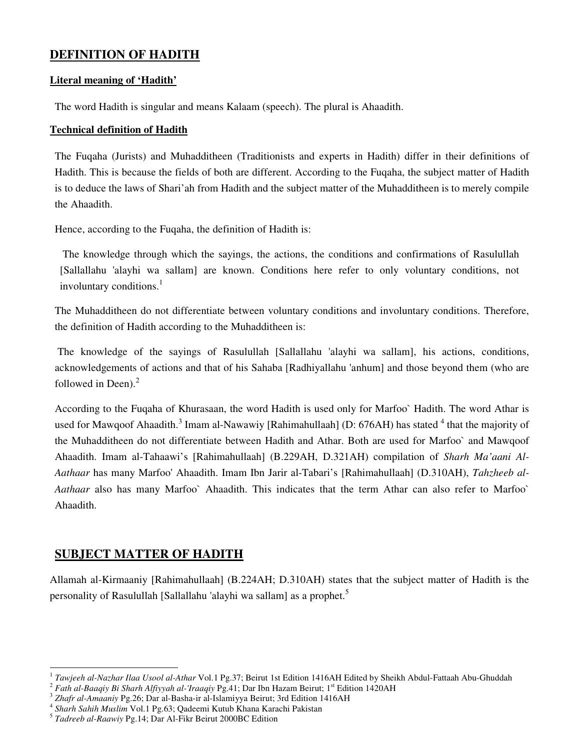## DEFINITION OF HADITH

### Literal meaning of 'Hadith'

The word Hadith is singular and means Kalaam (speech). The plural is Ahaadith.

### Technical definition of Hadith

The Fuqaha (Jurists) and Muhadditheen (Traditionists and experts in Hadith) differ in their definitions of Hadith. This is because the fields of both are different. According to the Fuqaha, the subject matter of Hadith is to deduce the laws of Shari'ah from Hadith and the subject matter of the Muhadditheen is to merely compile the Ahaadith.

Hence, according to the Fuqaha, the definition of Hadith is:

> The knowledge through which the sayings, the actions, the conditions and confirmations of Rasulullah [Sallallahu 'alayhi wa sallam] are known. Conditions here refer to only voluntary conditions, not involuntary conditions.[1]

The Muhadditheen do not differentiate between voluntary conditions and involuntary conditions. Therefore, the definition of Hadith according to the Muhadditheen is:

> The knowledge of the sayings of Rasulullah [Sallallahu 'alayhi wa sallam], his actions, conditions, acknowledgements of actions and that of his Sahaba [Radhiyallahu 'anhum] and those beyond them (who are followed in Deen).[2]

According to the Fuqaha of Khurasaan, the word Hadith is used only for Marfoo` Hadith. The word Athar is used for Mawqoof Ahaadith.[3] Imam al-Nawawiy [Rahimahullaah] (D: 676AH) has stated [4] that the majority of the Muhadditheen do not differentiate between Hadith and Athar. Both are used for Marfoo` and Mawqoof Ahaadith. Imam al-Tahaawi's [Rahimahullaah] (B.229AH, D.321AH) compilation of *Sharh Ma'aani Al-Aathaar* has many Marfoo' Ahaadith. Imam Ibn Jarir al-Tabari's [Rahimahullaah] (D.310AH), *Tahzheeb al-Aathaar* also has many Marfoo` Ahaadith. This indicates that the term Athar can also refer to Marfoo` Ahaadith.

## SUBJECT MATTER OF HADITH

Allamah al-Kirmaaniy [Rahimahullaah] (B.224AH; D.310AH) states that the subject matter of Hadith is the personality of Rasulullah [Sallallahu 'alayhi wa sallam] as a prophet.[5]

---

[1] *Tawjeeh al-Nazhar Ilaa Usool al-Athar* Vol.1 Pg.37; Beirut 1st Edition 1416AH Edited by Sheikh Abdul-Fattaah Abu-Ghuddah

[2] *Fath al-Baaqiy Bi Sharh Alfiyyah al-'Iraaqiy* Pg.41; Dar Ibn Hazam Beirut; 1st Edition 1420AH

[3] *Zhafr al-Amaaniy* Pg.26; Dar al-Basha-ir al-Islamiyya Beirut; 3rd Edition 1416AH

[4] *Sharh Sahih Muslim* Vol.1 Pg.63; Qadeemi Kutub Khana Karachi Pakistan

[5] *Tadreeb al-Raawiy* Pg.14; Dar Al-Fikr Beirut 2000BC Edition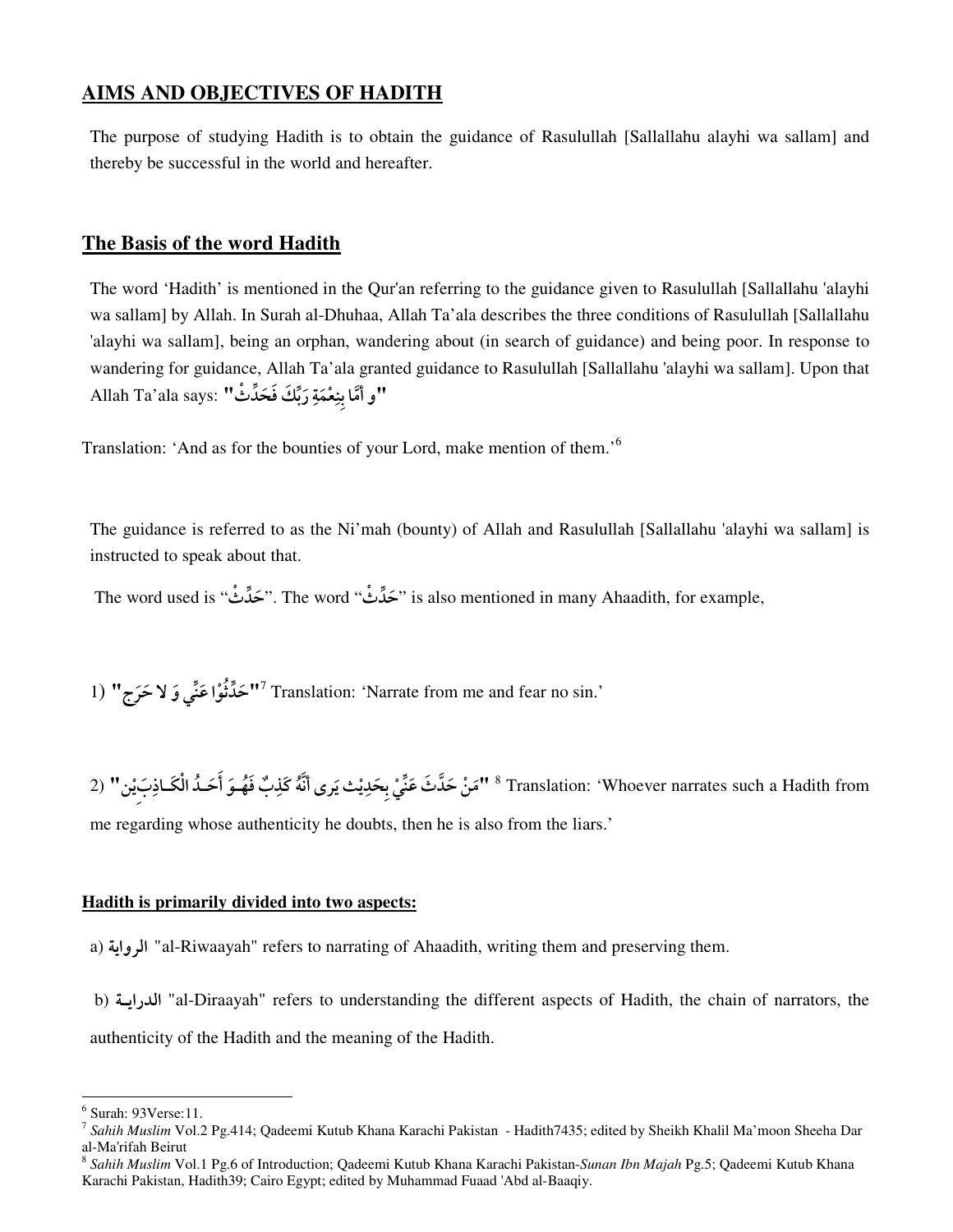## AIMS AND OBJECTIVES OF HADITH

The purpose of studying Hadith is to obtain the guidance of Rasulullah [Sallallahu alayhi wa sallam] and thereby be successful in the world and hereafter.

## The Basis of the word Hadith

The word 'Hadith' is mentioned in the Qur'an referring to the guidance given to Rasulullah [Sallallahu 'alayhi wa sallam] by Allah. In Surah al-Dhuhaa, Allah Ta'ala describes the three conditions of Rasulullah [Sallallahu 'alayhi wa sallam], being an orphan, wandering about (in search of guidance) and being poor. In response to wandering for guidance, Allah Ta'ala granted guidance to Rasulullah [Sallallahu 'alayhi wa sallam]. Upon that Allah Ta'ala says: **"و أَمَّا بِنِعْمَةِ رَبِّكَ فَحَدِّثْ"**

Translation: 'And as for the bounties of your Lord, make mention of them.'[6]

The guidance is referred to as the Ni'mah (bounty) of Allah and Rasulullah [Sallallahu 'alayhi wa sallam] is instructed to speak about that.

The word used is "**حَدِّثْ**". The word "**حَدِّثْ**" is also mentioned in many Ahaadith, for example,

1) **"حَدِّثُوْا عَنِّي وَ لا حَرَج"**[7] Translation: 'Narrate from me and fear no sin.'

2) **"مَنْ حَدَّثَ عَنِّيْ بِحَدِيْث يرى أَنَّهُ كَذِبٌ فَهُوَ أَحَدُ الْكَاذِبَيْن"**[8] Translation: 'Whoever narrates such a Hadith from me regarding whose authenticity he doubts, then he is also from the liars.'

**Hadith is primarily divided into two aspects:**

a) **الرواية** "al-Riwaayah" refers to narrating of Ahaadith, writing them and preserving them.

b) **الدراية** "al-Diraayah" refers to understanding the different aspects of Hadith, the chain of narrators, the authenticity of the Hadith and the meaning of the Hadith.

---

[6] Surah: 93Verse:11.

[7] *Sahih Muslim* Vol.2 Pg.414; Qadeemi Kutub Khana Karachi Pakistan - Hadith7435; edited by Sheikh Khalil Ma'moon Sheeha Dar al-Ma'rifah Beirut

[8] *Sahih Muslim* Vol.1 Pg.6 of Introduction; Qadeemi Kutub Khana Karachi Pakistan-*Sunan Ibn Majah* Pg.5; Qadeemi Kutub Khana Karachi Pakistan, Hadith39; Cairo Egypt; edited by Muhammad Fuaad 'Abd al-Baaqiy.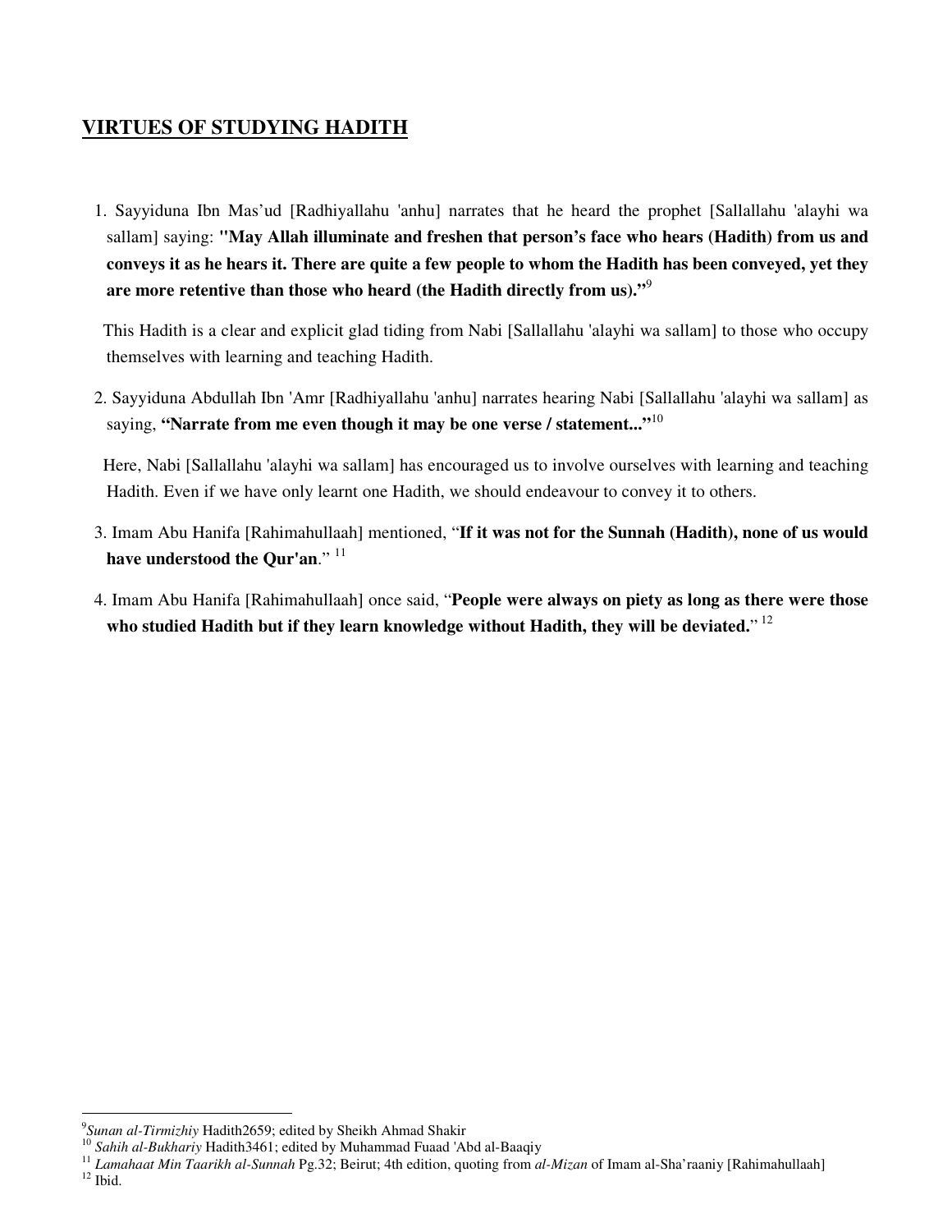## VIRTUES OF STUDYING HADITH

1. Sayyiduna Ibn Mas'ud [Radhiyallahu 'anhu] narrates that he heard the prophet [Sallallahu 'alayhi wa sallam] saying: **"May Allah illuminate and freshen that person's face who hears (Hadith) from us and conveys it as he hears it. There are quite a few people to whom the Hadith has been conveyed, yet they are more retentive than those who heard (the Hadith directly from us)."**[9]

   This Hadith is a clear and explicit glad tiding from Nabi [Sallallahu 'alayhi wa sallam] to those who occupy themselves with learning and teaching Hadith.

2. Sayyiduna Abdullah Ibn 'Amr [Radhiyallahu 'anhu] narrates hearing Nabi [Sallallahu 'alayhi wa sallam] as saying, **"Narrate from me even though it may be one verse / statement..."**[10]

   Here, Nabi [Sallallahu 'alayhi wa sallam] has encouraged us to involve ourselves with learning and teaching Hadith. Even if we have only learnt one Hadith, we should endeavour to convey it to others.

3. Imam Abu Hanifa [Rahimahullaah] mentioned, "**If it was not for the Sunnah (Hadith), none of us would have understood the Qur'an**." [11]

4. Imam Abu Hanifa [Rahimahullaah] once said, "**People were always on piety as long as there were those who studied Hadith but if they learn knowledge without Hadith, they will be deviated.**" [12]

---

[9] *Sunan al-Tirmizhiy* Hadith2659; edited by Sheikh Ahmad Shakir

[10] *Sahih al-Bukhariy* Hadith3461; edited by Muhammad Fuaad 'Abd al-Baaqiy

[11] *Lamahaat Min Taarikh al-Sunnah* Pg.32; Beirut; 4th edition, quoting from *al-Mizan* of Imam al-Sha'raaniy [Rahimahullaah]

[12] Ibid.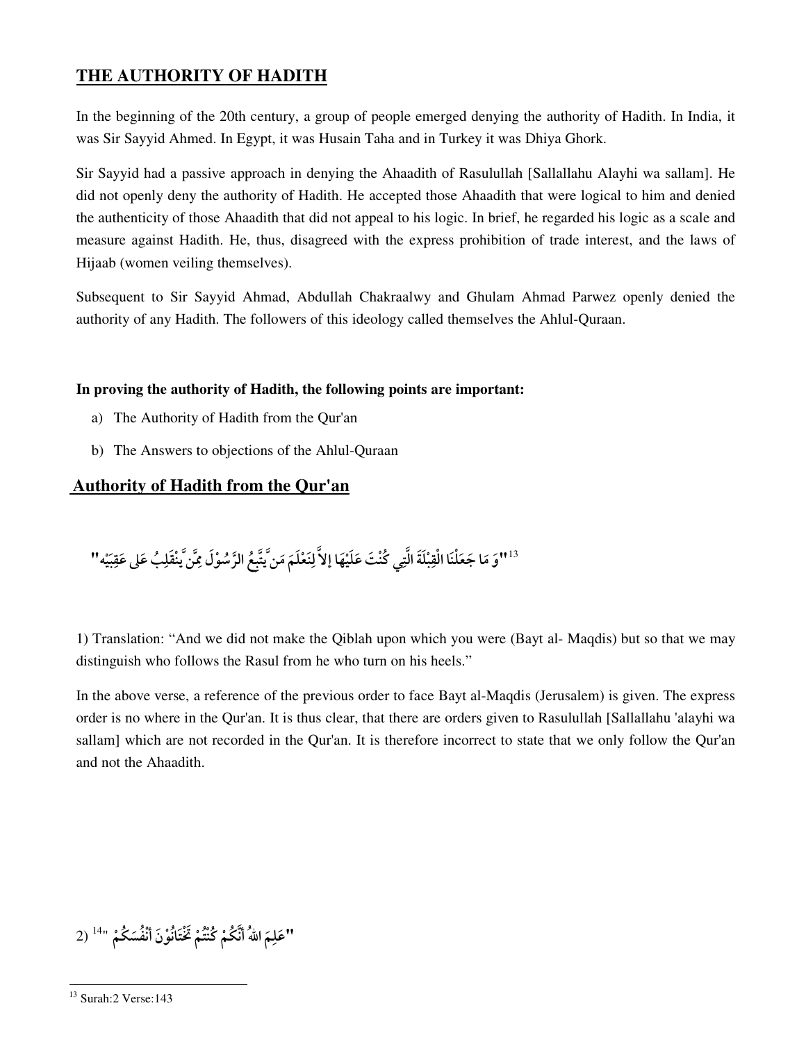## THE AUTHORITY OF HADITH

In the beginning of the 20th century, a group of people emerged denying the authority of Hadith. In India, it was Sir Sayyid Ahmed. In Egypt, it was Husain Taha and in Turkey it was Dhiya Ghork.

Sir Sayyid had a passive approach in denying the Ahaadith of Rasulullah [Sallallahu Alayhi wa sallam]. He did not openly deny the authority of Hadith. He accepted those Ahaadith that were logical to him and denied the authenticity of those Ahaadith that did not appeal to his logic. In brief, he regarded his logic as a scale and measure against Hadith. He, thus, disagreed with the express prohibition of trade interest, and the laws of Hijaab (women veiling themselves).

Subsequent to Sir Sayyid Ahmad, Abdullah Chakraalwy and Ghulam Ahmad Parwez openly denied the authority of any Hadith. The followers of this ideology called themselves the Ahlul-Quraan.

**In proving the authority of Hadith, the following points are important:**

a) The Authority of Hadith from the Qur'an

b) The Answers to objections of the Ahlul-Quraan

## Authority of Hadith from the Qur'an

"وَ مَا جَعَلْنَا الْقِبْلَةَ الَّتِي كُنْتَ عَلَيْهَا إلاَّ لِنَعْلَمَ مَنْ يَّتَّبِعُ الرَّسُوْلَ مِمَّنْ يَّنْقَلِبُ عَلى عَقِبَيْه"[13]

1) Translation: "And we did not make the Qiblah upon which you were (Bayt al- Maqdis) but so that we may distinguish who follows the Rasul from he who turn on his heels."

In the above verse, a reference of the previous order to face Bayt al-Maqdis (Jerusalem) is given. The express order is no where in the Qur'an. It is thus clear, that there are orders given to Rasulullah [Sallallahu 'alayhi wa sallam] which are not recorded in the Qur'an. It is therefore incorrect to state that we only follow the Qur'an and not the Ahaadith.

2) "عَلِمَ اللهُ أَنَّكُمْ كُنْتُمْ تَخْتَانُوْنَ أَنْفُسَكُمْ "[14]

[13] Surah:2 Verse:143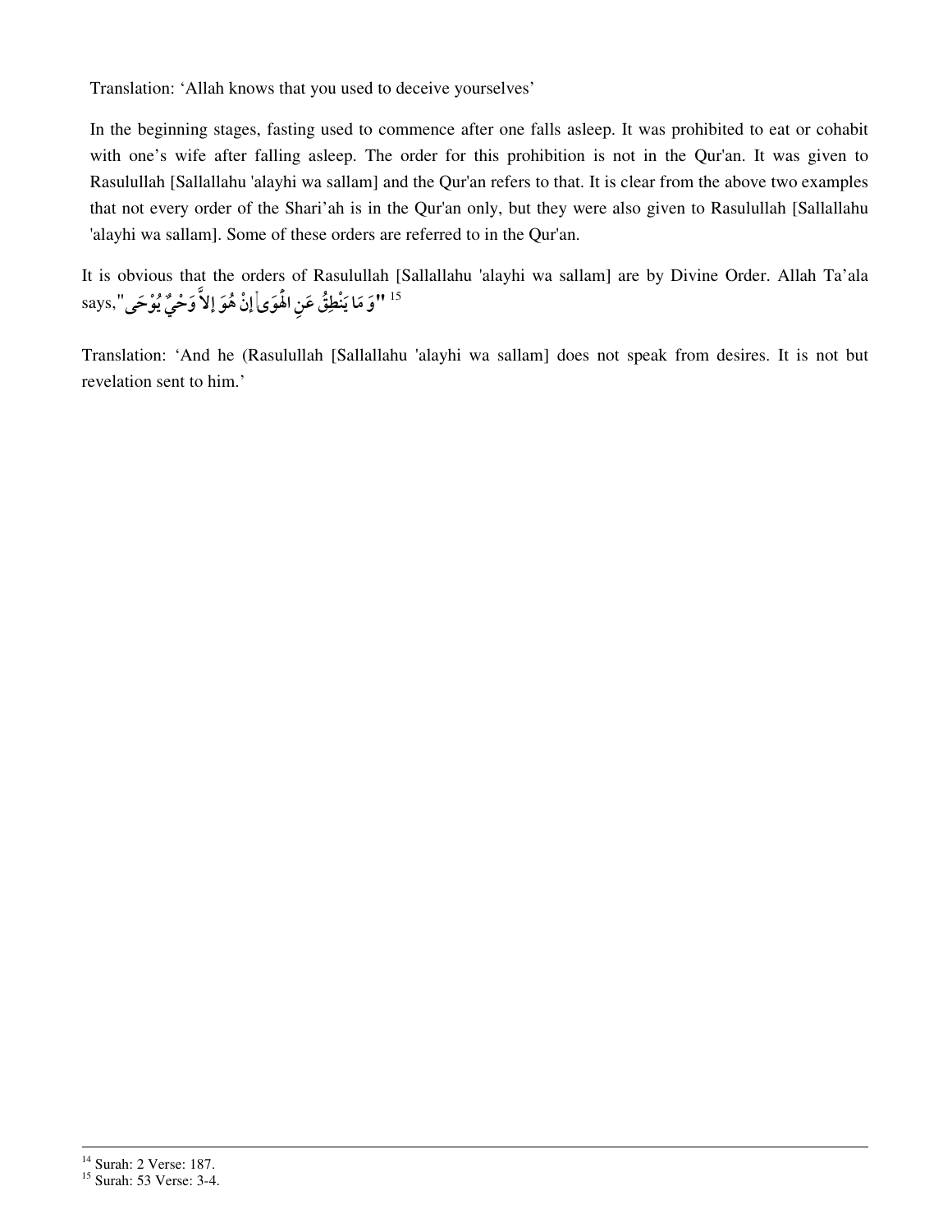Translation: 'Allah knows that you used to deceive yourselves'

In the beginning stages, fasting used to commence after one falls asleep. It was prohibited to eat or cohabit with one's wife after falling asleep. The order for this prohibition is not in the Qur'an. It was given to Rasulullah [Sallallahu 'alayhi wa sallam] and the Qur'an refers to that. It is clear from the above two examples that not every order of the Shari'ah is in the Qur'an only, but they were also given to Rasulullah [Sallallahu 'alayhi wa sallam]. Some of these orders are referred to in the Qur'an.

It is obvious that the orders of Rasulullah [Sallallahu 'alayhi wa sallam] are by Divine Order. Allah Ta'ala says, "وَ مَا يَنْطِقُ عَنِ الْهَوَىٰ إِنْ هُوَ إِلاَّ وَحْيٌ يُوْحَى" [15]

Translation: 'And he (Rasulullah [Sallallahu 'alayhi wa sallam] does not speak from desires. It is not but revelation sent to him.'

---

[14] Surah: 2 Verse: 187.

[15] Surah: 53 Verse: 3-4.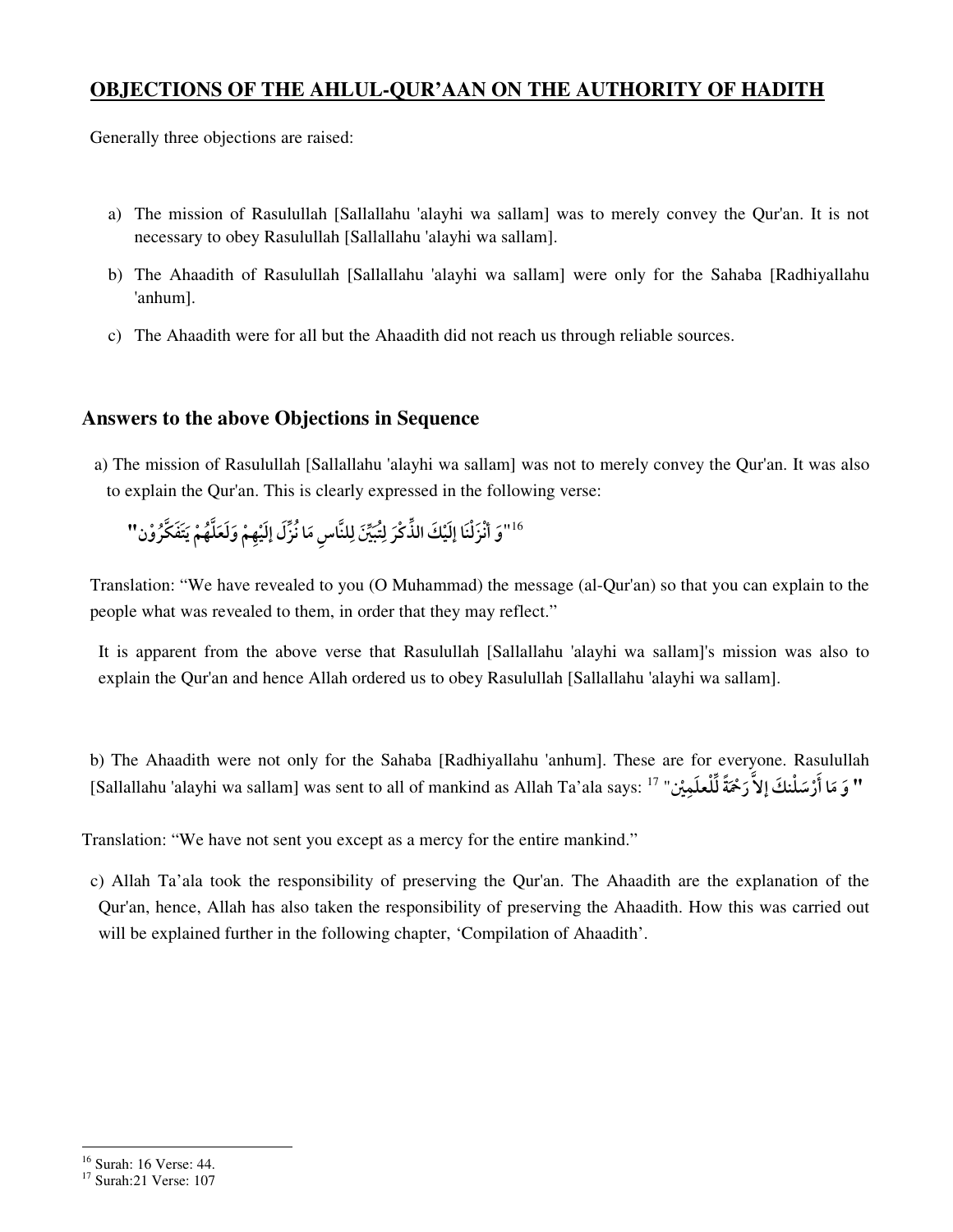## OBJECTIONS OF THE AHLUL-QUR'AAN ON THE AUTHORITY OF HADITH

Generally three objections are raised:

a) The mission of Rasulullah [Sallallahu 'alayhi wa sallam] was to merely convey the Qur'an. It is not necessary to obey Rasulullah [Sallallahu 'alayhi wa sallam].

b) The Ahaadith of Rasulullah [Sallallahu 'alayhi wa sallam] were only for the Sahaba [Radhiyallahu 'anhum].

c) The Ahaadith were for all but the Ahaadith did not reach us through reliable sources.

### Answers to the above Objections in Sequence

a) The mission of Rasulullah [Sallallahu 'alayhi wa sallam] was not to merely convey the Qur'an. It was also to explain the Qur'an. This is clearly expressed in the following verse:

"وَ أَنْزَلْنَا إِلَيْكَ الذِّكْرَ لِتُبَيِّنَ لِلنَّاسِ مَا نُزِّلَ إِلَيْهِمْ وَلَعَلَّهُمْ يَتَفَكَّرُوْن"[16]

Translation: "We have revealed to you (O Muhammad) the message (al-Qur'an) so that you can explain to the people what was revealed to them, in order that they may reflect."

It is apparent from the above verse that Rasulullah [Sallallahu 'alayhi wa sallam]'s mission was also to explain the Qur'an and hence Allah ordered us to obey Rasulullah [Sallallahu 'alayhi wa sallam].

b) The Ahaadith were not only for the Sahaba [Radhiyallahu 'anhum]. These are for everyone. Rasulullah [Sallallahu 'alayhi wa sallam] was sent to all of mankind as Allah Ta'ala says: [17] "وَ مَا أَرْسَلْنٰكَ إِلاَّ رَحْمَةً لِّلْعٰلَمِيْنَ"

Translation: "We have not sent you except as a mercy for the entire mankind."

c) Allah Ta'ala took the responsibility of preserving the Qur'an. The Ahaadith are the explanation of the Qur'an, hence, Allah has also taken the responsibility of preserving the Ahaadith. How this was carried out will be explained further in the following chapter, 'Compilation of Ahaadith'.

---

[16] Surah: 16 Verse: 44.

[17] Surah:21 Verse: 107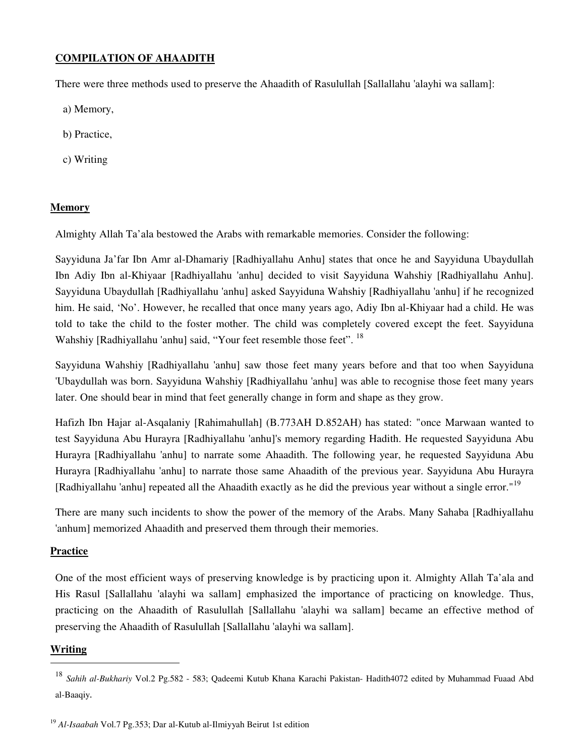## COMPILATION OF AHAADITH

There were three methods used to preserve the Ahaadith of Rasulullah [Sallallahu 'alayhi wa sallam]:

a) Memory,

b) Practice,

c) Writing

### Memory

Almighty Allah Ta'ala bestowed the Arabs with remarkable memories. Consider the following:

Sayyiduna Ja'far Ibn Amr al-Dhamariy [Radhiyallahu Anhu] states that once he and Sayyiduna Ubaydullah Ibn Adiy Ibn al-Khiyaar [Radhiyallahu 'anhu] decided to visit Sayyiduna Wahshiy [Radhiyallahu Anhu]. Sayyiduna Ubaydullah [Radhiyallahu 'anhu] asked Sayyiduna Wahshiy [Radhiyallahu 'anhu] if he recognized him. He said, 'No'. However, he recalled that once many years ago, Adiy Ibn al-Khiyaar had a child. He was told to take the child to the foster mother. The child was completely covered except the feet. Sayyiduna Wahshiy [Radhiyallahu 'anhu] said, "Your feet resemble those feet". [18]

Sayyiduna Wahshiy [Radhiyallahu 'anhu] saw those feet many years before and that too when Sayyiduna 'Ubaydullah was born. Sayyiduna Wahshiy [Radhiyallahu 'anhu] was able to recognise those feet many years later. One should bear in mind that feet generally change in form and shape as they grow.

Hafizh Ibn Hajar al-Asqalaniy [Rahimahullah] (B.773AH D.852AH) has stated: "once Marwaan wanted to test Sayyiduna Abu Hurayra [Radhiyallahu 'anhu]'s memory regarding Hadith. He requested Sayyiduna Abu Hurayra [Radhiyallahu 'anhu] to narrate some Ahaadith. The following year, he requested Sayyiduna Abu Hurayra [Radhiyallahu 'anhu] to narrate those same Ahaadith of the previous year. Sayyiduna Abu Hurayra [Radhiyallahu 'anhu] repeated all the Ahaadith exactly as he did the previous year without a single error."[19]

There are many such incidents to show the power of the memory of the Arabs. Many Sahaba [Radhiyallahu 'anhum] memorized Ahaadith and preserved them through their memories.

### Practice

One of the most efficient ways of preserving knowledge is by practicing upon it. Almighty Allah Ta'ala and His Rasul [Sallallahu 'alayhi wa sallam] emphasized the importance of practicing on knowledge. Thus, practicing on the Ahaadith of Rasulullah [Sallallahu 'alayhi wa sallam] became an effective method of preserving the Ahaadith of Rasulullah [Sallallahu 'alayhi wa sallam].

### Writing

---

[18] *Sahih al-Bukhariy* Vol.2 Pg.582 - 583; Qadeemi Kutub Khana Karachi Pakistan- Hadith4072 edited by Muhammad Fuaad Abd al-Baaqiy.

[19] *Al-Isaabah* Vol.7 Pg.353; Dar al-Kutub al-Ilmiyyah Beirut 1st edition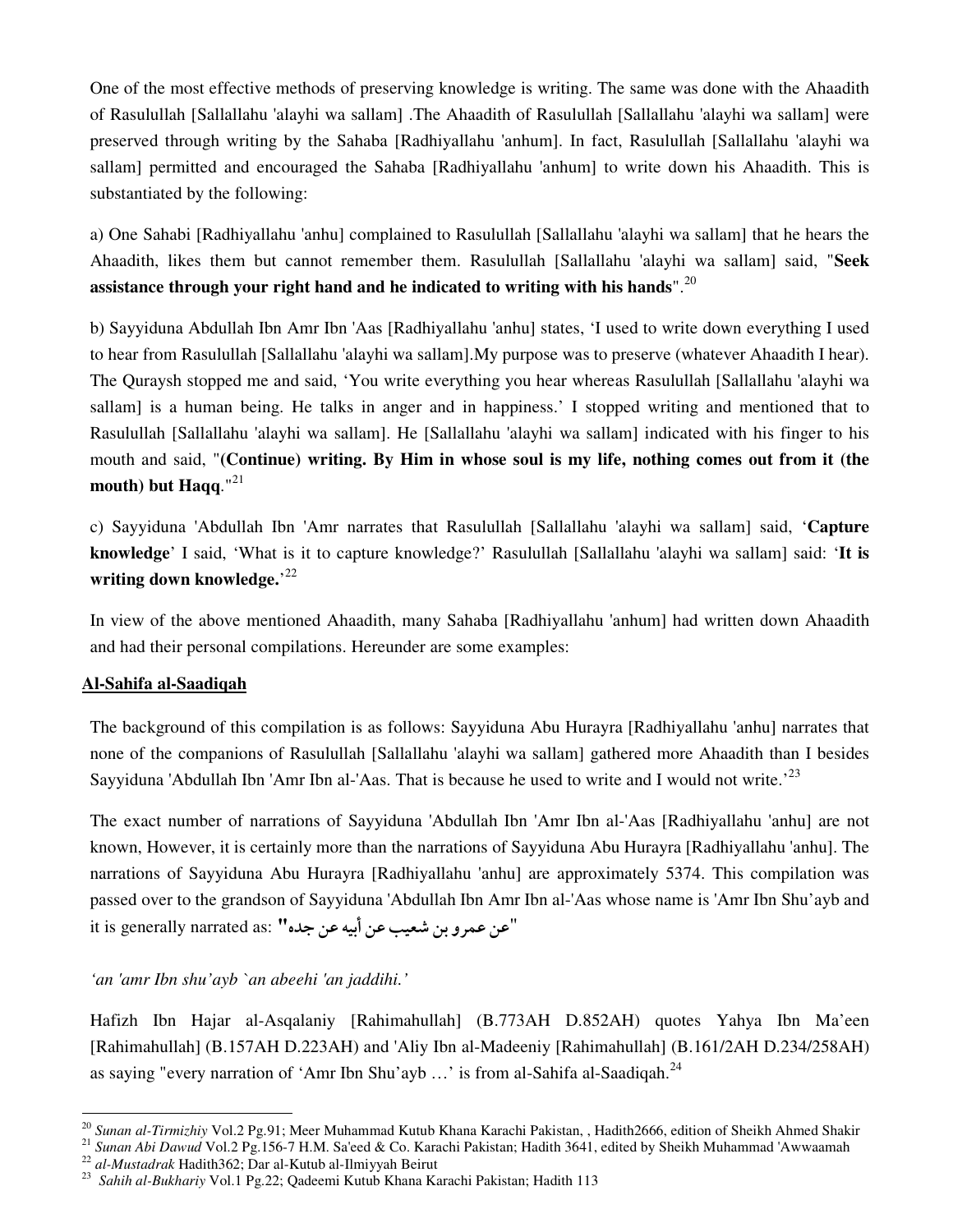One of the most effective methods of preserving knowledge is writing. The same was done with the Ahaadith of Rasulullah [Sallallahu 'alayhi wa sallam] .The Ahaadith of Rasulullah [Sallallahu 'alayhi wa sallam] were preserved through writing by the Sahaba [Radhiyallahu 'anhum]. In fact, Rasulullah [Sallallahu 'alayhi wa sallam] permitted and encouraged the Sahaba [Radhiyallahu 'anhum] to write down his Ahaadith. This is substantiated by the following:

a) One Sahabi [Radhiyallahu 'anhu] complained to Rasulullah [Sallallahu 'alayhi wa sallam] that he hears the Ahaadith, likes them but cannot remember them. Rasulullah [Sallallahu 'alayhi wa sallam] said, "**Seek assistance through your right hand and he indicated to writing with his hands**".[20]

b) Sayyiduna Abdullah Ibn Amr Ibn 'Aas [Radhiyallahu 'anhu] states, 'I used to write down everything I used to hear from Rasulullah [Sallallahu 'alayhi wa sallam].My purpose was to preserve (whatever Ahaadith I hear). The Quraysh stopped me and said, 'You write everything you hear whereas Rasulullah [Sallallahu 'alayhi wa sallam] is a human being. He talks in anger and in happiness.' I stopped writing and mentioned that to Rasulullah [Sallallahu 'alayhi wa sallam]. He [Sallallahu 'alayhi wa sallam] indicated with his finger to his mouth and said, "**(Continue) writing. By Him in whose soul is my life, nothing comes out from it (the mouth) but Haqq**."[21]

c) Sayyiduna 'Abdullah Ibn 'Amr narrates that Rasulullah [Sallallahu 'alayhi wa sallam] said, '**Capture knowledge**' I said, 'What is it to capture knowledge?' Rasulullah [Sallallahu 'alayhi wa sallam] said: '**It is writing down knowledge.**'[22]

In view of the above mentioned Ahaadith, many Sahaba [Radhiyallahu 'anhum] had written down Ahaadith and had their personal compilations. Hereunder are some examples:

**Al-Sahifa al-Saadiqah**

The background of this compilation is as follows: Sayyiduna Abu Hurayra [Radhiyallahu 'anhu] narrates that none of the companions of Rasulullah [Sallallahu 'alayhi wa sallam] gathered more Ahaadith than I besides Sayyiduna 'Abdullah Ibn 'Amr Ibn al-'Aas. That is because he used to write and I would not write.'[23]

The exact number of narrations of Sayyiduna 'Abdullah Ibn 'Amr Ibn al-'Aas [Radhiyallahu 'anhu] are not known, However, it is certainly more than the narrations of Sayyiduna Abu Hurayra [Radhiyallahu 'anhu]. The narrations of Sayyiduna Abu Hurayra [Radhiyallahu 'anhu] are approximately 5374. This compilation was passed over to the grandson of Sayyiduna 'Abdullah Ibn Amr Ibn al-'Aas whose name is 'Amr Ibn Shu'ayb and it is generally narrated as: "عن عمرو بن شعيب عن أبيه عن جده"

*'an 'amr Ibn shu'ayb `an abeehi 'an jaddihi.'*

Hafizh Ibn Hajar al-Asqalaniy [Rahimahullah] (B.773AH D.852AH) quotes Yahya Ibn Ma'een [Rahimahullah] (B.157AH D.223AH) and 'Aliy Ibn al-Madeeniy [Rahimahullah] (B.161/2AH D.234/258AH) as saying "every narration of 'Amr Ibn Shu'ayb …' is from al-Sahifa al-Saadiqah.[24]

---

[20] *Sunan al-Tirmizhiy* Vol.2 Pg.91; Meer Muhammad Kutub Khana Karachi Pakistan, , Hadith2666, edition of Sheikh Ahmed Shakir

[21] *Sunan Abi Dawud* Vol.2 Pg.156-7 H.M. Sa'eed & Co. Karachi Pakistan; Hadith 3641, edited by Sheikh Muhammad 'Awwaamah

[22] *al-Mustadrak* Hadith362; Dar al-Kutub al-Ilmiyyah Beirut

[23] *Sahih al-Bukhariy* Vol.1 Pg.22; Qadeemi Kutub Khana Karachi Pakistan; Hadith 113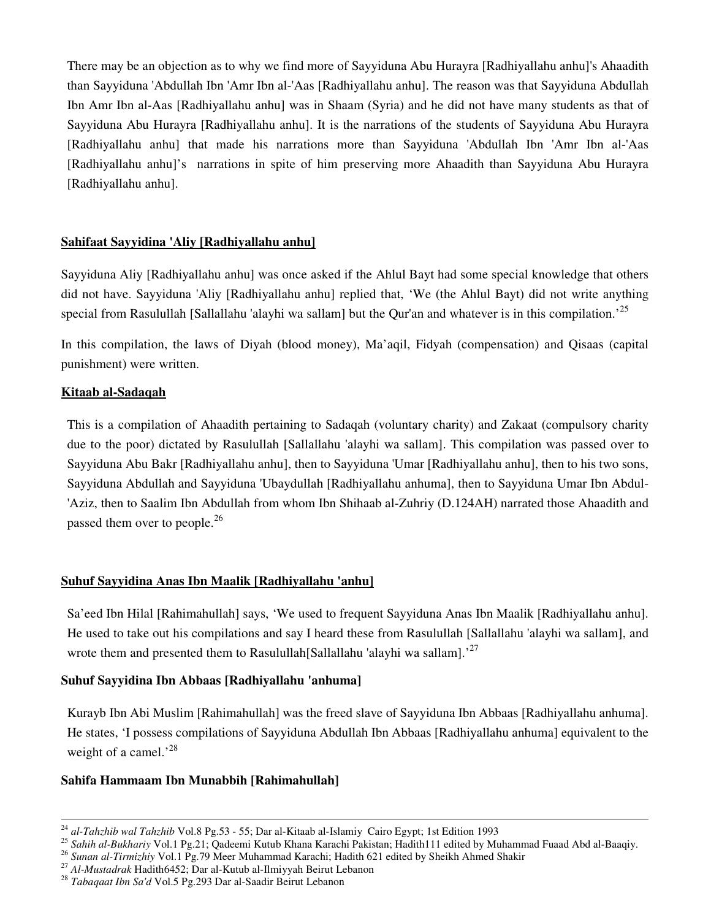There may be an objection as to why we find more of Sayyiduna Abu Hurayra [Radhiyallahu anhu]'s Ahaadith than Sayyiduna 'Abdullah Ibn 'Amr Ibn al-'Aas [Radhiyallahu anhu]. The reason was that Sayyiduna Abdullah Ibn Amr Ibn al-Aas [Radhiyallahu anhu] was in Shaam (Syria) and he did not have many students as that of Sayyiduna Abu Hurayra [Radhiyallahu anhu]. It is the narrations of the students of Sayyiduna Abu Hurayra [Radhiyallahu anhu] that made his narrations more than Sayyiduna 'Abdullah Ibn 'Amr Ibn al-'Aas [Radhiyallahu anhu]'s narrations in spite of him preserving more Ahaadith than Sayyiduna Abu Hurayra [Radhiyallahu anhu].

## Sahifaat Sayyidina 'Aliy [Radhiyallahu anhu]

Sayyiduna Aliy [Radhiyallahu anhu] was once asked if the Ahlul Bayt had some special knowledge that others did not have. Sayyiduna 'Aliy [Radhiyallahu anhu] replied that, 'We (the Ahlul Bayt) did not write anything special from Rasulullah [Sallallahu 'alayhi wa sallam] but the Qur'an and whatever is in this compilation.'[25]

In this compilation, the laws of Diyah (blood money), Ma'aqil, Fidyah (compensation) and Qisaas (capital punishment) were written.

## Kitaab al-Sadaqah

This is a compilation of Ahaadith pertaining to Sadaqah (voluntary charity) and Zakaat (compulsory charity due to the poor) dictated by Rasulullah [Sallallahu 'alayhi wa sallam]. This compilation was passed over to Sayyiduna Abu Bakr [Radhiyallahu anhu], then to Sayyiduna 'Umar [Radhiyallahu anhu], then to his two sons, Sayyiduna Abdullah and Sayyiduna 'Ubaydullah [Radhiyallahu anhuma], then to Sayyiduna Umar Ibn Abdul-'Aziz, then to Saalim Ibn Abdullah from whom Ibn Shihaab al-Zuhriy (D.124AH) narrated those Ahaadith and passed them over to people.[26]

## Suhuf Sayyidina Anas Ibn Maalik [Radhiyallahu 'anhu]

Sa'eed Ibn Hilal [Rahimahullah] says, 'We used to frequent Sayyiduna Anas Ibn Maalik [Radhiyallahu anhu]. He used to take out his compilations and say I heard these from Rasulullah [Sallallahu 'alayhi wa sallam], and wrote them and presented them to Rasulullah[Sallallahu 'alayhi wa sallam].'[27]

## Suhuf Sayyidina Ibn Abbaas [Radhiyallahu 'anhuma]

Kurayb Ibn Abi Muslim [Rahimahullah] was the freed slave of Sayyiduna Ibn Abbaas [Radhiyallahu anhuma]. He states, 'I possess compilations of Sayyiduna Abdullah Ibn Abbaas [Radhiyallahu anhuma] equivalent to the weight of a camel.'[28]

## Sahifa Hammaam Ibn Munabbih [Rahimahullah]

---

[24] *al-Tahzhib wal Tahzhib* Vol.8 Pg.53 - 55; Dar al-Kitaab al-Islamiy Cairo Egypt; 1st Edition 1993

[25] *Sahih al-Bukhariy* Vol.1 Pg.21; Qadeemi Kutub Khana Karachi Pakistan; Hadith111 edited by Muhammad Fuaad Abd al-Baaqiy.

[26] *Sunan al-Tirmizhiy* Vol.1 Pg.79 Meer Muhammad Karachi; Hadith 621 edited by Sheikh Ahmed Shakir

[27] *Al-Mustadrak* Hadith6452; Dar al-Kutub al-Ilmiyyah Beirut Lebanon

[28] *Tabaqaat Ibn Sa'd* Vol.5 Pg.293 Dar al-Saadir Beirut Lebanon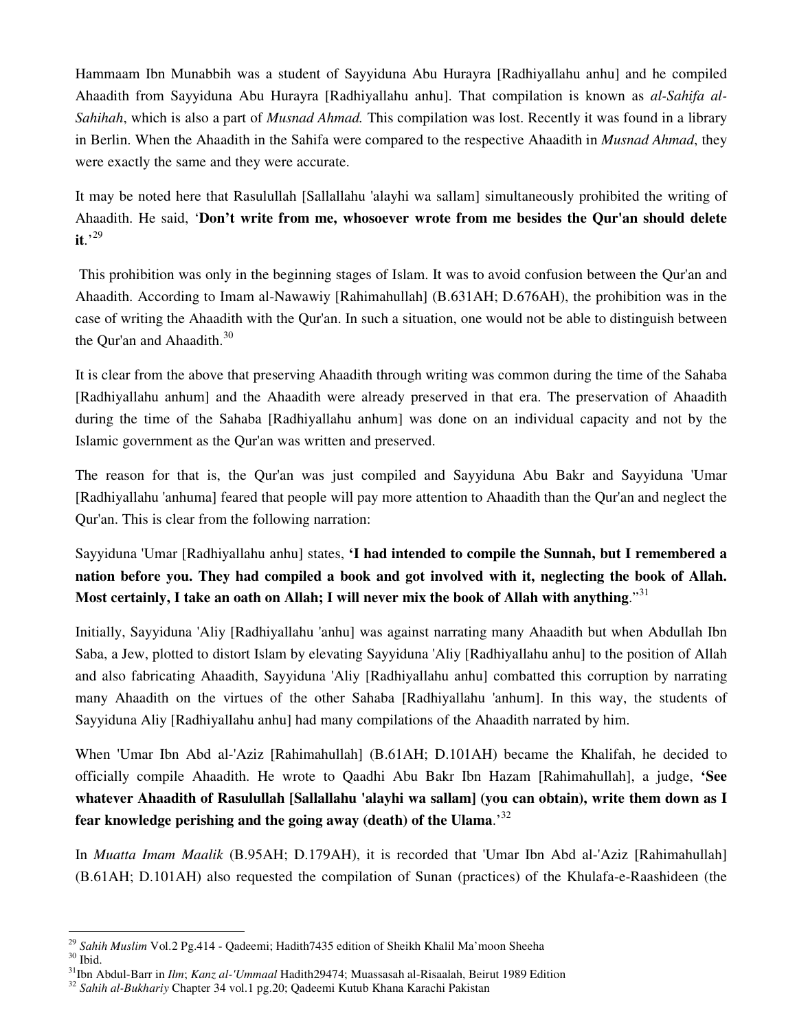Hammaam Ibn Munabbih was a student of Sayyiduna Abu Hurayra [Radhiyallahu anhu] and he compiled Ahaadith from Sayyiduna Abu Hurayra [Radhiyallahu anhu]. That compilation is known as *al-Sahifa al-Sahihah*, which is also a part of *Musnad Ahmad.* This compilation was lost. Recently it was found in a library in Berlin. When the Ahaadith in the Sahifa were compared to the respective Ahaadith in *Musnad Ahmad*, they were exactly the same and they were accurate.

It may be noted here that Rasulullah [Sallallahu 'alayhi wa sallam] simultaneously prohibited the writing of Ahaadith. He said, '**Don't write from me, whosoever wrote from me besides the Qur'an should delete it**.'[29]

This prohibition was only in the beginning stages of Islam. It was to avoid confusion between the Qur'an and Ahaadith. According to Imam al-Nawawiy [Rahimahullah] (B.631AH; D.676AH), the prohibition was in the case of writing the Ahaadith with the Qur'an. In such a situation, one would not be able to distinguish between the Qur'an and Ahaadith.[30]

It is clear from the above that preserving Ahaadith through writing was common during the time of the Sahaba [Radhiyallahu anhum] and the Ahaadith were already preserved in that era. The preservation of Ahaadith during the time of the Sahaba [Radhiyallahu anhum] was done on an individual capacity and not by the Islamic government as the Qur'an was written and preserved.

The reason for that is, the Qur'an was just compiled and Sayyiduna Abu Bakr and Sayyiduna 'Umar [Radhiyallahu 'anhuma] feared that people will pay more attention to Ahaadith than the Qur'an and neglect the Qur'an. This is clear from the following narration:

Sayyiduna 'Umar [Radhiyallahu anhu] states, **'I had intended to compile the Sunnah, but I remembered a nation before you. They had compiled a book and got involved with it, neglecting the book of Allah. Most certainly, I take an oath on Allah; I will never mix the book of Allah with anything**."[31]

Initially, Sayyiduna 'Aliy [Radhiyallahu 'anhu] was against narrating many Ahaadith but when Abdullah Ibn Saba, a Jew, plotted to distort Islam by elevating Sayyiduna 'Aliy [Radhiyallahu anhu] to the position of Allah and also fabricating Ahaadith, Sayyiduna 'Aliy [Radhiyallahu anhu] combatted this corruption by narrating many Ahaadith on the virtues of the other Sahaba [Radhiyallahu 'anhum]. In this way, the students of Sayyiduna Aliy [Radhiyallahu anhu] had many compilations of the Ahaadith narrated by him.

When 'Umar Ibn Abd al-'Aziz [Rahimahullah] (B.61AH; D.101AH) became the Khalifah, he decided to officially compile Ahaadith. He wrote to Qaadhi Abu Bakr Ibn Hazam [Rahimahullah], a judge, **'See whatever Ahaadith of Rasulullah [Sallallahu 'alayhi wa sallam] (you can obtain), write them down as I fear knowledge perishing and the going away (death) of the Ulama**.'[32]

In *Muatta Imam Maalik* (B.95AH; D.179AH), it is recorded that 'Umar Ibn Abd al-'Aziz [Rahimahullah] (B.61AH; D.101AH) also requested the compilation of Sunan (practices) of the Khulafa-e-Raashideen (the

---

[29] *Sahih Muslim* Vol.2 Pg.414 - Qadeemi; Hadith7435 edition of Sheikh Khalil Ma'moon Sheeha

[30] Ibid.

[31] Ibn Abdul-Barr in *Ilm*; *Kanz al-'Ummaal* Hadith29474; Muassasah al-Risaalah, Beirut 1989 Edition

[32] *Sahih al-Bukhariy* Chapter 34 vol.1 pg.20; Qadeemi Kutub Khana Karachi Pakistan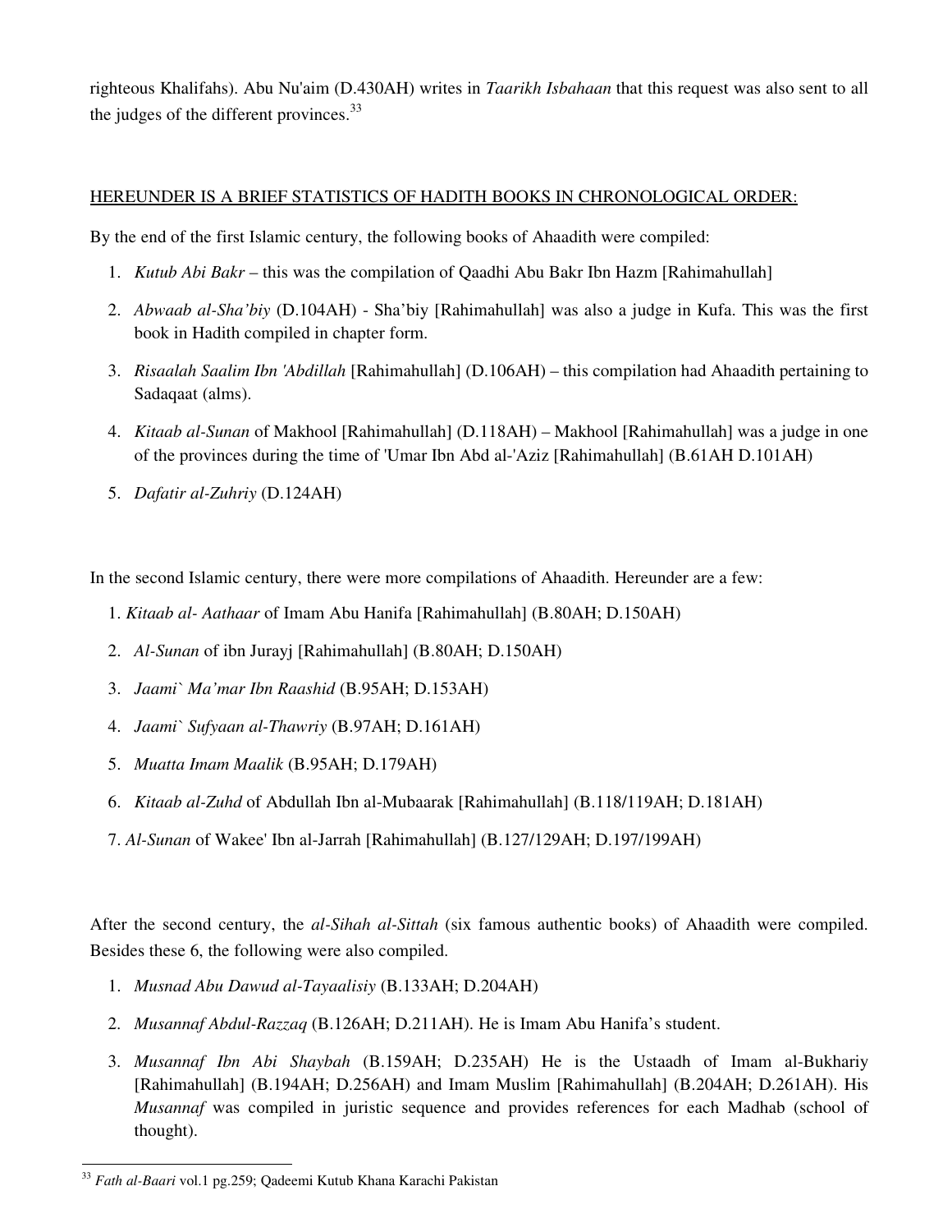righteous Khalifahs). Abu Nu'aim (D.430AH) writes in *Taarikh Isbahaan* that this request was also sent to all the judges of the different provinces.[33]

HEREUNDER IS A BRIEF STATISTICS OF HADITH BOOKS IN CHRONOLOGICAL ORDER:

By the end of the first Islamic century, the following books of Ahaadith were compiled:

1. *Kutub Abi Bakr* – this was the compilation of Qaadhi Abu Bakr Ibn Hazm [Rahimahullah]
2. *Abwaab al-Sha'biy* (D.104AH) - Sha'biy [Rahimahullah] was also a judge in Kufa. This was the first book in Hadith compiled in chapter form.
3. *Risaalah Saalim Ibn 'Abdillah* [Rahimahullah] (D.106AH) – this compilation had Ahaadith pertaining to Sadaqaat (alms).
4. *Kitaab al-Sunan* of Makhool [Rahimahullah] (D.118AH) – Makhool [Rahimahullah] was a judge in one of the provinces during the time of 'Umar Ibn Abd al-'Aziz [Rahimahullah] (B.61AH D.101AH)
5. *Dafatir al-Zuhriy* (D.124AH)

In the second Islamic century, there were more compilations of Ahaadith. Hereunder are a few:

1. *Kitaab al- Aathaar* of Imam Abu Hanifa [Rahimahullah] (B.80AH; D.150AH)
2. *Al-Sunan* of ibn Jurayj [Rahimahullah] (B.80AH; D.150AH)
3. *Jaami` Ma'mar Ibn Raashid* (B.95AH; D.153AH)
4. *Jaami` Sufyaan al-Thawriy* (B.97AH; D.161AH)
5. *Muatta Imam Maalik* (B.95AH; D.179AH)
6. *Kitaab al-Zuhd* of Abdullah Ibn al-Mubaarak [Rahimahullah] (B.118/119AH; D.181AH)
7. *Al-Sunan* of Wakee' Ibn al-Jarrah [Rahimahullah] (B.127/129AH; D.197/199AH)

After the second century, the *al-Sihah al-Sittah* (six famous authentic books) of Ahaadith were compiled. Besides these 6, the following were also compiled.

1. *Musnad Abu Dawud al-Tayaalisiy* (B.133AH; D.204AH)
2. *Musannaf Abdul-Razzaq* (B.126AH; D.211AH). He is Imam Abu Hanifa's student.
3. *Musannaf Ibn Abi Shaybah* (B.159AH; D.235AH) He is the Ustaadh of Imam al-Bukhariy [Rahimahullah] (B.194AH; D.256AH) and Imam Muslim [Rahimahullah] (B.204AH; D.261AH). His *Musannaf* was compiled in juristic sequence and provides references for each Madhab (school of thought).

[33] *Fath al-Baari* vol.1 pg.259; Qadeemi Kutub Khana Karachi Pakistan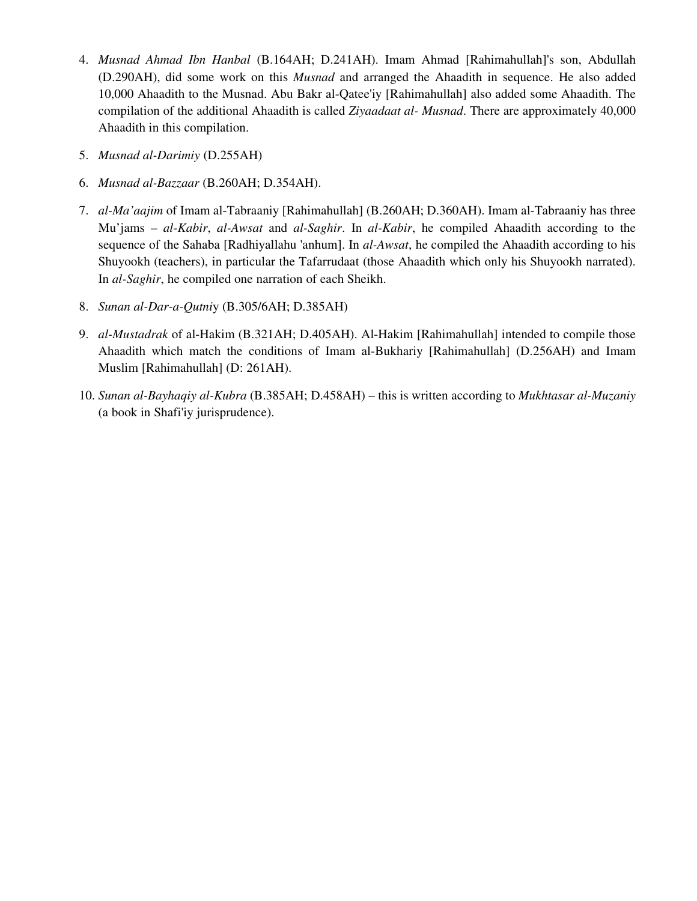4. *Musnad Ahmad Ibn Hanbal* (B.164AH; D.241AH). Imam Ahmad [Rahimahullah]'s son, Abdullah (D.290AH), did some work on this *Musnad* and arranged the Ahaadith in sequence. He also added 10,000 Ahaadith to the Musnad. Abu Bakr al-Qatee'iy [Rahimahullah] also added some Ahaadith. The compilation of the additional Ahaadith is called *Ziyaadaat al- Musnad*. There are approximately 40,000 Ahaadith in this compilation.

5. *Musnad al-Darimiy* (D.255AH)

6. *Musnad al-Bazzaar* (B.260AH; D.354AH).

7. *al-Ma'aajim* of Imam al-Tabraaniy [Rahimahullah] (B.260AH; D.360AH). Imam al-Tabraaniy has three Mu'jams – *al-Kabir*, *al-Awsat* and *al-Saghir*. In *al-Kabir*, he compiled Ahaadith according to the sequence of the Sahaba [Radhiyallahu 'anhum]. In *al-Awsat*, he compiled the Ahaadith according to his Shuyookh (teachers), in particular the Tafarrudaat (those Ahaadith which only his Shuyookh narrated). In *al-Saghir*, he compiled one narration of each Sheikh.

8. *Sunan al-Dar-a-Qutni*y (B.305/6AH; D.385AH)

9. *al-Mustadrak* of al-Hakim (B.321AH; D.405AH). Al-Hakim [Rahimahullah] intended to compile those Ahaadith which match the conditions of Imam al-Bukhariy [Rahimahullah] (D.256AH) and Imam Muslim [Rahimahullah] (D: 261AH).

10. *Sunan al-Bayhaqiy al-Kubra* (B.385AH; D.458AH) – this is written according to *Mukhtasar al-Muzaniy* (a book in Shafi'iy jurisprudence).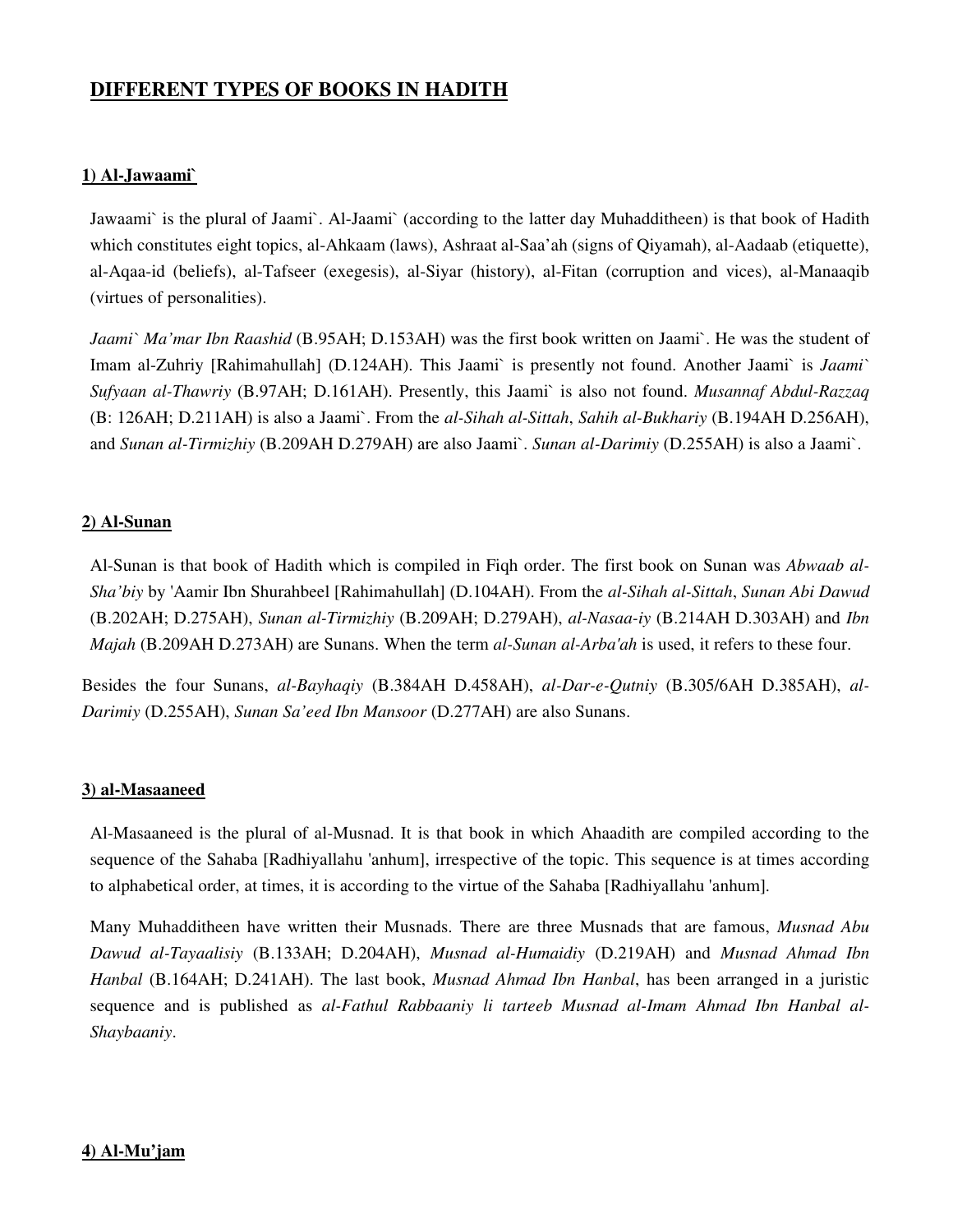# DIFFERENT TYPES OF BOOKS IN HADITH

## 1) Al-Jawaami`

Jawaami` is the plural of Jaami`. Al-Jaami` (according to the latter day Muhadditheen) is that book of Hadith which constitutes eight topics, al-Ahkaam (laws), Ashraat al-Saa'ah (signs of Qiyamah), al-Aadaab (etiquette), al-Aqaa-id (beliefs), al-Tafseer (exegesis), al-Siyar (history), al-Fitan (corruption and vices), al-Manaaqib (virtues of personalities).

*Jaami` Ma'mar Ibn Raashid* (B.95AH; D.153AH) was the first book written on Jaami`. He was the student of Imam al-Zuhriy [Rahimahullah] (D.124AH). This Jaami` is presently not found. Another Jaami` is *Jaami` Sufyaan al-Thawriy* (B.97AH; D.161AH). Presently, this Jaami` is also not found. *Musannaf Abdul-Razzaq* (B: 126AH; D.211AH) is also a Jaami`. From the *al-Sihah al-Sittah*, *Sahih al-Bukhariy* (B.194AH D.256AH), and *Sunan al-Tirmizhiy* (B.209AH D.279AH) are also Jaami`. *Sunan al-Darimiy* (D.255AH) is also a Jaami`.

## 2) Al-Sunan

Al-Sunan is that book of Hadith which is compiled in Fiqh order. The first book on Sunan was *Abwaab al-Sha'biy* by 'Aamir Ibn Shurahbeel [Rahimahullah] (D.104AH). From the *al-Sihah al-Sittah*, *Sunan Abi Dawud* (B.202AH; D.275AH), *Sunan al-Tirmizhiy* (B.209AH; D.279AH), *al-Nasaa-iy* (B.214AH D.303AH) and *Ibn Majah* (B.209AH D.273AH) are Sunans. When the term *al-Sunan al-Arba'ah* is used, it refers to these four.

Besides the four Sunans, *al-Bayhaqiy* (B.384AH D.458AH), *al-Dar-e-Qutniy* (B.305/6AH D.385AH), *al-Darimiy* (D.255AH), *Sunan Sa'eed Ibn Mansoor* (D.277AH) are also Sunans.

## 3) al-Masaaneed

Al-Masaaneed is the plural of al-Musnad. It is that book in which Ahaadith are compiled according to the sequence of the Sahaba [Radhiyallahu 'anhum], irrespective of the topic. This sequence is at times according to alphabetical order, at times, it is according to the virtue of the Sahaba [Radhiyallahu 'anhum].

Many Muhadditheen have written their Musnads. There are three Musnads that are famous, *Musnad Abu Dawud al-Tayaalisiy* (B.133AH; D.204AH), *Musnad al-Humaidiy* (D.219AH) and *Musnad Ahmad Ibn Hanbal* (B.164AH; D.241AH). The last book, *Musnad Ahmad Ibn Hanbal*, has been arranged in a juristic sequence and is published as *al-Fathul Rabbaaniy li tarteeb Musnad al-Imam Ahmad Ibn Hanbal al-Shaybaaniy*.

## 4) Al-Mu'jam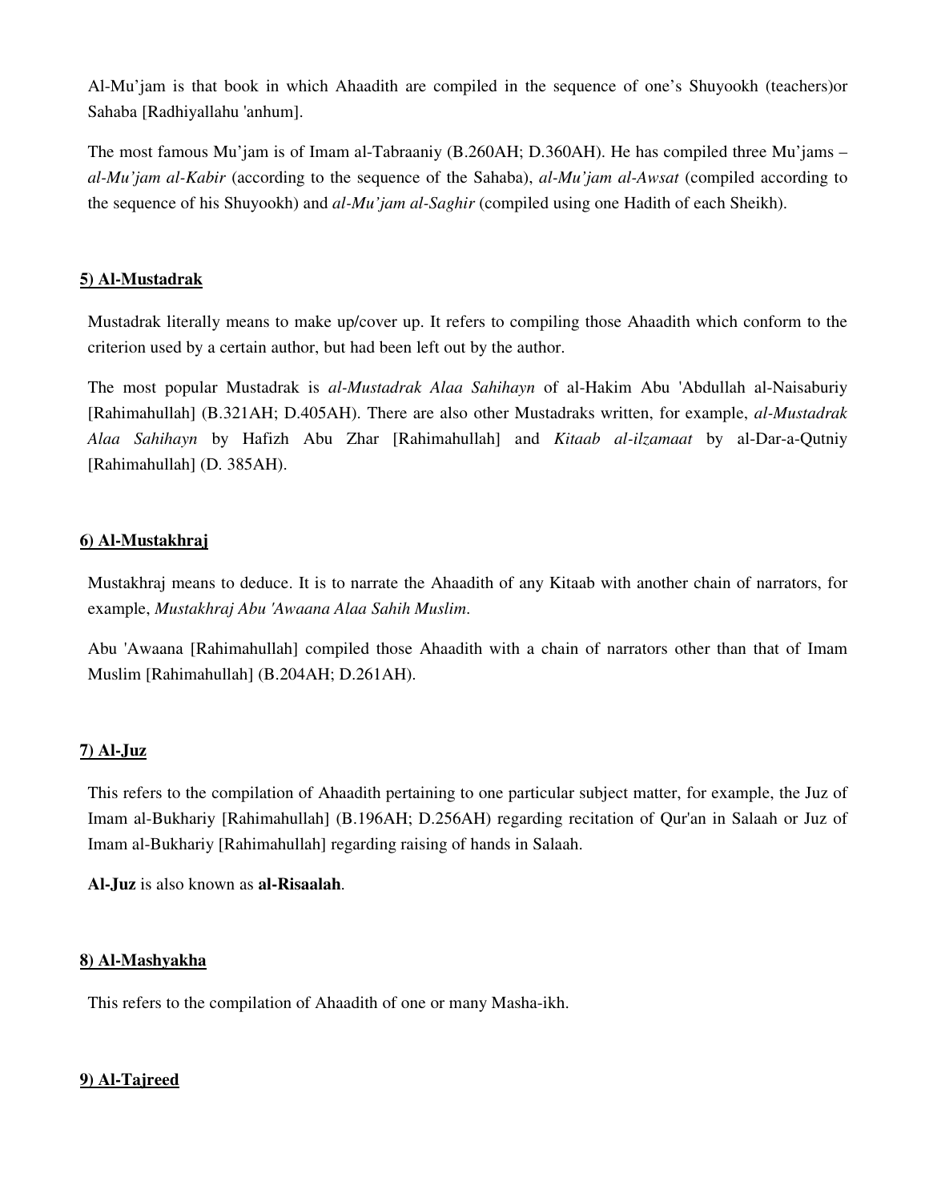Al-Mu'jam is that book in which Ahaadith are compiled in the sequence of one's Shuyookh (teachers)or Sahaba [Radhiyallahu 'anhum].

The most famous Mu'jam is of Imam al-Tabraaniy (B.260AH; D.360AH). He has compiled three Mu'jams – *al-Mu'jam al-Kabir* (according to the sequence of the Sahaba), *al-Mu'jam al-Awsat* (compiled according to the sequence of his Shuyookh) and *al-Mu'jam al-Saghir* (compiled using one Hadith of each Sheikh).

### 5) Al-Mustadrak

Mustadrak literally means to make up/cover up. It refers to compiling those Ahaadith which conform to the criterion used by a certain author, but had been left out by the author.

The most popular Mustadrak is *al-Mustadrak Alaa Sahihayn* of al-Hakim Abu 'Abdullah al-Naisaburiy [Rahimahullah] (B.321AH; D.405AH). There are also other Mustadraks written, for example, *al-Mustadrak Alaa Sahihayn* by Hafizh Abu Zhar [Rahimahullah] and *Kitaab al-ilzamaat* by al-Dar-a-Qutniy [Rahimahullah] (D. 385AH).

### 6) Al-Mustakhraj

Mustakhraj means to deduce. It is to narrate the Ahaadith of any Kitaab with another chain of narrators, for example, *Mustakhraj Abu 'Awaana Alaa Sahih Muslim*.

Abu 'Awaana [Rahimahullah] compiled those Ahaadith with a chain of narrators other than that of Imam Muslim [Rahimahullah] (B.204AH; D.261AH).

### 7) Al-Juz

This refers to the compilation of Ahaadith pertaining to one particular subject matter, for example, the Juz of Imam al-Bukhariy [Rahimahullah] (B.196AH; D.256AH) regarding recitation of Qur'an in Salaah or Juz of Imam al-Bukhariy [Rahimahullah] regarding raising of hands in Salaah.

**Al-Juz** is also known as **al-Risaalah**.

### 8) Al-Mashyakha

This refers to the compilation of Ahaadith of one or many Masha-ikh.

### 9) Al-Tajreed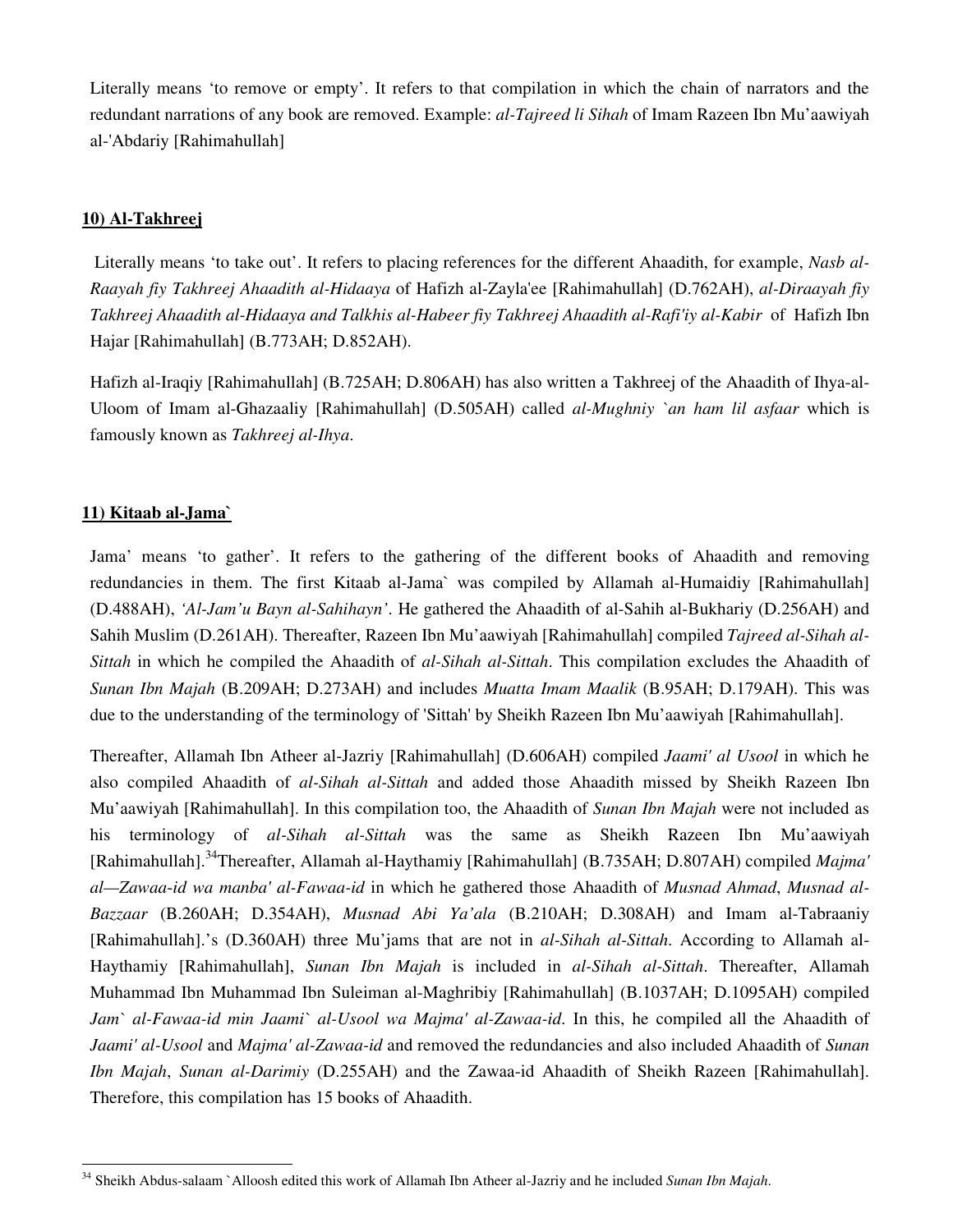Literally means 'to remove or empty'. It refers to that compilation in which the chain of narrators and the redundant narrations of any book are removed. Example: *al-Tajreed li Sihah* of Imam Razeen Ibn Mu'aawiyah al-'Abdariy [Rahimahullah]

**10) Al-Takhreej**

Literally means 'to take out'. It refers to placing references for the different Ahaadith, for example, *Nasb al-Raayah fiy Takhreej Ahaadith al-Hidaaya* of Hafizh al-Zayla'ee [Rahimahullah] (D.762AH), *al-Diraayah fiy Takhreej Ahaadith al-Hidaaya and Talkhis al-Habeer fiy Takhreej Ahaadith al-Rafi'iy al-Kabir* of Hafizh Ibn Hajar [Rahimahullah] (B.773AH; D.852AH).

Hafizh al-Iraqiy [Rahimahullah] (B.725AH; D.806AH) has also written a Takhreej of the Ahaadith of Ihya-al-Uloom of Imam al-Ghazaaliy [Rahimahullah] (D.505AH) called *al-Mughniy `an ham lil asfaar* which is famously known as *Takhreej al-Ihya*.

**11) Kitaab al-Jama`**

Jama' means 'to gather'. It refers to the gathering of the different books of Ahaadith and removing redundancies in them. The first Kitaab al-Jama` was compiled by Allamah al-Humaidiy [Rahimahullah] (D.488AH), *'Al-Jam'u Bayn al-Sahihayn'*. He gathered the Ahaadith of al-Sahih al-Bukhariy (D.256AH) and Sahih Muslim (D.261AH). Thereafter, Razeen Ibn Mu'aawiyah [Rahimahullah] compiled *Tajreed al-Sihah al-Sittah* in which he compiled the Ahaadith of *al-Sihah al-Sittah*. This compilation excludes the Ahaadith of *Sunan Ibn Majah* (B.209AH; D.273AH) and includes *Muatta Imam Maalik* (B.95AH; D.179AH). This was due to the understanding of the terminology of 'Sittah' by Sheikh Razeen Ibn Mu'aawiyah [Rahimahullah].

Thereafter, Allamah Ibn Atheer al-Jazriy [Rahimahullah] (D.606AH) compiled *Jaami' al Usool* in which he also compiled Ahaadith of *al-Sihah al-Sittah* and added those Ahaadith missed by Sheikh Razeen Ibn Mu'aawiyah [Rahimahullah]. In this compilation too, the Ahaadith of *Sunan Ibn Majah* were not included as his terminology of *al-Sihah al-Sittah* was the same as Sheikh Razeen Ibn Mu'aawiyah [Rahimahullah].[34] Thereafter, Allamah al-Haythamiy [Rahimahullah] (B.735AH; D.807AH) compiled *Majma' al—Zawaa-id wa manba' al-Fawaa-id* in which he gathered those Ahaadith of *Musnad Ahmad*, *Musnad al-Bazzaar* (B.260AH; D.354AH), *Musnad Abi Ya'ala* (B.210AH; D.308AH) and Imam al-Tabraaniy [Rahimahullah].'s (D.360AH) three Mu'jams that are not in *al-Sihah al-Sittah*. According to Allamah al-Haythamiy [Rahimahullah], *Sunan Ibn Majah* is included in *al-Sihah al-Sittah*. Thereafter, Allamah Muhammad Ibn Muhammad Ibn Suleiman al-Maghribiy [Rahimahullah] (B.1037AH; D.1095AH) compiled *Jam` al-Fawaa-id min Jaami` al-Usool wa Majma' al-Zawaa-id*. In this, he compiled all the Ahaadith of *Jaami' al-Usool* and *Majma' al-Zawaa-id* and removed the redundancies and also included Ahaadith of *Sunan Ibn Majah*, *Sunan al-Darimiy* (D.255AH) and the Zawaa-id Ahaadith of Sheikh Razeen [Rahimahullah]. Therefore, this compilation has 15 books of Ahaadith.

---

[34] Sheikh Abdus-salaam `Alloosh edited this work of Allamah Ibn Atheer al-Jazriy and he included *Sunan Ibn Majah*.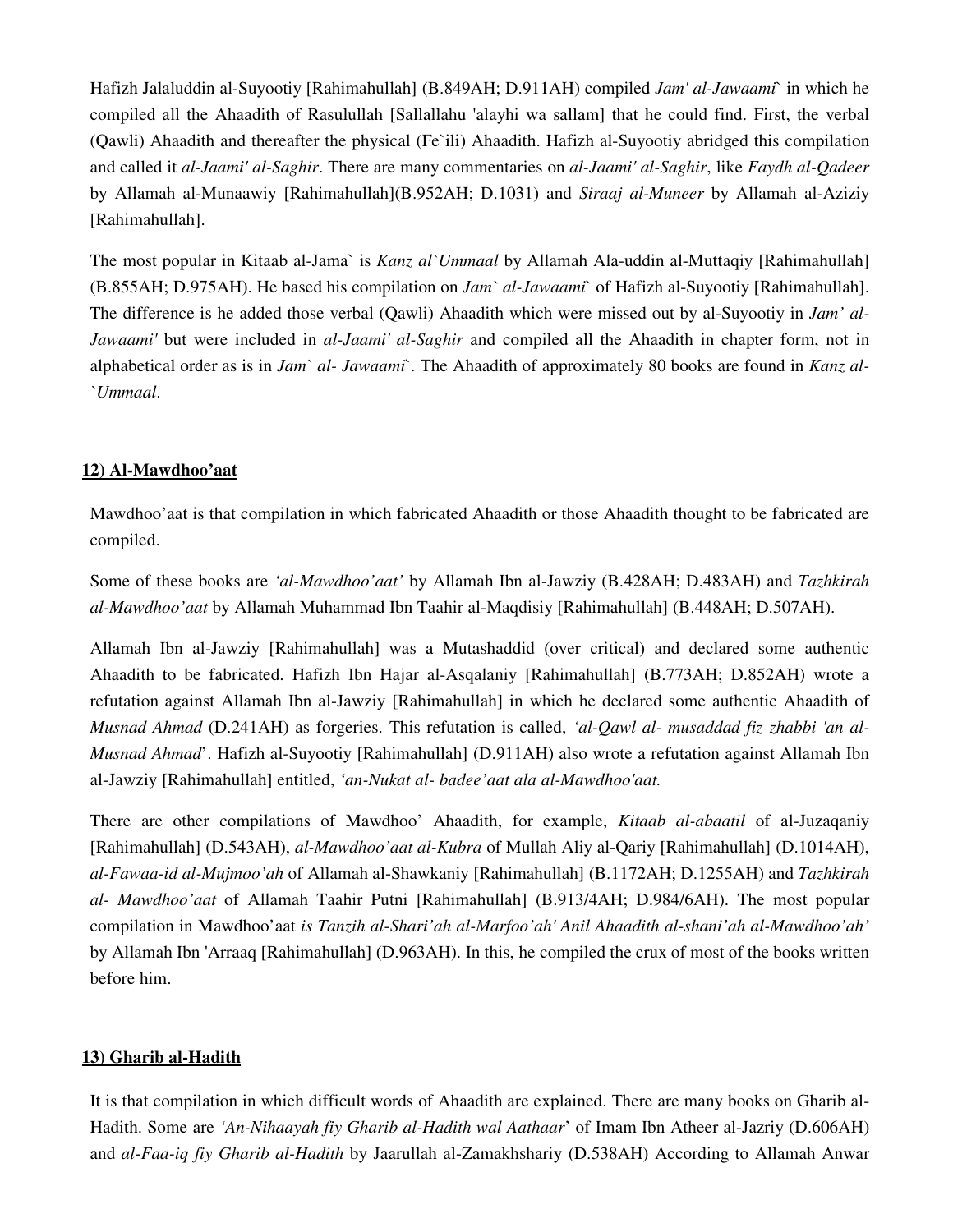Hafizh Jalaluddin al-Suyootiy [Rahimahullah] (B.849AH; D.911AH) compiled *Jam' al-Jawaami`* in which he compiled all the Ahaadith of Rasulullah [Sallallahu 'alayhi wa sallam] that he could find. First, the verbal (Qawli) Ahaadith and thereafter the physical (Fe`ili) Ahaadith. Hafizh al-Suyootiy abridged this compilation and called it *al-Jaami' al-Saghir*. There are many commentaries on *al-Jaami' al-Saghir*, like *Faydh al-Qadeer* by Allamah al-Munaawiy [Rahimahullah](B.952AH; D.1031) and *Siraaj al-Muneer* by Allamah al-Aziziy [Rahimahullah].

The most popular in Kitaab al-Jama` is *Kanz al`Ummaal* by Allamah Ala-uddin al-Muttaqiy [Rahimahullah] (B.855AH; D.975AH). He based his compilation on *Jam` al-Jawaami`* of Hafizh al-Suyootiy [Rahimahullah]. The difference is he added those verbal (Qawli) Ahaadith which were missed out by al-Suyootiy in *Jam' al-Jawaami'* but were included in *al-Jaami' al-Saghir* and compiled all the Ahaadith in chapter form, not in alphabetical order as is in *Jam` al- Jawaami`*. The Ahaadith of approximately 80 books are found in *Kanz al-`Ummaal*.

**12) Al-Mawdhoo'aat**

Mawdhoo'aat is that compilation in which fabricated Ahaadith or those Ahaadith thought to be fabricated are compiled.

Some of these books are *'al-Mawdhoo'aat'* by Allamah Ibn al-Jawziy (B.428AH; D.483AH) and *Tazhkirah al-Mawdhoo'aat* by Allamah Muhammad Ibn Taahir al-Maqdisiy [Rahimahullah] (B.448AH; D.507AH).

Allamah Ibn al-Jawziy [Rahimahullah] was a Mutashaddid (over critical) and declared some authentic Ahaadith to be fabricated. Hafizh Ibn Hajar al-Asqalaniy [Rahimahullah] (B.773AH; D.852AH) wrote a refutation against Allamah Ibn al-Jawziy [Rahimahullah] in which he declared some authentic Ahaadith of *Musnad Ahmad* (D.241AH) as forgeries. This refutation is called, *'al-Qawl al- musaddad fiz zhabbi 'an al-Musnad Ahmad*'. Hafizh al-Suyootiy [Rahimahullah] (D.911AH) also wrote a refutation against Allamah Ibn al-Jawziy [Rahimahullah] entitled, *'an-Nukat al- badee'aat ala al-Mawdhoo'aat.*

There are other compilations of Mawdhoo' Ahaadith, for example, *Kitaab al-abaatil* of al-Juzaqaniy [Rahimahullah] (D.543AH), *al-Mawdhoo'aat al-Kubra* of Mullah Aliy al-Qariy [Rahimahullah] (D.1014AH), *al-Fawaa-id al-Mujmoo'ah* of Allamah al-Shawkaniy [Rahimahullah] (B.1172AH; D.1255AH) and *Tazhkirah al- Mawdhoo'aat* of Allamah Taahir Putni [Rahimahullah] (B.913/4AH; D.984/6AH). The most popular compilation in Mawdhoo'aat *is Tanzih al-Shari'ah al-Marfoo'ah' Anil Ahaadith al-shani'ah al-Mawdhoo'ah'* by Allamah Ibn 'Arraaq [Rahimahullah] (D.963AH). In this, he compiled the crux of most of the books written before him.

**13) Gharib al-Hadith**

It is that compilation in which difficult words of Ahaadith are explained. There are many books on Gharib al-Hadith. Some are *'An-Nihaayah fiy Gharib al-Hadith wal Aathaar*' of Imam Ibn Atheer al-Jazriy (D.606AH) and *al-Faa-iq fiy Gharib al-Hadith* by Jaarullah al-Zamakhshariy (D.538AH) According to Allamah Anwar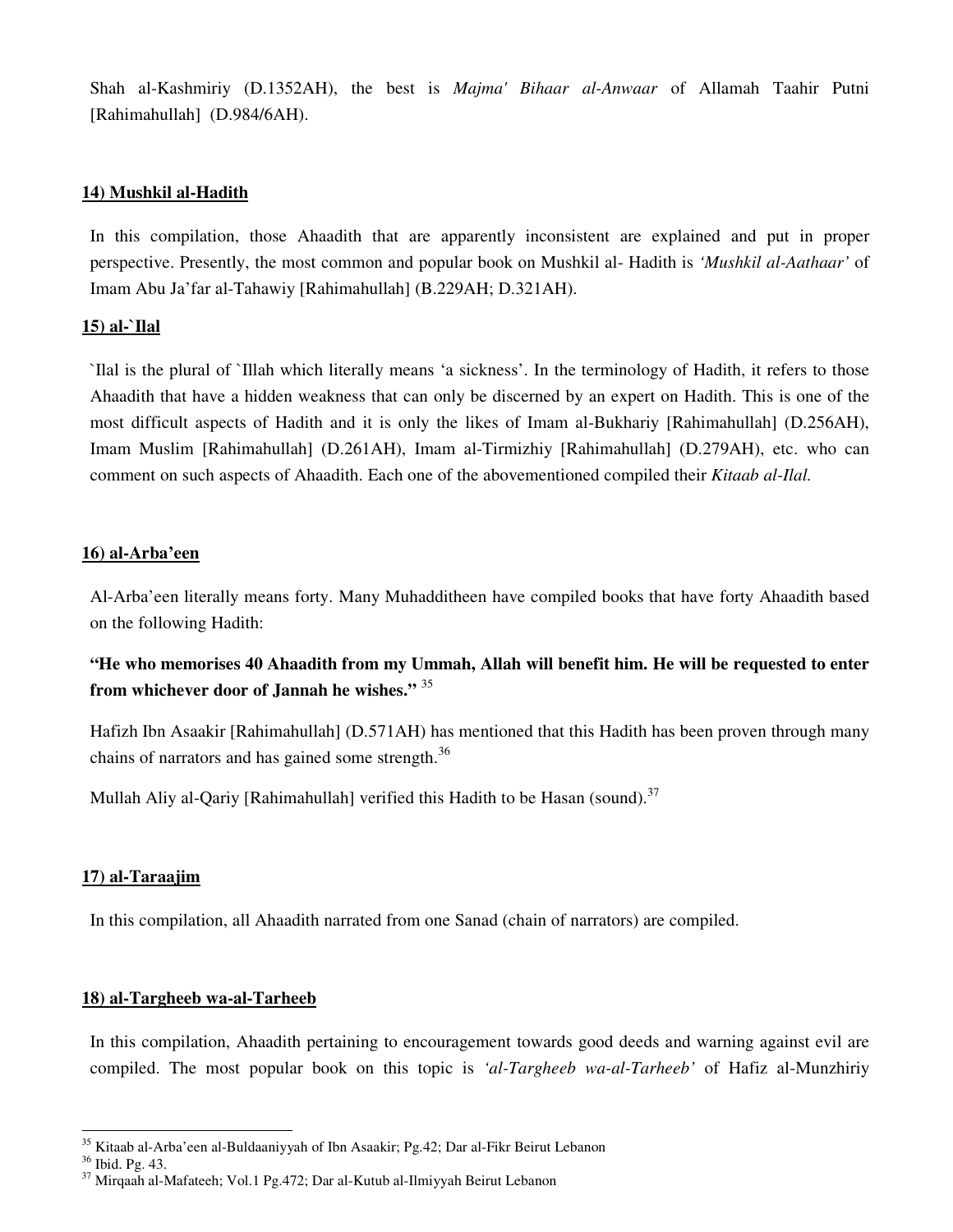Shah al-Kashmiriy (D.1352AH), the best is *Majma' Bihaar al-Anwaar* of Allamah Taahir Putni [Rahimahullah] (D.984/6AH).

**14) Mushkil al-Hadith**

In this compilation, those Ahaadith that are apparently inconsistent are explained and put in proper perspective. Presently, the most common and popular book on Mushkil al- Hadith is *'Mushkil al-Aathaar'* of Imam Abu Ja'far al-Tahawiy [Rahimahullah] (B.229AH; D.321AH).

**15) al-`Ilal**

`Ilal is the plural of `Illah which literally means 'a sickness'. In the terminology of Hadith, it refers to those Ahaadith that have a hidden weakness that can only be discerned by an expert on Hadith. This is one of the most difficult aspects of Hadith and it is only the likes of Imam al-Bukhariy [Rahimahullah] (D.256AH), Imam Muslim [Rahimahullah] (D.261AH), Imam al-Tirmizhiy [Rahimahullah] (D.279AH), etc. who can comment on such aspects of Ahaadith. Each one of the abovementioned compiled their *Kitaab al-Ilal.*

**16) al-Arba'een**

Al-Arba'een literally means forty. Many Muhadditheen have compiled books that have forty Ahaadith based on the following Hadith:

**"He who memorises 40 Ahaadith from my Ummah, Allah will benefit him. He will be requested to enter from whichever door of Jannah he wishes."** [35]

Hafizh Ibn Asaakir [Rahimahullah] (D.571AH) has mentioned that this Hadith has been proven through many chains of narrators and has gained some strength.[36]

Mullah Aliy al-Qariy [Rahimahullah] verified this Hadith to be Hasan (sound).[37]

**17) al-Taraajim**

In this compilation, all Ahaadith narrated from one Sanad (chain of narrators) are compiled.

**18) al-Targheeb wa-al-Tarheeb**

In this compilation, Ahaadith pertaining to encouragement towards good deeds and warning against evil are compiled. The most popular book on this topic is *'al-Targheeb wa-al-Tarheeb'* of Hafiz al-Munzhiriy

---

[35] Kitaab al-Arba'een al-Buldaaniyyah of Ibn Asaakir; Pg.42; Dar al-Fikr Beirut Lebanon
[36] Ibid. Pg. 43.
[37] Mirqaah al-Mafateeh; Vol.1 Pg.472; Dar al-Kutub al-Ilmiyyah Beirut Lebanon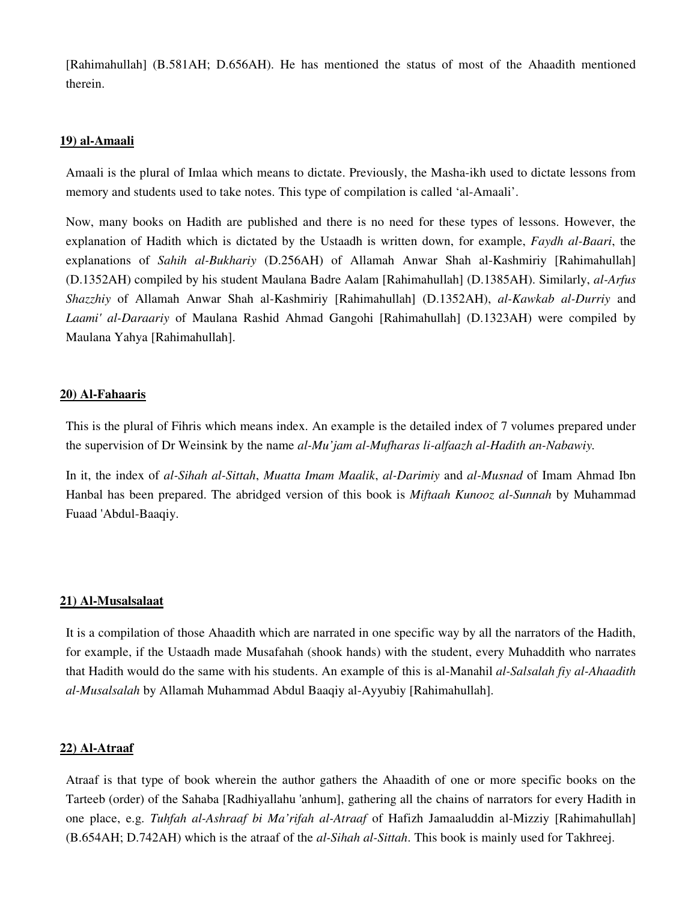[Rahimahullah] (B.581AH; D.656AH). He has mentioned the status of most of the Ahaadith mentioned therein.

**19) al-Amaali**

Amaali is the plural of Imlaa which means to dictate. Previously, the Masha-ikh used to dictate lessons from memory and students used to take notes. This type of compilation is called 'al-Amaali'.

Now, many books on Hadith are published and there is no need for these types of lessons. However, the explanation of Hadith which is dictated by the Ustaadh is written down, for example, *Faydh al-Baari*, the explanations of *Sahih al-Bukhariy* (D.256AH) of Allamah Anwar Shah al-Kashmiriy [Rahimahullah] (D.1352AH) compiled by his student Maulana Badre Aalam [Rahimahullah] (D.1385AH). Similarly, *al-Arfus Shazzhiy* of Allamah Anwar Shah al-Kashmiriy [Rahimahullah] (D.1352AH), *al-Kawkab al-Durriy* and *Laami' al-Daraariy* of Maulana Rashid Ahmad Gangohi [Rahimahullah] (D.1323AH) were compiled by Maulana Yahya [Rahimahullah].

**20) Al-Fahaaris**

This is the plural of Fihris which means index. An example is the detailed index of 7 volumes prepared under the supervision of Dr Weinsink by the name *al-Mu'jam al-Mufharas li-alfaazh al-Hadith an-Nabawiy.*

In it, the index of *al-Sihah al-Sittah*, *Muatta Imam Maalik*, *al-Darimiy* and *al-Musnad* of Imam Ahmad Ibn Hanbal has been prepared. The abridged version of this book is *Miftaah Kunooz al-Sunnah* by Muhammad Fuaad 'Abdul-Baaqiy.

**21) Al-Musalsalaat**

It is a compilation of those Ahaadith which are narrated in one specific way by all the narrators of the Hadith, for example, if the Ustaadh made Musafahah (shook hands) with the student, every Muhaddith who narrates that Hadith would do the same with his students. An example of this is al-Manahil *al-Salsalah fiy al-Ahaadith al-Musalsalah* by Allamah Muhammad Abdul Baaqiy al-Ayyubiy [Rahimahullah].

**22) Al-Atraaf**

Atraaf is that type of book wherein the author gathers the Ahaadith of one or more specific books on the Tarteeb (order) of the Sahaba [Radhiyallahu 'anhum], gathering all the chains of narrators for every Hadith in one place, e.g. *Tuhfah al-Ashraaf bi Ma'rifah al-Atraaf* of Hafizh Jamaaluddin al-Mizziy [Rahimahullah] (B.654AH; D.742AH) which is the atraaf of the *al-Sihah al-Sittah*. This book is mainly used for Takhreej.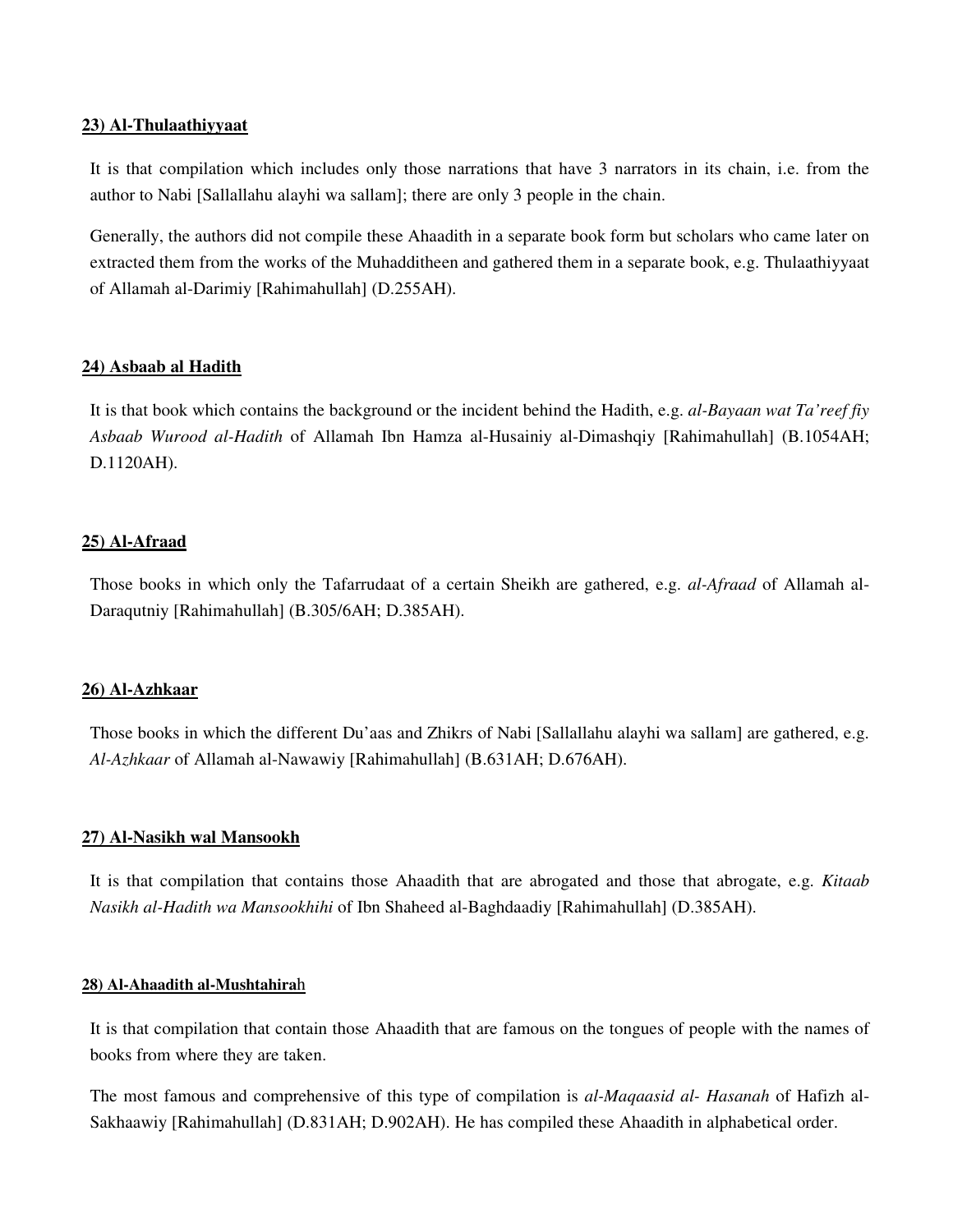**23) Al-Thulaathiyyaat**

It is that compilation which includes only those narrations that have 3 narrators in its chain, i.e. from the author to Nabi [Sallallahu alayhi wa sallam]; there are only 3 people in the chain.

Generally, the authors did not compile these Ahaadith in a separate book form but scholars who came later on extracted them from the works of the Muhadditheen and gathered them in a separate book, e.g. Thulaathiyyaat of Allamah al-Darimiy [Rahimahullah] (D.255AH).

**24) Asbaab al Hadith**

It is that book which contains the background or the incident behind the Hadith, e.g. *al-Bayaan wat Ta'reef fiy Asbaab Wurood al-Hadith* of Allamah Ibn Hamza al-Husainiy al-Dimashqiy [Rahimahullah] (B.1054AH; D.1120AH).

**25) Al-Afraad**

Those books in which only the Tafarrudaat of a certain Sheikh are gathered, e.g. *al-Afraad* of Allamah al-Daraqutniy [Rahimahullah] (B.305/6AH; D.385AH).

**26) Al-Azhkaar**

Those books in which the different Du'aas and Zhikrs of Nabi [Sallallahu alayhi wa sallam] are gathered, e.g. *Al-Azhkaar* of Allamah al-Nawawiy [Rahimahullah] (B.631AH; D.676AH).

**27) Al-Nasikh wal Mansookh**

It is that compilation that contains those Ahaadith that are abrogated and those that abrogate, e.g. *Kitaab Nasikh al-Hadith wa Mansookhihi* of Ibn Shaheed al-Baghdaadiy [Rahimahullah] (D.385AH).

**28) Al-Ahaadith al-Mushtahirah**

It is that compilation that contain those Ahaadith that are famous on the tongues of people with the names of books from where they are taken.

The most famous and comprehensive of this type of compilation is *al-Maqaasid al- Hasanah* of Hafizh al-Sakhaawiy [Rahimahullah] (D.831AH; D.902AH). He has compiled these Ahaadith in alphabetical order.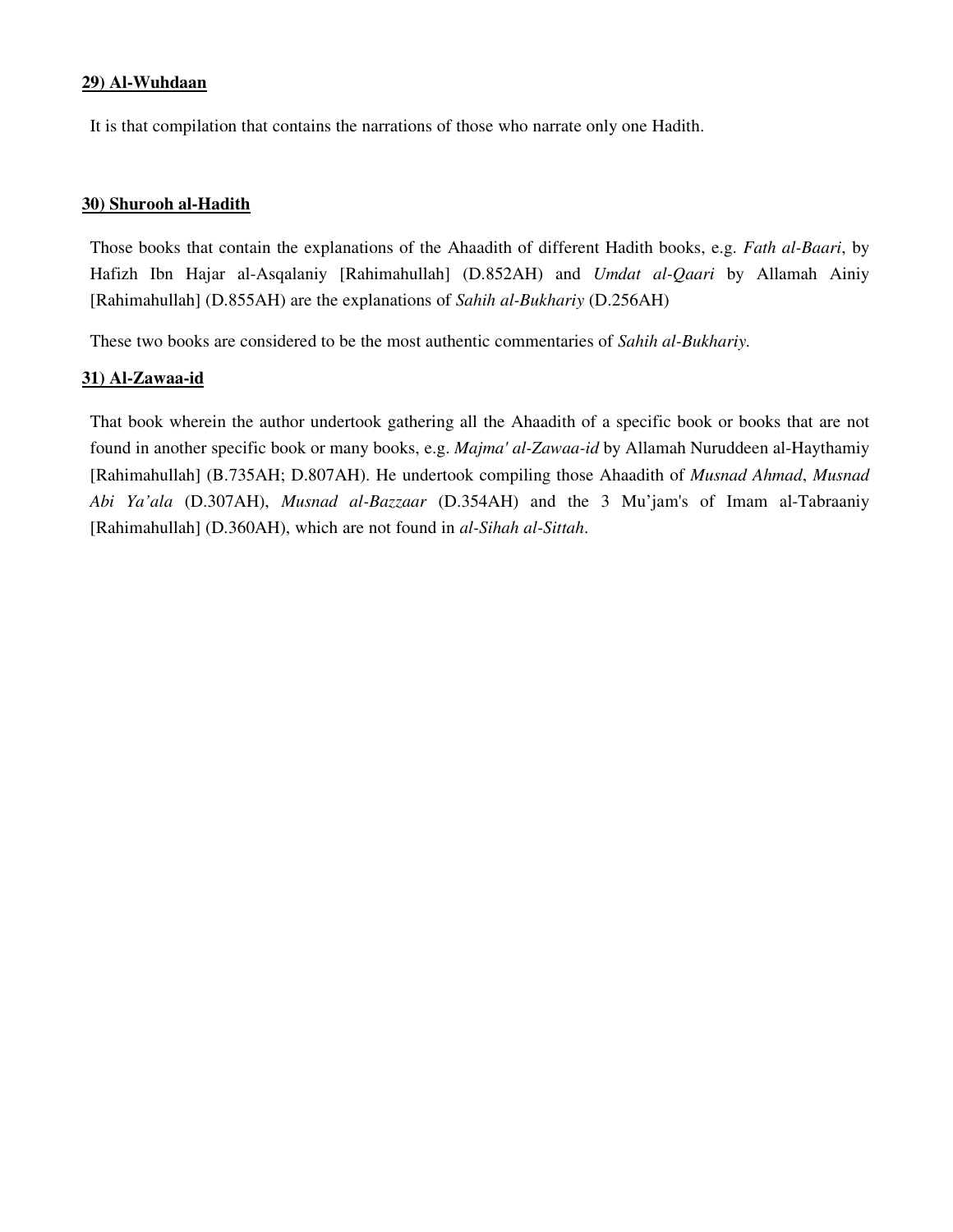**29) Al-Wuhdaan**

It is that compilation that contains the narrations of those who narrate only one Hadith.

**30) Shurooh al-Hadith**

Those books that contain the explanations of the Ahaadith of different Hadith books, e.g. *Fath al-Baari*, by Hafizh Ibn Hajar al-Asqalaniy [Rahimahullah] (D.852AH) and *Umdat al-Qaari* by Allamah Ainiy [Rahimahullah] (D.855AH) are the explanations of *Sahih al-Bukhariy* (D.256AH)

These two books are considered to be the most authentic commentaries of *Sahih al-Bukhariy.*

**31) Al-Zawaa-id**

That book wherein the author undertook gathering all the Ahaadith of a specific book or books that are not found in another specific book or many books, e.g. *Majma' al-Zawaa-id* by Allamah Nuruddeen al-Haythamiy [Rahimahullah] (B.735AH; D.807AH). He undertook compiling those Ahaadith of *Musnad Ahmad*, *Musnad Abi Ya'ala* (D.307AH), *Musnad al-Bazzaar* (D.354AH) and the 3 Mu'jam's of Imam al-Tabraaniy [Rahimahullah] (D.360AH), which are not found in *al-Sihah al-Sittah*.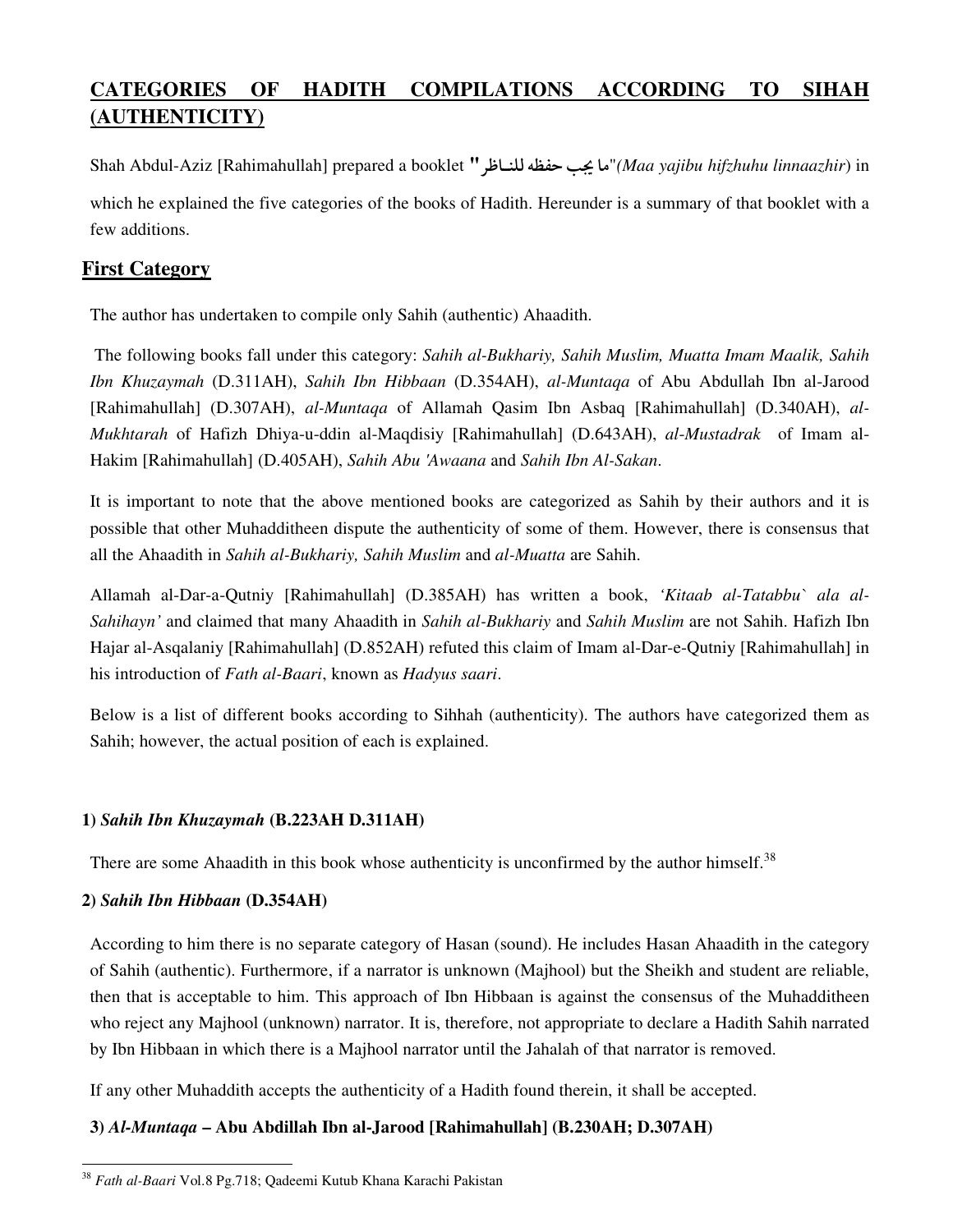## CATEGORIES OF HADITH COMPILATIONS ACCORDING TO SIHAH (AUTHENTICITY)

Shah Abdul-Aziz [Rahimahullah] prepared a booklet "ما يجب حفظه للنـاظر"*(Maa yajibu hifzhuhu linnaazhir)* in which he explained the five categories of the books of Hadith. Hereunder is a summary of that booklet with a few additions.

## First Category

The author has undertaken to compile only Sahih (authentic) Ahaadith.

The following books fall under this category: *Sahih al-Bukhariy, Sahih Muslim, Muatta Imam Maalik, Sahih Ibn Khuzaymah* (D.311AH), *Sahih Ibn Hibbaan* (D.354AH), *al-Muntaqa* of Abu Abdullah Ibn al-Jarood [Rahimahullah] (D.307AH), *al-Muntaqa* of Allamah Qasim Ibn Asbaq [Rahimahullah] (D.340AH), *al-Mukhtarah* of Hafizh Dhiya-u-ddin al-Maqdisiy [Rahimahullah] (D.643AH), *al-Mustadrak* of Imam al-Hakim [Rahimahullah] (D.405AH), *Sahih Abu 'Awaana* and *Sahih Ibn Al-Sakan*.

It is important to note that the above mentioned books are categorized as Sahih by their authors and it is possible that other Muhadditheen dispute the authenticity of some of them. However, there is consensus that all the Ahaadith in *Sahih al-Bukhariy, Sahih Muslim* and *al-Muatta* are Sahih.

Allamah al-Dar-a-Qutniy [Rahimahullah] (D.385AH) has written a book, *'Kitaab al-Tatabbu` ala al-Sahihayn'* and claimed that many Ahaadith in *Sahih al-Bukhariy* and *Sahih Muslim* are not Sahih. Hafizh Ibn Hajar al-Asqalaniy [Rahimahullah] (D.852AH) refuted this claim of Imam al-Dar-e-Qutniy [Rahimahullah] in his introduction of *Fath al-Baari*, known as *Hadyus saari*.

Below is a list of different books according to Sihhah (authenticity). The authors have categorized them as Sahih; however, the actual position of each is explained.

**1) *Sahih Ibn Khuzaymah* (B.223AH D.311AH)**

There are some Ahaadith in this book whose authenticity is unconfirmed by the author himself.[38]

**2) *Sahih Ibn Hibbaan* (D.354AH)**

According to him there is no separate category of Hasan (sound). He includes Hasan Ahaadith in the category of Sahih (authentic). Furthermore, if a narrator is unknown (Majhool) but the Sheikh and student are reliable, then that is acceptable to him. This approach of Ibn Hibbaan is against the consensus of the Muhadditheen who reject any Majhool (unknown) narrator. It is, therefore, not appropriate to declare a Hadith Sahih narrated by Ibn Hibbaan in which there is a Majhool narrator until the Jahalah of that narrator is removed.

If any other Muhaddith accepts the authenticity of a Hadith found therein, it shall be accepted.

**3) *Al-Muntaqa* – Abu Abdillah Ibn al-Jarood [Rahimahullah] (B.230AH; D.307AH)**

[38] *Fath al-Baari* Vol.8 Pg.718; Qadeemi Kutub Khana Karachi Pakistan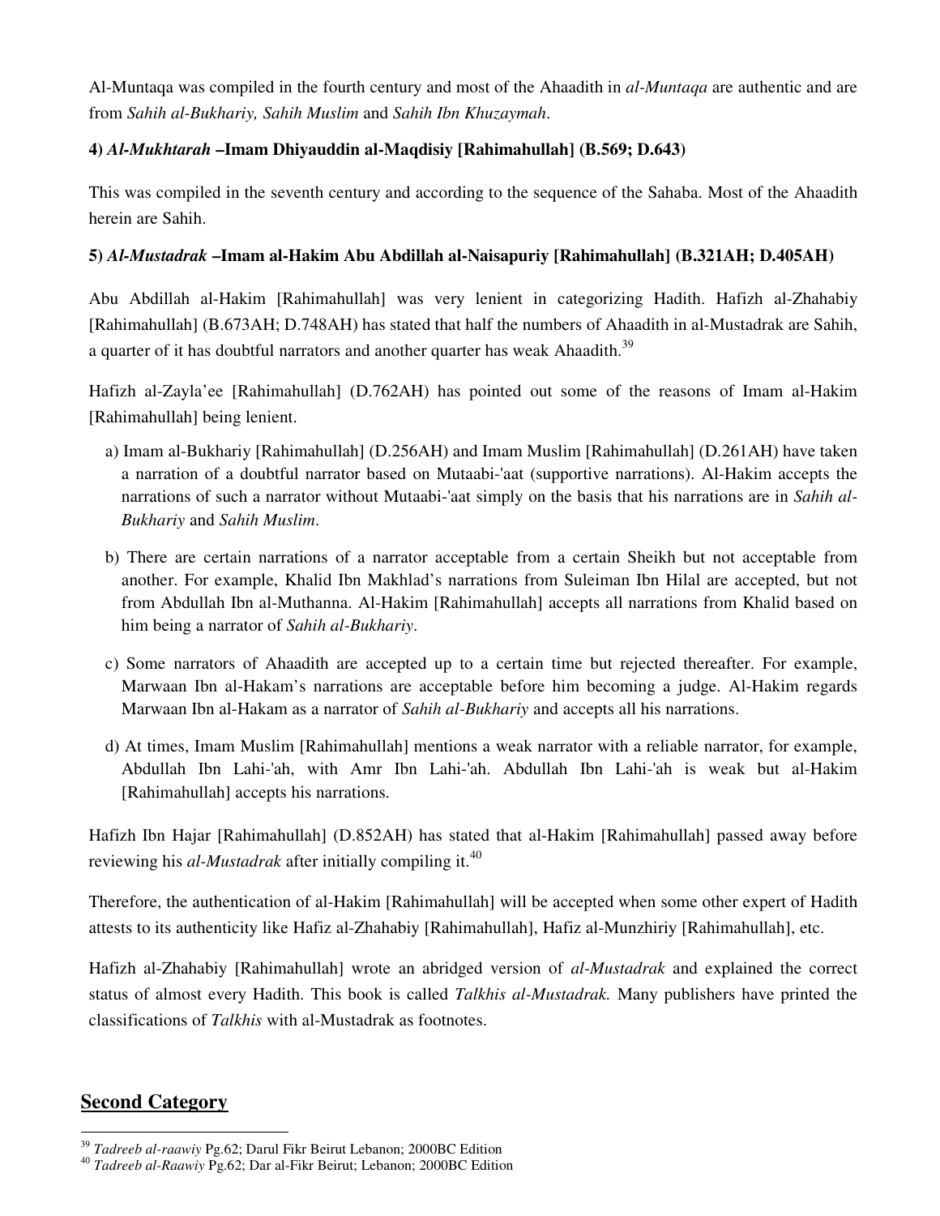Al-Muntaqa was compiled in the fourth century and most of the Ahaadith in *al-Muntaqa* are authentic and are from *Sahih al-Bukhariy, Sahih Muslim* and *Sahih Ibn Khuzaymah*.

**4) *Al-Mukhtarah* –Imam Dhiyauddin al-Maqdisiy [Rahimahullah] (B.569; D.643)**

This was compiled in the seventh century and according to the sequence of the Sahaba. Most of the Ahaadith herein are Sahih.

**5) *Al-Mustadrak* –Imam al-Hakim Abu Abdillah al-Naisapuriy [Rahimahullah] (B.321AH; D.405AH)**

Abu Abdillah al-Hakim [Rahimahullah] was very lenient in categorizing Hadith. Hafizh al-Zhahabiy [Rahimahullah] (B.673AH; D.748AH) has stated that half the numbers of Ahaadith in al-Mustadrak are Sahih, a quarter of it has doubtful narrators and another quarter has weak Ahaadith.[39]

Hafizh al-Zayla'ee [Rahimahullah] (D.762AH) has pointed out some of the reasons of Imam al-Hakim [Rahimahullah] being lenient.

a) Imam al-Bukhariy [Rahimahullah] (D.256AH) and Imam Muslim [Rahimahullah] (D.261AH) have taken a narration of a doubtful narrator based on Mutaabi-'aat (supportive narrations). Al-Hakim accepts the narrations of such a narrator without Mutaabi-'aat simply on the basis that his narrations are in *Sahih al-Bukhariy* and *Sahih Muslim*.

b) There are certain narrations of a narrator acceptable from a certain Sheikh but not acceptable from another. For example, Khalid Ibn Makhlad's narrations from Suleiman Ibn Hilal are accepted, but not from Abdullah Ibn al-Muthanna. Al-Hakim [Rahimahullah] accepts all narrations from Khalid based on him being a narrator of *Sahih al-Bukhariy*.

c) Some narrators of Ahaadith are accepted up to a certain time but rejected thereafter. For example, Marwaan Ibn al-Hakam's narrations are acceptable before him becoming a judge. Al-Hakim regards Marwaan Ibn al-Hakam as a narrator of *Sahih al-Bukhariy* and accepts all his narrations.

d) At times, Imam Muslim [Rahimahullah] mentions a weak narrator with a reliable narrator, for example, Abdullah Ibn Lahi-'ah, with Amr Ibn Lahi-'ah. Abdullah Ibn Lahi-'ah is weak but al-Hakim [Rahimahullah] accepts his narrations.

Hafizh Ibn Hajar [Rahimahullah] (D.852AH) has stated that al-Hakim [Rahimahullah] passed away before reviewing his *al-Mustadrak* after initially compiling it.[40]

Therefore, the authentication of al-Hakim [Rahimahullah] will be accepted when some other expert of Hadith attests to its authenticity like Hafiz al-Zhahabiy [Rahimahullah], Hafiz al-Munzhiriy [Rahimahullah], etc.

Hafizh al-Zhahabiy [Rahimahullah] wrote an abridged version of *al-Mustadrak* and explained the correct status of almost every Hadith. This book is called *Talkhis al-Mustadrak.* Many publishers have printed the classifications of *Talkhis* with al-Mustadrak as footnotes.

## Second Category

---

[39] *Tadreeb al-raawiy* Pg.62; Darul Fikr Beirut Lebanon; 2000BC Edition

[40] *Tadreeb al-Raawiy* Pg.62; Dar al-Fikr Beirut; Lebanon; 2000BC Edition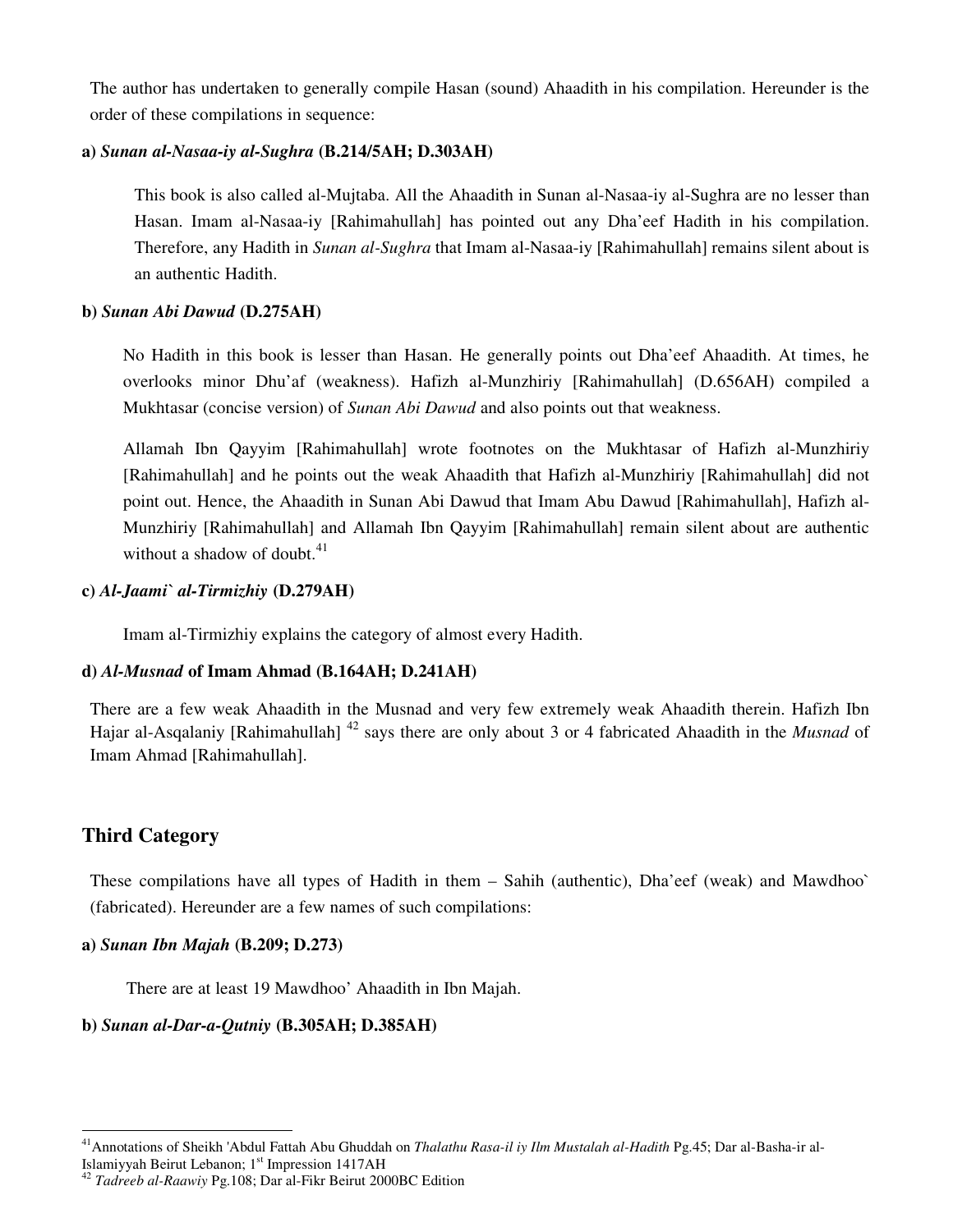The author has undertaken to generally compile Hasan (sound) Ahaadith in his compilation. Hereunder is the order of these compilations in sequence:

**a) *Sunan al-Nasaa-iy al-Sughra* (B.214/5AH; D.303AH)**

This book is also called al-Mujtaba. All the Ahaadith in Sunan al-Nasaa-iy al-Sughra are no lesser than Hasan. Imam al-Nasaa-iy [Rahimahullah] has pointed out any Dha'eef Hadith in his compilation. Therefore, any Hadith in *Sunan al-Sughra* that Imam al-Nasaa-iy [Rahimahullah] remains silent about is an authentic Hadith.

**b) *Sunan Abi Dawud* (D.275AH)**

No Hadith in this book is lesser than Hasan. He generally points out Dha'eef Ahaadith. At times, he overlooks minor Dhu'af (weakness). Hafizh al-Munzhiriy [Rahimahullah] (D.656AH) compiled a Mukhtasar (concise version) of *Sunan Abi Dawud* and also points out that weakness.

Allamah Ibn Qayyim [Rahimahullah] wrote footnotes on the Mukhtasar of Hafizh al-Munzhiriy [Rahimahullah] and he points out the weak Ahaadith that Hafizh al-Munzhiriy [Rahimahullah] did not point out. Hence, the Ahaadith in Sunan Abi Dawud that Imam Abu Dawud [Rahimahullah], Hafizh al-Munzhiriy [Rahimahullah] and Allamah Ibn Qayyim [Rahimahullah] remain silent about are authentic without a shadow of doubt.[41]

**c) *Al-Jaami` al-Tirmizhiy* (D.279AH)**

Imam al-Tirmizhiy explains the category of almost every Hadith.

**d) *Al-Musnad* of Imam Ahmad (B.164AH; D.241AH)**

There are a few weak Ahaadith in the Musnad and very few extremely weak Ahaadith therein. Hafizh Ibn Hajar al-Asqalaniy [Rahimahullah] [42] says there are only about 3 or 4 fabricated Ahaadith in the *Musnad* of Imam Ahmad [Rahimahullah].

## Third Category

These compilations have all types of Hadith in them – Sahih (authentic), Dha'eef (weak) and Mawdhoo` (fabricated). Hereunder are a few names of such compilations:

**a) *Sunan Ibn Majah* (B.209; D.273)**

There are at least 19 Mawdhoo' Ahaadith in Ibn Majah.

**b) *Sunan al-Dar-a-Qutniy* (B.305AH; D.385AH)**

---

[41] Annotations of Sheikh 'Abdul Fattah Abu Ghuddah on *Thalathu Rasa-il iy Ilm Mustalah al-Hadith* Pg.45; Dar al-Basha-ir al-Islamiyyah Beirut Lebanon; 1st Impression 1417AH

[42] *Tadreeb al-Raawiy* Pg.108; Dar al-Fikr Beirut 2000BC Edition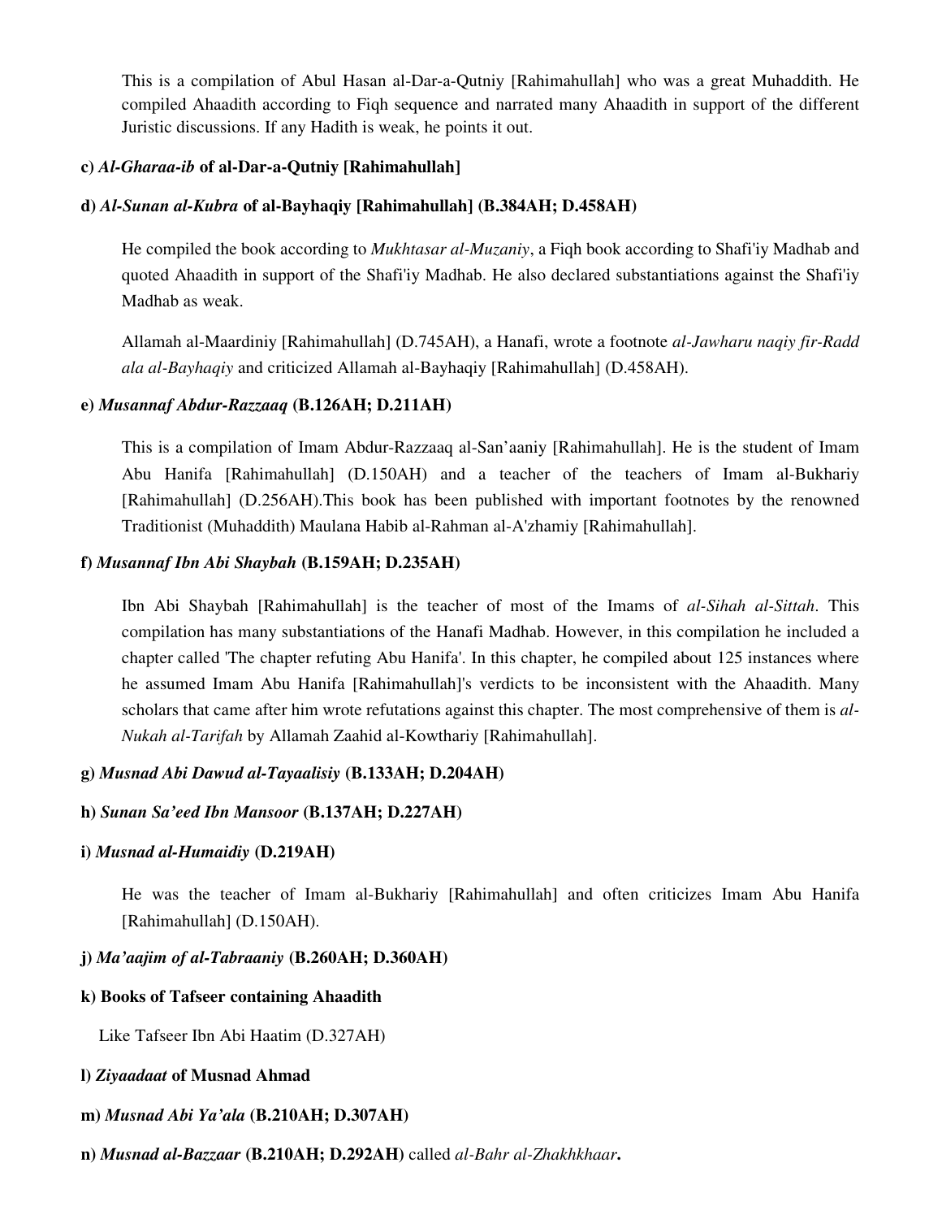This is a compilation of Abul Hasan al-Dar-a-Qutniy [Rahimahullah] who was a great Muhaddith. He compiled Ahaadith according to Fiqh sequence and narrated many Ahaadith in support of the different Juristic discussions. If any Hadith is weak, he points it out.

**c) *Al-Gharaa-ib* of al-Dar-a-Qutniy [Rahimahullah]**

**d) *Al-Sunan al-Kubra* of al-Bayhaqiy [Rahimahullah] (B.384AH; D.458AH)**

He compiled the book according to *Mukhtasar al-Muzaniy*, a Fiqh book according to Shafi'iy Madhab and quoted Ahaadith in support of the Shafi'iy Madhab. He also declared substantiations against the Shafi'iy Madhab as weak.

Allamah al-Maardiniy [Rahimahullah] (D.745AH), a Hanafi, wrote a footnote *al-Jawharu naqiy fir-Radd ala al-Bayhaqiy* and criticized Allamah al-Bayhaqiy [Rahimahullah] (D.458AH).

**e) *Musannaf Abdur-Razzaaq* (B.126AH; D.211AH)**

This is a compilation of Imam Abdur-Razzaaq al-San'aaniy [Rahimahullah]. He is the student of Imam Abu Hanifa [Rahimahullah] (D.150AH) and a teacher of the teachers of Imam al-Bukhariy [Rahimahullah] (D.256AH).This book has been published with important footnotes by the renowned Traditionist (Muhaddith) Maulana Habib al-Rahman al-A'zhamiy [Rahimahullah].

**f) *Musannaf Ibn Abi Shaybah* (B.159AH; D.235AH)**

Ibn Abi Shaybah [Rahimahullah] is the teacher of most of the Imams of *al-Sihah al-Sittah*. This compilation has many substantiations of the Hanafi Madhab. However, in this compilation he included a chapter called 'The chapter refuting Abu Hanifa'. In this chapter, he compiled about 125 instances where he assumed Imam Abu Hanifa [Rahimahullah]'s verdicts to be inconsistent with the Ahaadith. Many scholars that came after him wrote refutations against this chapter. The most comprehensive of them is *al-Nukah al-Tarifah* by Allamah Zaahid al-Kowthariy [Rahimahullah].

**g) *Musnad Abi Dawud al-Tayaalisiy* (B.133AH; D.204AH)**

**h) *Sunan Sa'eed Ibn Mansoor* (B.137AH; D.227AH)**

**i) *Musnad al-Humaidiy* (D.219AH)**

He was the teacher of Imam al-Bukhariy [Rahimahullah] and often criticizes Imam Abu Hanifa [Rahimahullah] (D.150AH).

**j) *Ma'aajim of al-Tabraaniy* (B.260AH; D.360AH)**

**k) Books of Tafseer containing Ahaadith**

Like Tafseer Ibn Abi Haatim (D.327AH)

**l) *Ziyaadaat* of Musnad Ahmad**

**m) *Musnad Abi Ya'ala* (B.210AH; D.307AH)**

**n) *Musnad al-Bazzaar* (B.210AH; D.292AH)** called *al-Bahr al-Zhakhkhaar***.**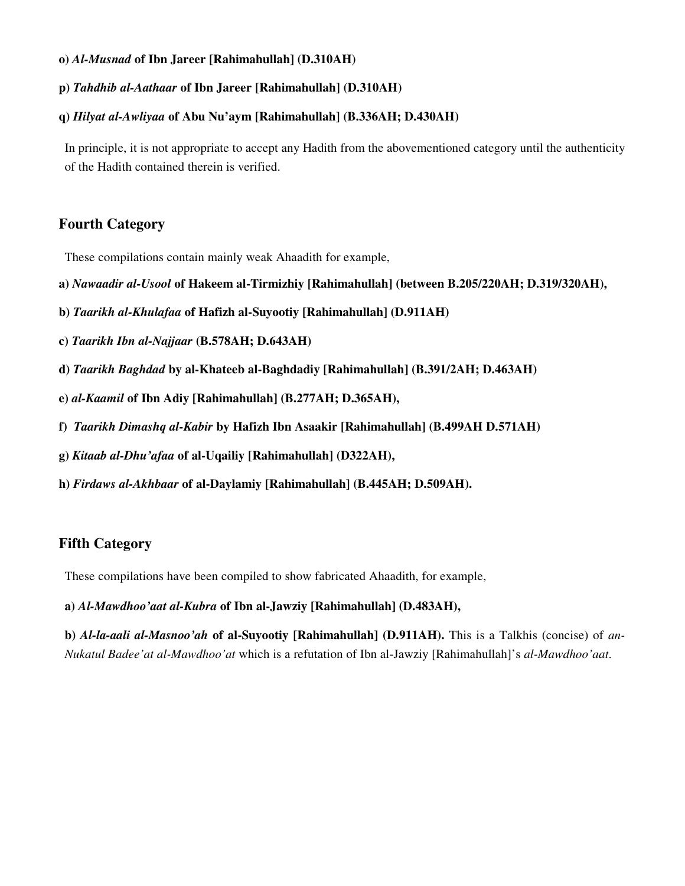**o)** ***Al-Musnad*** **of Ibn Jareer [Rahimahullah] (D.310AH)**

**p)** ***Tahdhib al-Aathaar*** **of Ibn Jareer [Rahimahullah] (D.310AH)**

**q)** ***Hilyat al-Awliyaa*** **of Abu Nu'aym [Rahimahullah] (B.336AH; D.430AH)**

In principle, it is not appropriate to accept any Hadith from the abovementioned category until the authenticity of the Hadith contained therein is verified.

## Fourth Category

These compilations contain mainly weak Ahaadith for example,

**a)** ***Nawaadir al-Usool*** **of Hakeem al-Tirmizhiy [Rahimahullah] (between B.205/220AH; D.319/320AH),**

**b)** ***Taarikh al-Khulafaa*** **of Hafizh al-Suyootiy [Rahimahullah] (D.911AH)**

**c)** ***Taarikh Ibn al-Najjaar*** **(B.578AH; D.643AH)**

**d)** ***Taarikh Baghdad*** **by al-Khateeb al-Baghdadiy [Rahimahullah] (B.391/2AH; D.463AH)**

**e)** ***al-Kaamil*** **of Ibn Adiy [Rahimahullah] (B.277AH; D.365AH),**

**f)** ***Taarikh Dimashq al-Kabir*** **by Hafizh Ibn Asaakir [Rahimahullah] (B.499AH D.571AH)**

**g)** ***Kitaab al-Dhu'afaa*** **of al-Uqailiy [Rahimahullah] (D322AH),**

**h)** ***Firdaws al-Akhbaar*** **of al-Daylamiy [Rahimahullah] (B.445AH; D.509AH).**

## Fifth Category

These compilations have been compiled to show fabricated Ahaadith, for example,

**a)** ***Al-Mawdhoo'aat al-Kubra*** **of Ibn al-Jawziy [Rahimahullah] (D.483AH),**

**b)** ***Al-la-aali al-Masnoo'ah*** **of al-Suyootiy [Rahimahullah] (D.911AH).** This is a Talkhis (concise) of *an-Nukatul Badee'at al-Mawdhoo'at* which is a refutation of Ibn al-Jawziy [Rahimahullah]'s *al-Mawdhoo'aat*.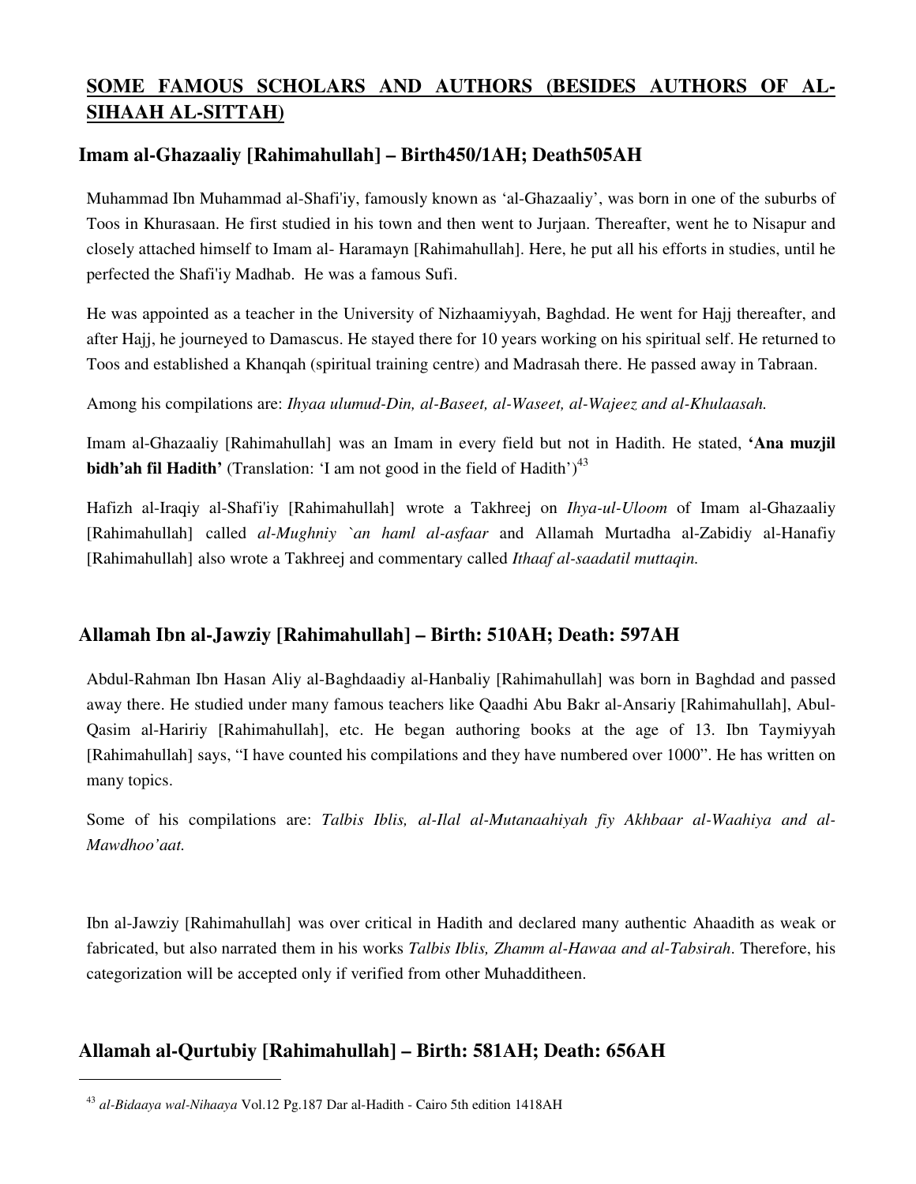## SOME FAMOUS SCHOLARS AND AUTHORS (BESIDES AUTHORS OF AL-SIHAAH AL-SITTAH)

### Imam al-Ghazaaliy [Rahimahullah] – Birth450/1AH; Death505AH

Muhammad Ibn Muhammad al-Shafi'iy, famously known as 'al-Ghazaaliy', was born in one of the suburbs of Toos in Khurasaan. He first studied in his town and then went to Jurjaan. Thereafter, went he to Nisapur and closely attached himself to Imam al- Haramayn [Rahimahullah]. Here, he put all his efforts in studies, until he perfected the Shafi'iy Madhab. He was a famous Sufi.

He was appointed as a teacher in the University of Nizhaamiyyah, Baghdad. He went for Hajj thereafter, and after Hajj, he journeyed to Damascus. He stayed there for 10 years working on his spiritual self. He returned to Toos and established a Khanqah (spiritual training centre) and Madrasah there. He passed away in Tabraan.

Among his compilations are: *Ihyaa ulumud-Din, al-Baseet, al-Waseet, al-Wajeez and al-Khulaasah.*

Imam al-Ghazaaliy [Rahimahullah] was an Imam in every field but not in Hadith. He stated, **'Ana muzjil bidh'ah fil Hadith'** (Translation: 'I am not good in the field of Hadith')[43]

Hafizh al-Iraqiy al-Shafi'iy [Rahimahullah] wrote a Takhreej on *Ihya-ul-Uloom* of Imam al-Ghazaaliy [Rahimahullah] called *al-Mughniy `an haml al-asfaar* and Allamah Murtadha al-Zabidiy al-Hanafiy [Rahimahullah] also wrote a Takhreej and commentary called *Ithaaf al-saadatil muttaqin.*

### Allamah Ibn al-Jawziy [Rahimahullah] – Birth: 510AH; Death: 597AH

Abdul-Rahman Ibn Hasan Aliy al-Baghdaadiy al-Hanbaliy [Rahimahullah] was born in Baghdad and passed away there. He studied under many famous teachers like Qaadhi Abu Bakr al-Ansariy [Rahimahullah], Abul-Qasim al-Haririy [Rahimahullah], etc. He began authoring books at the age of 13. Ibn Taymiyyah [Rahimahullah] says, "I have counted his compilations and they have numbered over 1000". He has written on many topics.

Some of his compilations are: *Talbis Iblis, al-Ilal al-Mutanaahiyah fiy Akhbaar al-Waahiya and al-Mawdhoo'aat.*

Ibn al-Jawziy [Rahimahullah] was over critical in Hadith and declared many authentic Ahaadith as weak or fabricated, but also narrated them in his works *Talbis Iblis, Zhamm al-Hawaa and al-Tabsirah*. Therefore, his categorization will be accepted only if verified from other Muhadditheen.

### Allamah al-Qurtubiy [Rahimahullah] – Birth: 581AH; Death: 656AH

---

[43] *al-Bidaaya wal-Nihaaya* Vol.12 Pg.187 Dar al-Hadith - Cairo 5th edition 1418AH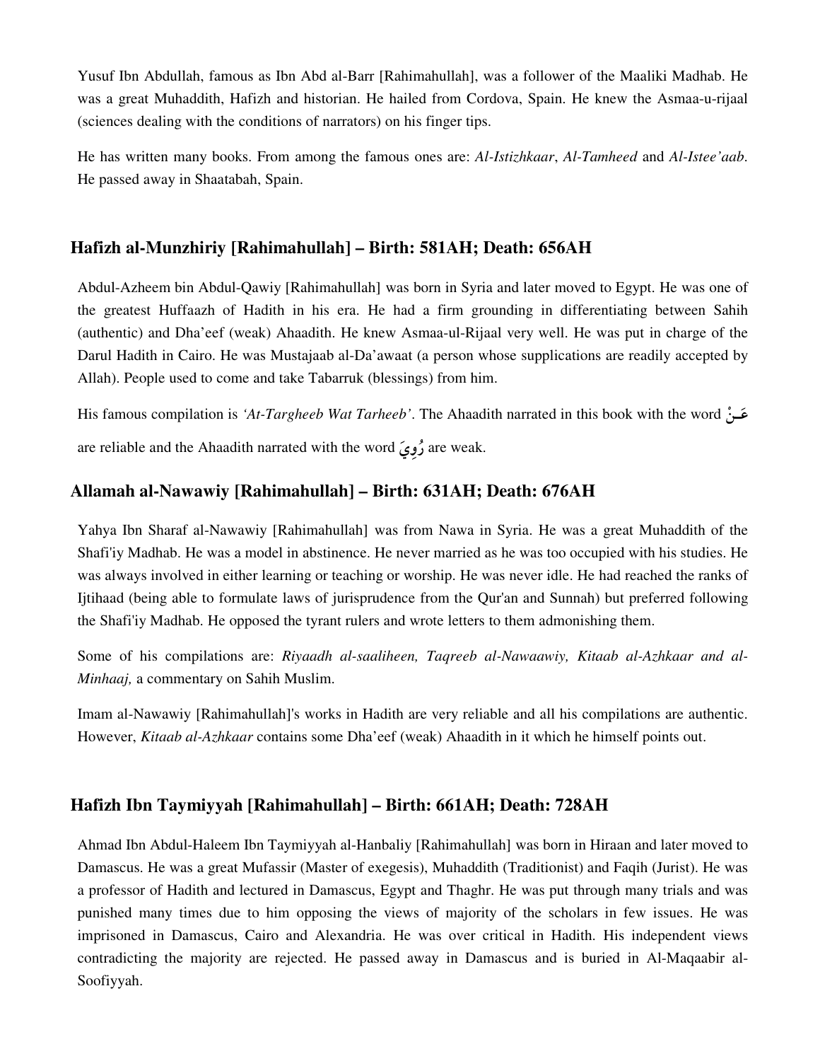Yusuf Ibn Abdullah, famous as Ibn Abd al-Barr [Rahimahullah], was a follower of the Maaliki Madhab. He was a great Muhaddith, Hafizh and historian. He hailed from Cordova, Spain. He knew the Asmaa-u-rijaal (sciences dealing with the conditions of narrators) on his finger tips.

He has written many books. From among the famous ones are: *Al-Istizhkaar*, *Al-Tamheed* and *Al-Istee'aab*. He passed away in Shaatabah, Spain.

## Hafizh al-Munzhiriy [Rahimahullah] – Birth: 581AH; Death: 656AH

Abdul-Azheem bin Abdul-Qawiy [Rahimahullah] was born in Syria and later moved to Egypt. He was one of the greatest Huffaazh of Hadith in his era. He had a firm grounding in differentiating between Sahih (authentic) and Dha'eef (weak) Ahaadith. He knew Asmaa-ul-Rijaal very well. He was put in charge of the Darul Hadith in Cairo. He was Mustajaab al-Da'awaat (a person whose supplications are readily accepted by Allah). People used to come and take Tabarruk (blessings) from him.

His famous compilation is *'At-Targheeb Wat Tarheeb'*. The Ahaadith narrated in this book with the word عَـنْ are reliable and the Ahaadith narrated with the word رُوِيَ are weak.

## Allamah al-Nawawiy [Rahimahullah] – Birth: 631AH; Death: 676AH

Yahya Ibn Sharaf al-Nawawiy [Rahimahullah] was from Nawa in Syria. He was a great Muhaddith of the Shafi'iy Madhab. He was a model in abstinence. He never married as he was too occupied with his studies. He was always involved in either learning or teaching or worship. He was never idle. He had reached the ranks of Ijtihaad (being able to formulate laws of jurisprudence from the Qur'an and Sunnah) but preferred following the Shafi'iy Madhab. He opposed the tyrant rulers and wrote letters to them admonishing them.

Some of his compilations are: *Riyaadh al-saaliheen, Taqreeb al-Nawaawiy, Kitaab al-Azhkaar and al-Minhaaj,* a commentary on Sahih Muslim.

Imam al-Nawawiy [Rahimahullah]'s works in Hadith are very reliable and all his compilations are authentic. However, *Kitaab al-Azhkaar* contains some Dha'eef (weak) Ahaadith in it which he himself points out.

## Hafizh Ibn Taymiyyah [Rahimahullah] – Birth: 661AH; Death: 728AH

Ahmad Ibn Abdul-Haleem Ibn Taymiyyah al-Hanbaliy [Rahimahullah] was born in Hiraan and later moved to Damascus. He was a great Mufassir (Master of exegesis), Muhaddith (Traditionist) and Faqih (Jurist). He was a professor of Hadith and lectured in Damascus, Egypt and Thaghr. He was put through many trials and was punished many times due to him opposing the views of majority of the scholars in few issues. He was imprisoned in Damascus, Cairo and Alexandria. He was over critical in Hadith. His independent views contradicting the majority are rejected. He passed away in Damascus and is buried in Al-Maqaabir al-Soofiyyah.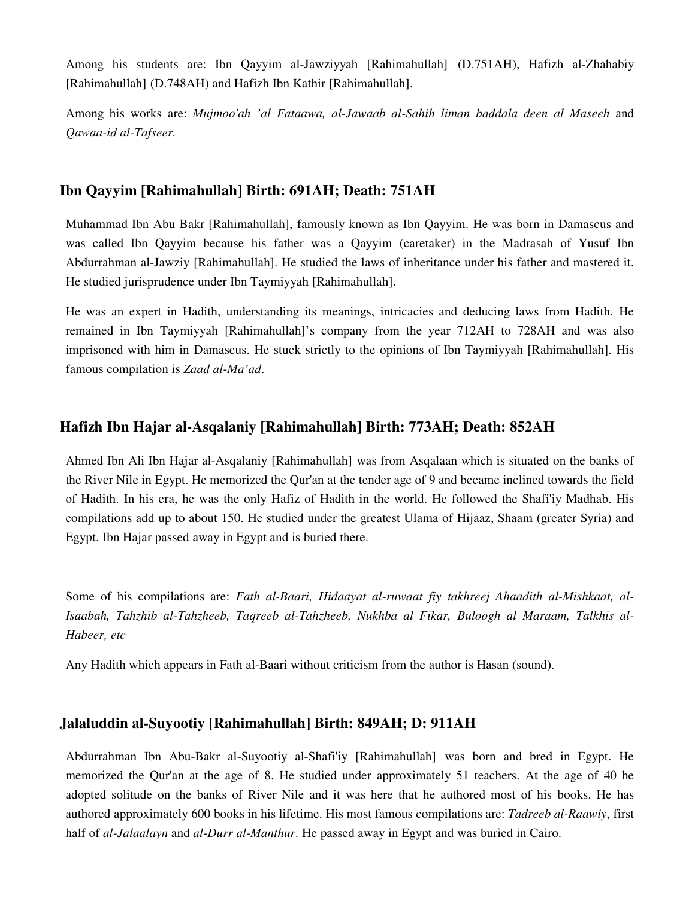Among his students are: Ibn Qayyim al-Jawziyyah [Rahimahullah] (D.751AH), Hafizh al-Zhahabiy [Rahimahullah] (D.748AH) and Hafizh Ibn Kathir [Rahimahullah].

Among his works are: *Mujmoo'ah 'al Fataawa, al-Jawaab al-Sahih liman baddala deen al Maseeh* and *Qawaa-id al-Tafseer.*

### Ibn Qayyim [Rahimahullah] Birth: 691AH; Death: 751AH

Muhammad Ibn Abu Bakr [Rahimahullah], famously known as Ibn Qayyim. He was born in Damascus and was called Ibn Qayyim because his father was a Qayyim (caretaker) in the Madrasah of Yusuf Ibn Abdurrahman al-Jawziy [Rahimahullah]. He studied the laws of inheritance under his father and mastered it. He studied jurisprudence under Ibn Taymiyyah [Rahimahullah].

He was an expert in Hadith, understanding its meanings, intricacies and deducing laws from Hadith. He remained in Ibn Taymiyyah [Rahimahullah]'s company from the year 712AH to 728AH and was also imprisoned with him in Damascus. He stuck strictly to the opinions of Ibn Taymiyyah [Rahimahullah]. His famous compilation is *Zaad al-Ma'ad*.

### Hafizh Ibn Hajar al-Asqalaniy [Rahimahullah] Birth: 773AH; Death: 852AH

Ahmed Ibn Ali Ibn Hajar al-Asqalaniy [Rahimahullah] was from Asqalaan which is situated on the banks of the River Nile in Egypt. He memorized the Qur'an at the tender age of 9 and became inclined towards the field of Hadith. In his era, he was the only Hafiz of Hadith in the world. He followed the Shafi'iy Madhab. His compilations add up to about 150. He studied under the greatest Ulama of Hijaaz, Shaam (greater Syria) and Egypt. Ibn Hajar passed away in Egypt and is buried there.

Some of his compilations are: *Fath al-Baari, Hidaayat al-ruwaat fiy takhreej Ahaadith al-Mishkaat, al-Isaabah, Tahzhib al-Tahzheeb, Taqreeb al-Tahzheeb, Nukhba al Fikar, Buloogh al Maraam, Talkhis al-Habeer, etc*

Any Hadith which appears in Fath al-Baari without criticism from the author is Hasan (sound).

### Jalaluddin al-Suyootiy [Rahimahullah] Birth: 849AH; D: 911AH

Abdurrahman Ibn Abu-Bakr al-Suyootiy al-Shafi'iy [Rahimahullah] was born and bred in Egypt. He memorized the Qur'an at the age of 8. He studied under approximately 51 teachers. At the age of 40 he adopted solitude on the banks of River Nile and it was here that he authored most of his books. He has authored approximately 600 books in his lifetime. His most famous compilations are: *Tadreeb al-Raawiy*, first half of *al-Jalaalayn* and *al-Durr al-Manthur*. He passed away in Egypt and was buried in Cairo.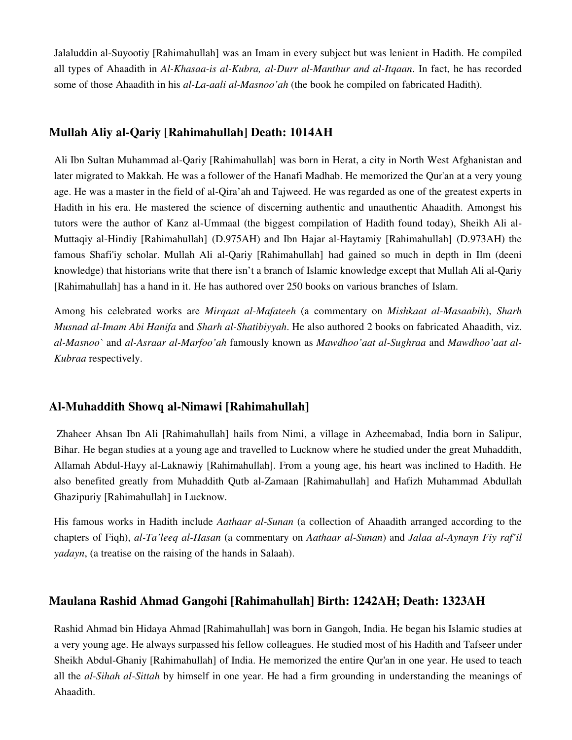Jalaluddin al-Suyootiy [Rahimahullah] was an Imam in every subject but was lenient in Hadith. He compiled all types of Ahaadith in *Al-Khasaa-is al-Kubra, al-Durr al-Manthur and al-Itqaan*. In fact, he has recorded some of those Ahaadith in his *al-La-aali al-Masnoo'ah* (the book he compiled on fabricated Hadith).

## Mullah Aliy al-Qariy [Rahimahullah] Death: 1014AH

Ali Ibn Sultan Muhammad al-Qariy [Rahimahullah] was born in Herat, a city in North West Afghanistan and later migrated to Makkah. He was a follower of the Hanafi Madhab. He memorized the Qur'an at a very young age. He was a master in the field of al-Qira'ah and Tajweed. He was regarded as one of the greatest experts in Hadith in his era. He mastered the science of discerning authentic and unauthentic Ahaadith. Amongst his tutors were the author of Kanz al-Ummaal (the biggest compilation of Hadith found today), Sheikh Ali al-Muttaqiy al-Hindiy [Rahimahullah] (D.975AH) and Ibn Hajar al-Haytamiy [Rahimahullah] (D.973AH) the famous Shafi'iy scholar. Mullah Ali al-Qariy [Rahimahullah] had gained so much in depth in Ilm (deeni knowledge) that historians write that there isn't a branch of Islamic knowledge except that Mullah Ali al-Qariy [Rahimahullah] has a hand in it. He has authored over 250 books on various branches of Islam.

Among his celebrated works are *Mirqaat al-Mafateeh* (a commentary on *Mishkaat al-Masaabih*), *Sharh Musnad al-Imam Abi Hanifa* and *Sharh al-Shatibiyyah*. He also authored 2 books on fabricated Ahaadith, viz. *al-Masnoo`* and *al-Asraar al-Marfoo'ah* famously known as *Mawdhoo'aat al-Sughraa* and *Mawdhoo'aat al-Kubraa* respectively.

## Al-Muhaddith Showq al-Nimawi [Rahimahullah]

Zhaheer Ahsan Ibn Ali [Rahimahullah] hails from Nimi, a village in Azheemabad, India born in Salipur, Bihar. He began studies at a young age and travelled to Lucknow where he studied under the great Muhaddith, Allamah Abdul-Hayy al-Laknawiy [Rahimahullah]. From a young age, his heart was inclined to Hadith. He also benefited greatly from Muhaddith Qutb al-Zamaan [Rahimahullah] and Hafizh Muhammad Abdullah Ghazipuriy [Rahimahullah] in Lucknow.

His famous works in Hadith include *Aathaar al-Sunan* (a collection of Ahaadith arranged according to the chapters of Fiqh), *al-Ta'leeq al-Hasan* (a commentary on *Aathaar al-Sunan*) and *Jalaa al-Aynayn Fiy raf'il yadayn*, (a treatise on the raising of the hands in Salaah).

## Maulana Rashid Ahmad Gangohi [Rahimahullah] Birth: 1242AH; Death: 1323AH

Rashid Ahmad bin Hidaya Ahmad [Rahimahullah] was born in Gangoh, India. He began his Islamic studies at a very young age. He always surpassed his fellow colleagues. He studied most of his Hadith and Tafseer under Sheikh Abdul-Ghaniy [Rahimahullah] of India. He memorized the entire Qur'an in one year. He used to teach all the *al-Sihah al-Sittah* by himself in one year. He had a firm grounding in understanding the meanings of Ahaadith.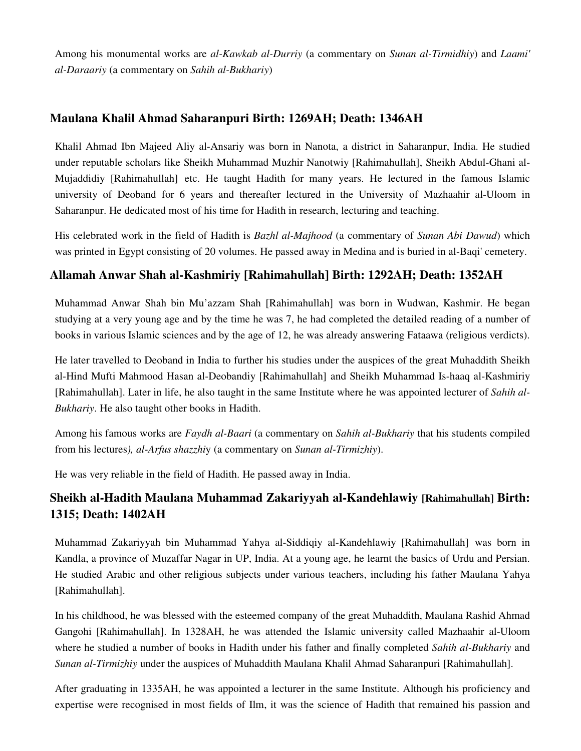Among his monumental works are *al-Kawkab al-Durriy* (a commentary on *Sunan al-Tirmidhiy*) and *Laami' al-Daraariy* (a commentary on *Sahih al-Bukhariy*)

## Maulana Khalil Ahmad Saharanpuri Birth: 1269AH; Death: 1346AH

Khalil Ahmad Ibn Majeed Aliy al-Ansariy was born in Nanota, a district in Saharanpur, India. He studied under reputable scholars like Sheikh Muhammad Muzhir Nanotwiy [Rahimahullah], Sheikh Abdul-Ghani al-Mujaddidiy [Rahimahullah] etc. He taught Hadith for many years. He lectured in the famous Islamic university of Deoband for 6 years and thereafter lectured in the University of Mazhaahir al-Uloom in Saharanpur. He dedicated most of his time for Hadith in research, lecturing and teaching.

His celebrated work in the field of Hadith is *Bazhl al-Majhood* (a commentary of *Sunan Abi Dawud*) which was printed in Egypt consisting of 20 volumes. He passed away in Medina and is buried in al-Baqi' cemetery.

## Allamah Anwar Shah al-Kashmiriy [Rahimahullah] Birth: 1292AH; Death: 1352AH

Muhammad Anwar Shah bin Mu'azzam Shah [Rahimahullah] was born in Wudwan, Kashmir. He began studying at a very young age and by the time he was 7, he had completed the detailed reading of a number of books in various Islamic sciences and by the age of 12, he was already answering Fataawa (religious verdicts).

He later travelled to Deoband in India to further his studies under the auspices of the great Muhaddith Sheikh al-Hind Mufti Mahmood Hasan al-Deobandiy [Rahimahullah] and Sheikh Muhammad Is-haaq al-Kashmiriy [Rahimahullah]. Later in life, he also taught in the same Institute where he was appointed lecturer of *Sahih al-Bukhariy*. He also taught other books in Hadith.

Among his famous works are *Faydh al-Baari* (a commentary on *Sahih al-Bukhariy* that his students compiled from his lectures*), al-Arfus shazzhi*y (a commentary on *Sunan al-Tirmizhiy*).

He was very reliable in the field of Hadith. He passed away in India.

## Sheikh al-Hadith Maulana Muhammad Zakariyyah al-Kandehlawiy [Rahimahullah] Birth: 1315; Death: 1402AH

Muhammad Zakariyyah bin Muhammad Yahya al-Siddiqiy al-Kandehlawiy [Rahimahullah] was born in Kandla, a province of Muzaffar Nagar in UP, India. At a young age, he learnt the basics of Urdu and Persian. He studied Arabic and other religious subjects under various teachers, including his father Maulana Yahya [Rahimahullah].

In his childhood, he was blessed with the esteemed company of the great Muhaddith, Maulana Rashid Ahmad Gangohi [Rahimahullah]. In 1328AH, he was attended the Islamic university called Mazhaahir al-Uloom where he studied a number of books in Hadith under his father and finally completed *Sahih al-Bukhariy* and *Sunan al-Tirmizhiy* under the auspices of Muhaddith Maulana Khalil Ahmad Saharanpuri [Rahimahullah].

After graduating in 1335AH, he was appointed a lecturer in the same Institute. Although his proficiency and expertise were recognised in most fields of Ilm, it was the science of Hadith that remained his passion and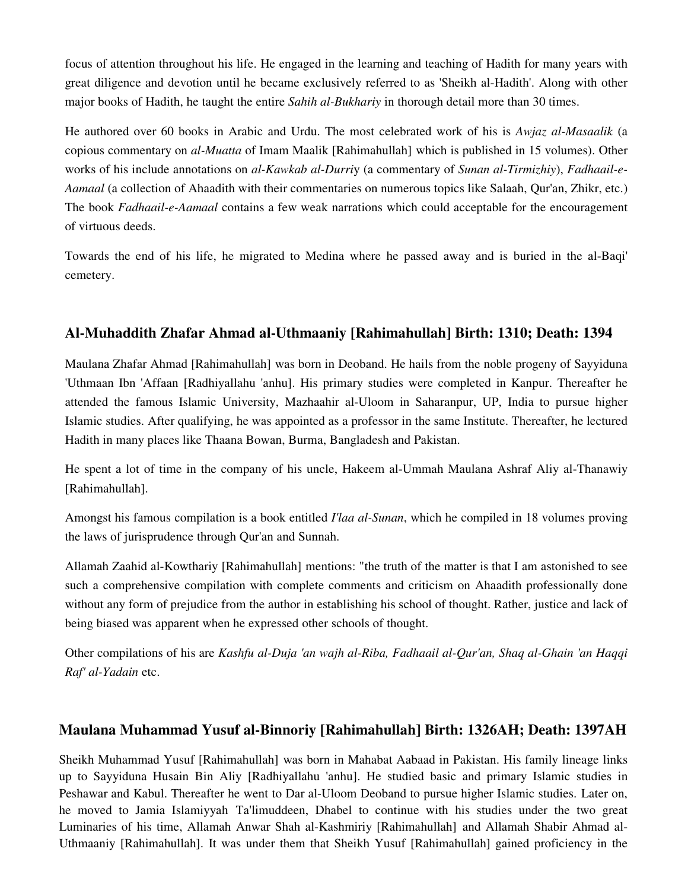focus of attention throughout his life. He engaged in the learning and teaching of Hadith for many years with great diligence and devotion until he became exclusively referred to as 'Sheikh al-Hadith'. Along with other major books of Hadith, he taught the entire *Sahih al-Bukhariy* in thorough detail more than 30 times.

He authored over 60 books in Arabic and Urdu. The most celebrated work of his is *Awjaz al-Masaalik* (a copious commentary on *al-Muatta* of Imam Maalik [Rahimahullah] which is published in 15 volumes). Other works of his include annotations on *al-Kawkab al-Durri*y (a commentary of *Sunan al-Tirmizhiy*), *Fadhaail-e-Aamaal* (a collection of Ahaadith with their commentaries on numerous topics like Salaah, Qur'an, Zhikr, etc.) The book *Fadhaail-e-Aamaal* contains a few weak narrations which could acceptable for the encouragement of virtuous deeds.

Towards the end of his life, he migrated to Medina where he passed away and is buried in the al-Baqi' cemetery.

### Al-Muhaddith Zhafar Ahmad al-Uthmaaniy [Rahimahullah] Birth: 1310; Death: 1394

Maulana Zhafar Ahmad [Rahimahullah] was born in Deoband. He hails from the noble progeny of Sayyiduna 'Uthmaan Ibn 'Affaan [Radhiyallahu 'anhu]. His primary studies were completed in Kanpur. Thereafter he attended the famous Islamic University, Mazhaahir al-Uloom in Saharanpur, UP, India to pursue higher Islamic studies. After qualifying, he was appointed as a professor in the same Institute. Thereafter, he lectured Hadith in many places like Thaana Bowan, Burma, Bangladesh and Pakistan.

He spent a lot of time in the company of his uncle, Hakeem al-Ummah Maulana Ashraf Aliy al-Thanawiy [Rahimahullah].

Amongst his famous compilation is a book entitled *I'laa al-Sunan*, which he compiled in 18 volumes proving the laws of jurisprudence through Qur'an and Sunnah.

Allamah Zaahid al-Kowthariy [Rahimahullah] mentions: "the truth of the matter is that I am astonished to see such a comprehensive compilation with complete comments and criticism on Ahaadith professionally done without any form of prejudice from the author in establishing his school of thought. Rather, justice and lack of being biased was apparent when he expressed other schools of thought.

Other compilations of his are *Kashfu al-Duja 'an wajh al-Riba, Fadhaail al-Qur'an, Shaq al-Ghain 'an Haqqi Raf' al-Yadain* etc.

### Maulana Muhammad Yusuf al-Binnoriy [Rahimahullah] Birth: 1326AH; Death: 1397AH

Sheikh Muhammad Yusuf [Rahimahullah] was born in Mahabat Aabaad in Pakistan. His family lineage links up to Sayyiduna Husain Bin Aliy [Radhiyallahu 'anhu]. He studied basic and primary Islamic studies in Peshawar and Kabul. Thereafter he went to Dar al-Uloom Deoband to pursue higher Islamic studies. Later on, he moved to Jamia Islamiyyah Ta'limuddeen, Dhabel to continue with his studies under the two great Luminaries of his time, Allamah Anwar Shah al-Kashmiriy [Rahimahullah] and Allamah Shabir Ahmad al-Uthmaaniy [Rahimahullah]. It was under them that Sheikh Yusuf [Rahimahullah] gained proficiency in the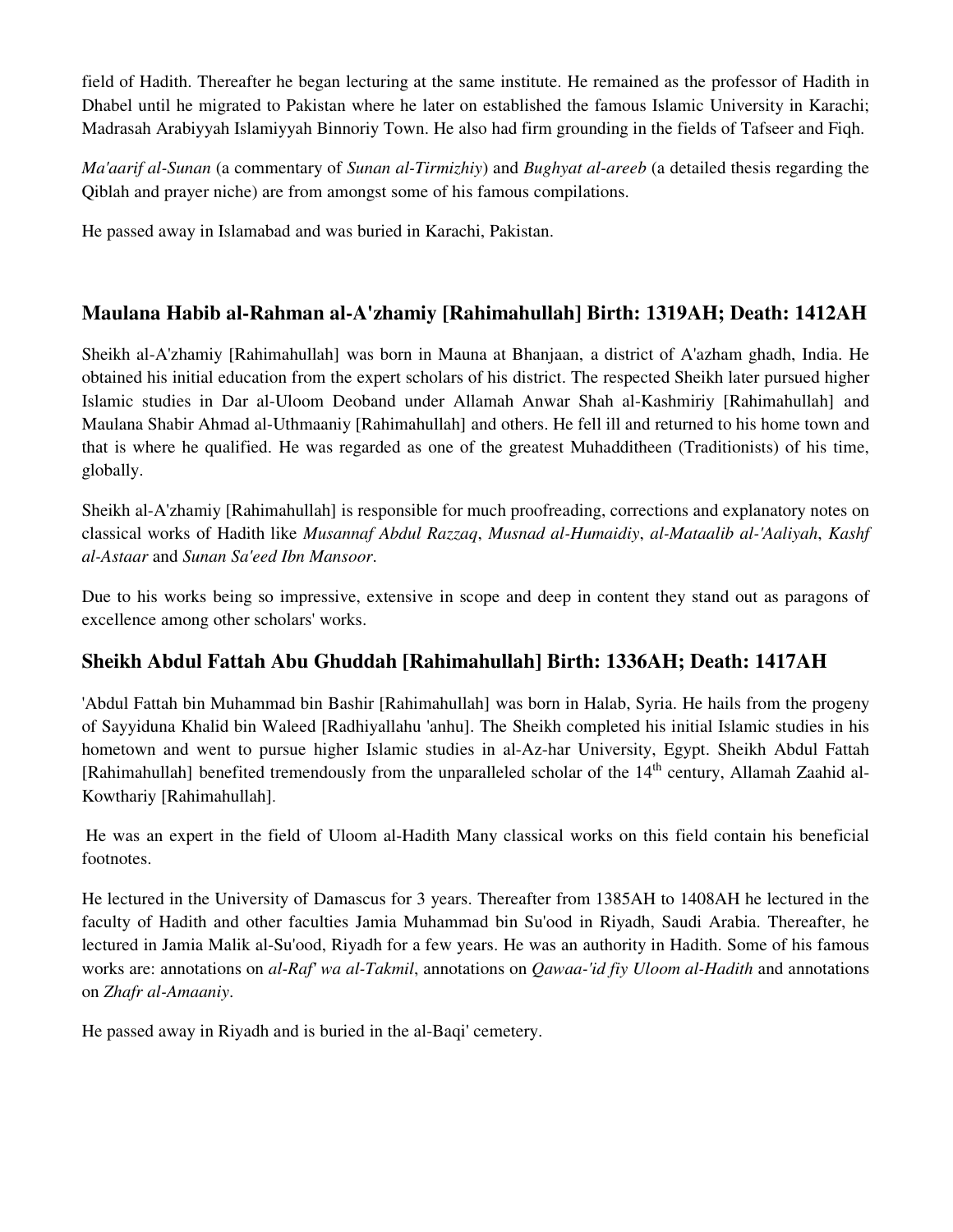field of Hadith. Thereafter he began lecturing at the same institute. He remained as the professor of Hadith in Dhabel until he migrated to Pakistan where he later on established the famous Islamic University in Karachi; Madrasah Arabiyyah Islamiyyah Binnoriy Town. He also had firm grounding in the fields of Tafseer and Fiqh.

*Ma'aarif al-Sunan* (a commentary of *Sunan al-Tirmizhiy*) and *Bughyat al-areeb* (a detailed thesis regarding the Qiblah and prayer niche) are from amongst some of his famous compilations.

He passed away in Islamabad and was buried in Karachi, Pakistan.

## Maulana Habib al-Rahman al-A'zhamiy [Rahimahullah] Birth: 1319AH; Death: 1412AH

Sheikh al-A'zhamiy [Rahimahullah] was born in Mauna at Bhanjaan, a district of A'azham ghadh, India. He obtained his initial education from the expert scholars of his district. The respected Sheikh later pursued higher Islamic studies in Dar al-Uloom Deoband under Allamah Anwar Shah al-Kashmiriy [Rahimahullah] and Maulana Shabir Ahmad al-Uthmaaniy [Rahimahullah] and others. He fell ill and returned to his home town and that is where he qualified. He was regarded as one of the greatest Muhadditheen (Traditionists) of his time, globally.

Sheikh al-A'zhamiy [Rahimahullah] is responsible for much proofreading, corrections and explanatory notes on classical works of Hadith like *Musannaf Abdul Razzaq*, *Musnad al-Humaidiy*, *al-Mataalib al-'Aaliyah*, *Kashf al-Astaar* and *Sunan Sa'eed Ibn Mansoor*.

Due to his works being so impressive, extensive in scope and deep in content they stand out as paragons of excellence among other scholars' works.

## Sheikh Abdul Fattah Abu Ghuddah [Rahimahullah] Birth: 1336AH; Death: 1417AH

'Abdul Fattah bin Muhammad bin Bashir [Rahimahullah] was born in Halab, Syria. He hails from the progeny of Sayyiduna Khalid bin Waleed [Radhiyallahu 'anhu]. The Sheikh completed his initial Islamic studies in his hometown and went to pursue higher Islamic studies in al-Az-har University, Egypt. Sheikh Abdul Fattah [Rahimahullah] benefited tremendously from the unparalleled scholar of the 14th century, Allamah Zaahid al-Kowthariy [Rahimahullah].

He was an expert in the field of Uloom al-Hadith Many classical works on this field contain his beneficial footnotes.

He lectured in the University of Damascus for 3 years. Thereafter from 1385AH to 1408AH he lectured in the faculty of Hadith and other faculties Jamia Muhammad bin Su'ood in Riyadh, Saudi Arabia. Thereafter, he lectured in Jamia Malik al-Su'ood, Riyadh for a few years. He was an authority in Hadith. Some of his famous works are: annotations on *al-Raf' wa al-Takmil*, annotations on *Qawaa-'id fiy Uloom al-Hadith* and annotations on *Zhafr al-Amaaniy*.

He passed away in Riyadh and is buried in the al-Baqi' cemetery.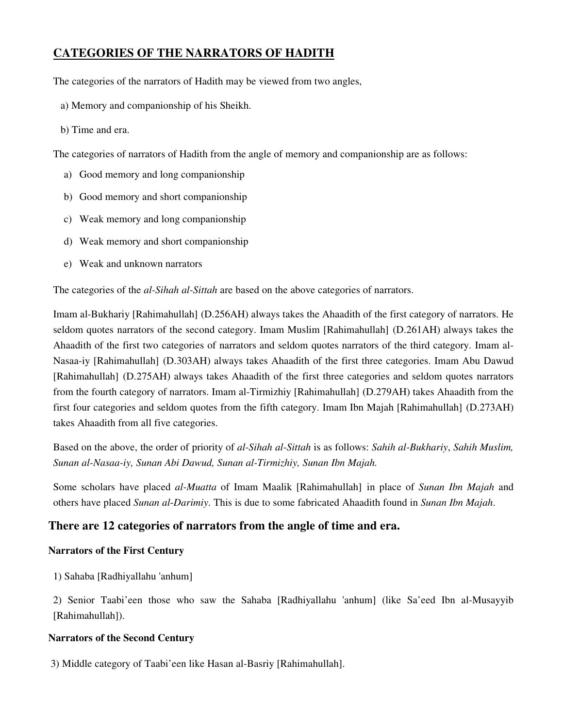## CATEGORIES OF THE NARRATORS OF HADITH

The categories of the narrators of Hadith may be viewed from two angles,

a) Memory and companionship of his Sheikh.

b) Time and era.

The categories of narrators of Hadith from the angle of memory and companionship are as follows:

a) Good memory and long companionship
b) Good memory and short companionship
c) Weak memory and long companionship
d) Weak memory and short companionship
e) Weak and unknown narrators

The categories of the *al-Sihah al-Sittah* are based on the above categories of narrators.

Imam al-Bukhariy [Rahimahullah] (D.256AH) always takes the Ahaadith of the first category of narrators. He seldom quotes narrators of the second category. Imam Muslim [Rahimahullah] (D.261AH) always takes the Ahaadith of the first two categories of narrators and seldom quotes narrators of the third category. Imam al-Nasaa-iy [Rahimahullah] (D.303AH) always takes Ahaadith of the first three categories. Imam Abu Dawud [Rahimahullah] (D.275AH) always takes Ahaadith of the first three categories and seldom quotes narrators from the fourth category of narrators. Imam al-Tirmizhiy [Rahimahullah] (D.279AH) takes Ahaadith from the first four categories and seldom quotes from the fifth category. Imam Ibn Majah [Rahimahullah] (D.273AH) takes Ahaadith from all five categories.

Based on the above, the order of priority of *al-Sihah al-Sittah* is as follows: *Sahih al-Bukhariy*, *Sahih Muslim, Sunan al-Nasaa-iy, Sunan Abi Dawud, Sunan al-Tirmizhiy, Sunan Ibn Majah.*

Some scholars have placed *al-Muatta* of Imam Maalik [Rahimahullah] in place of *Sunan Ibn Majah* and others have placed *Sunan al-Darimiy*. This is due to some fabricated Ahaadith found in *Sunan Ibn Majah*.

### There are 12 categories of narrators from the angle of time and era.

**Narrators of the First Century**

1) Sahaba [Radhiyallahu 'anhum]

2) Senior Taabi'een those who saw the Sahaba [Radhiyallahu 'anhum] (like Sa'eed Ibn al-Musayyib [Rahimahullah]).

**Narrators of the Second Century**

3) Middle category of Taabi'een like Hasan al-Basriy [Rahimahullah].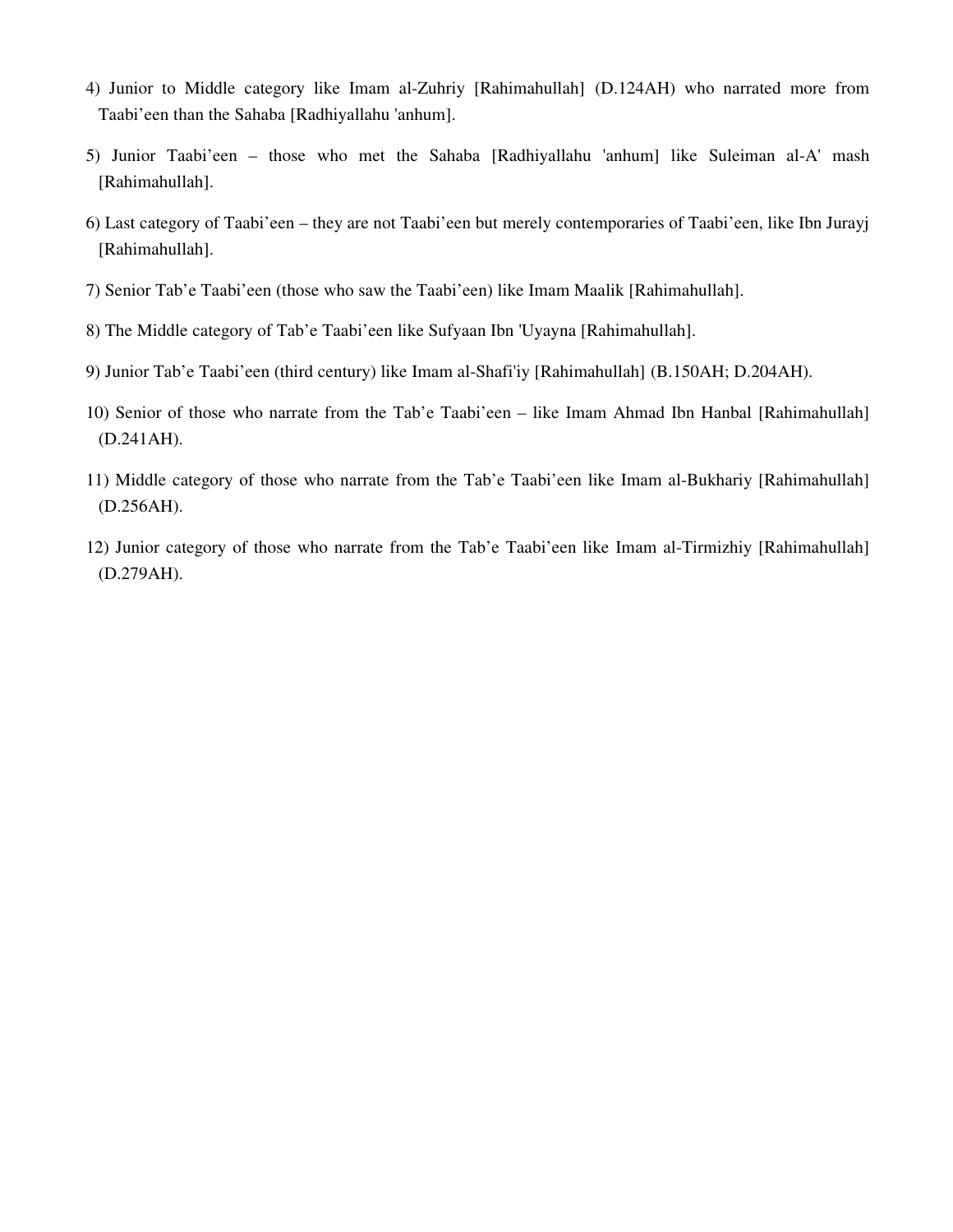4) Junior to Middle category like Imam al-Zuhriy [Rahimahullah] (D.124AH) who narrated more from Taabi'een than the Sahaba [Radhiyallahu 'anhum].

5) Junior Taabi'een – those who met the Sahaba [Radhiyallahu 'anhum] like Suleiman al-A' mash [Rahimahullah].

6) Last category of Taabi'een – they are not Taabi'een but merely contemporaries of Taabi'een, like Ibn Jurayj [Rahimahullah].

7) Senior Tab'e Taabi'een (those who saw the Taabi'een) like Imam Maalik [Rahimahullah].

8) The Middle category of Tab'e Taabi'een like Sufyaan Ibn 'Uyayna [Rahimahullah].

9) Junior Tab'e Taabi'een (third century) like Imam al-Shafi'iy [Rahimahullah] (B.150AH; D.204AH).

10) Senior of those who narrate from the Tab'e Taabi'een – like Imam Ahmad Ibn Hanbal [Rahimahullah] (D.241AH).

11) Middle category of those who narrate from the Tab'e Taabi'een like Imam al-Bukhariy [Rahimahullah] (D.256AH).

12) Junior category of those who narrate from the Tab'e Taabi'een like Imam al-Tirmizhiy [Rahimahullah] (D.279AH).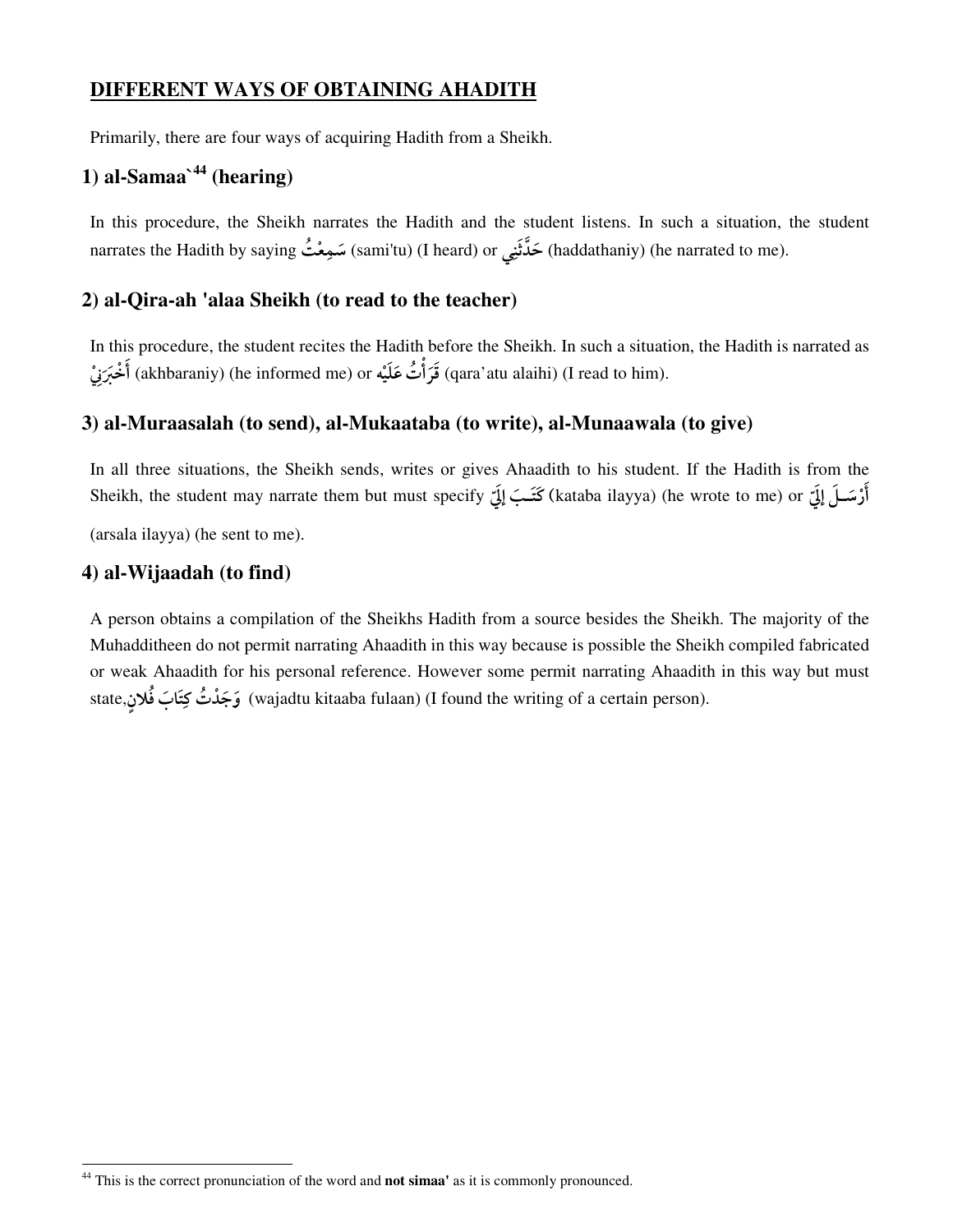## DIFFERENT WAYS OF OBTAINING AHADITH

Primarily, there are four ways of acquiring Hadith from a Sheikh.

### 1) al-Samaa`[44] (hearing)

In this procedure, the Sheikh narrates the Hadith and the student listens. In such a situation, the student narrates the Hadith by saying سَمِعْتُ (sami'tu) (I heard) or حَدَّثَنِي (haddathaniy) (he narrated to me).

### 2) al-Qira-ah 'alaa Sheikh (to read to the teacher)

In this procedure, the student recites the Hadith before the Sheikh. In such a situation, the Hadith is narrated as أَخْبَرَنِيْ (akhbaraniy) (he informed me) or قَرَأْتُ عَلَيْهِ (qara'atu alaihi) (I read to him).

### 3) al-Muraasalah (to send), al-Mukaataba (to write), al-Munaawala (to give)

In all three situations, the Sheikh sends, writes or gives Ahaadith to his student. If the Hadith is from the Sheikh, the student may narrate them but must specify كَتَبَ إِلَيَّ (kataba ilayya) (he wrote to me) or أَرْسَلَ إِلَيَّ (arsala ilayya) (he sent to me).

### 4) al-Wijaadah (to find)

A person obtains a compilation of the Sheikhs Hadith from a source besides the Sheikh. The majority of the Muhadditheen do not permit narrating Ahaadith in this way because is possible the Sheikh compiled fabricated or weak Ahaadith for his personal reference. However some permit narrating Ahaadith in this way but must state, وَجَدْتُ كِتَابَ فُلانٍ (wajadtu kitaaba fulaan) (I found the writing of a certain person).

---

[44] This is the correct pronunciation of the word and **not simaa'** as it is commonly pronounced.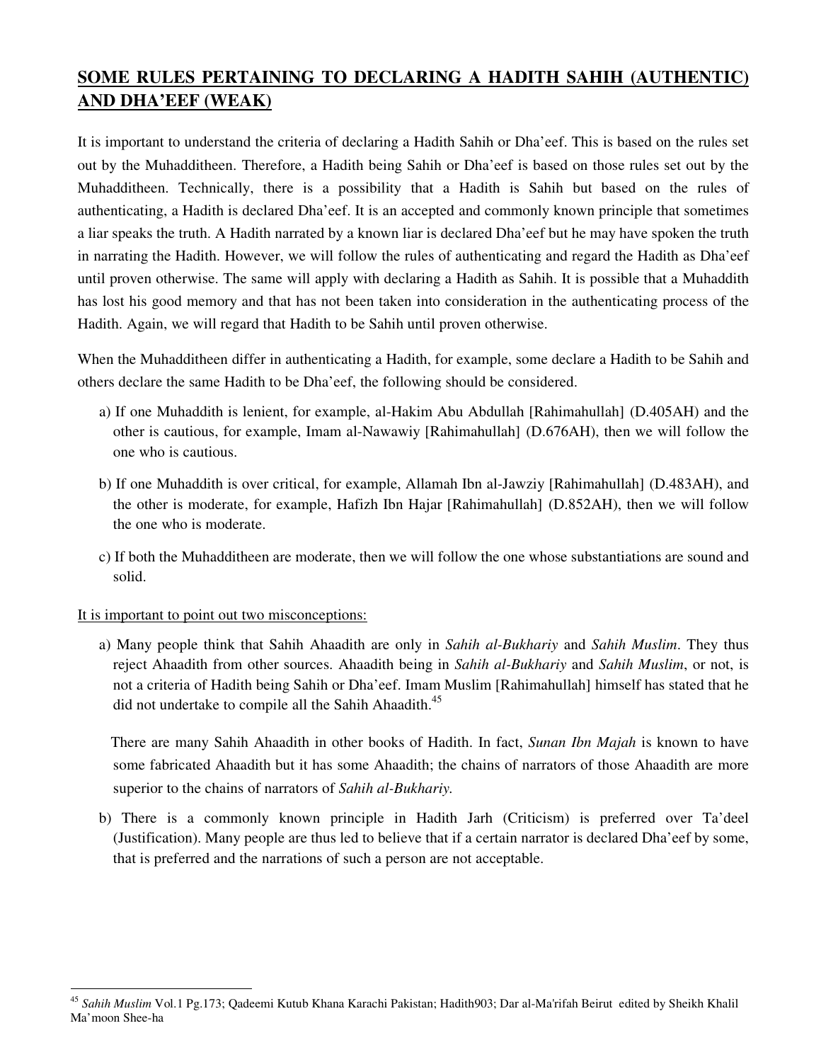## SOME RULES PERTAINING TO DECLARING A HADITH SAHIH (AUTHENTIC) AND DHA'EEF (WEAK)

It is important to understand the criteria of declaring a Hadith Sahih or Dha'eef. This is based on the rules set out by the Muhadditheen. Therefore, a Hadith being Sahih or Dha'eef is based on those rules set out by the Muhadditheen. Technically, there is a possibility that a Hadith is Sahih but based on the rules of authenticating, a Hadith is declared Dha'eef. It is an accepted and commonly known principle that sometimes a liar speaks the truth. A Hadith narrated by a known liar is declared Dha'eef but he may have spoken the truth in narrating the Hadith. However, we will follow the rules of authenticating and regard the Hadith as Dha'eef until proven otherwise. The same will apply with declaring a Hadith as Sahih. It is possible that a Muhaddith has lost his good memory and that has not been taken into consideration in the authenticating process of the Hadith. Again, we will regard that Hadith to be Sahih until proven otherwise.

When the Muhadditheen differ in authenticating a Hadith, for example, some declare a Hadith to be Sahih and others declare the same Hadith to be Dha'eef, the following should be considered.

a) If one Muhaddith is lenient, for example, al-Hakim Abu Abdullah [Rahimahullah] (D.405AH) and the other is cautious, for example, Imam al-Nawawiy [Rahimahullah] (D.676AH), then we will follow the one who is cautious.

b) If one Muhaddith is over critical, for example, Allamah Ibn al-Jawziy [Rahimahullah] (D.483AH), and the other is moderate, for example, Hafizh Ibn Hajar [Rahimahullah] (D.852AH), then we will follow the one who is moderate.

c) If both the Muhadditheen are moderate, then we will follow the one whose substantiations are sound and solid.

It is important to point out two misconceptions:

a) Many people think that Sahih Ahaadith are only in *Sahih al-Bukhariy* and *Sahih Muslim*. They thus reject Ahaadith from other sources. Ahaadith being in *Sahih al-Bukhariy* and *Sahih Muslim*, or not, is not a criteria of Hadith being Sahih or Dha'eef. Imam Muslim [Rahimahullah] himself has stated that he did not undertake to compile all the Sahih Ahaadith.[45]

   There are many Sahih Ahaadith in other books of Hadith. In fact, *Sunan Ibn Majah* is known to have some fabricated Ahaadith but it has some Ahaadith; the chains of narrators of those Ahaadith are more superior to the chains of narrators of *Sahih al-Bukhariy.*

b) There is a commonly known principle in Hadith Jarh (Criticism) is preferred over Ta'deel (Justification). Many people are thus led to believe that if a certain narrator is declared Dha'eef by some, that is preferred and the narrations of such a person are not acceptable.

---

[45] *Sahih Muslim* Vol.1 Pg.173; Qadeemi Kutub Khana Karachi Pakistan; Hadith903; Dar al-Ma'rifah Beirut edited by Sheikh Khalil Ma'moon Shee-ha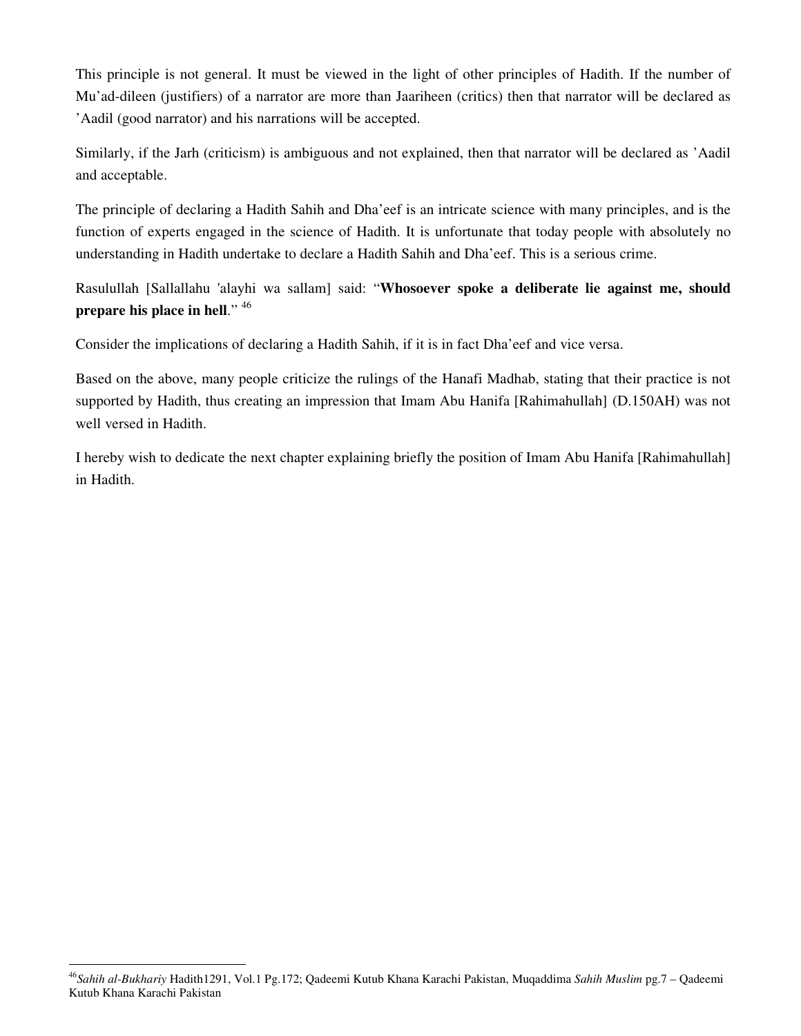This principle is not general. It must be viewed in the light of other principles of Hadith. If the number of Mu'ad-dileen (justifiers) of a narrator are more than Jaariheen (critics) then that narrator will be declared as 'Aadil (good narrator) and his narrations will be accepted.

Similarly, if the Jarh (criticism) is ambiguous and not explained, then that narrator will be declared as 'Aadil and acceptable.

The principle of declaring a Hadith Sahih and Dha'eef is an intricate science with many principles, and is the function of experts engaged in the science of Hadith. It is unfortunate that today people with absolutely no understanding in Hadith undertake to declare a Hadith Sahih and Dha'eef. This is a serious crime.

Rasulullah [Sallallahu 'alayhi wa sallam] said: "**Whosoever spoke a deliberate lie against me, should prepare his place in hell**." [46]

Consider the implications of declaring a Hadith Sahih, if it is in fact Dha'eef and vice versa.

Based on the above, many people criticize the rulings of the Hanafi Madhab, stating that their practice is not supported by Hadith, thus creating an impression that Imam Abu Hanifa [Rahimahullah] (D.150AH) was not well versed in Hadith.

I hereby wish to dedicate the next chapter explaining briefly the position of Imam Abu Hanifa [Rahimahullah] in Hadith.

---

[46] *Sahih al-Bukhariy* Hadith1291, Vol.1 Pg.172; Qadeemi Kutub Khana Karachi Pakistan, Muqaddima *Sahih Muslim* pg.7 – Qadeemi Kutub Khana Karachi Pakistan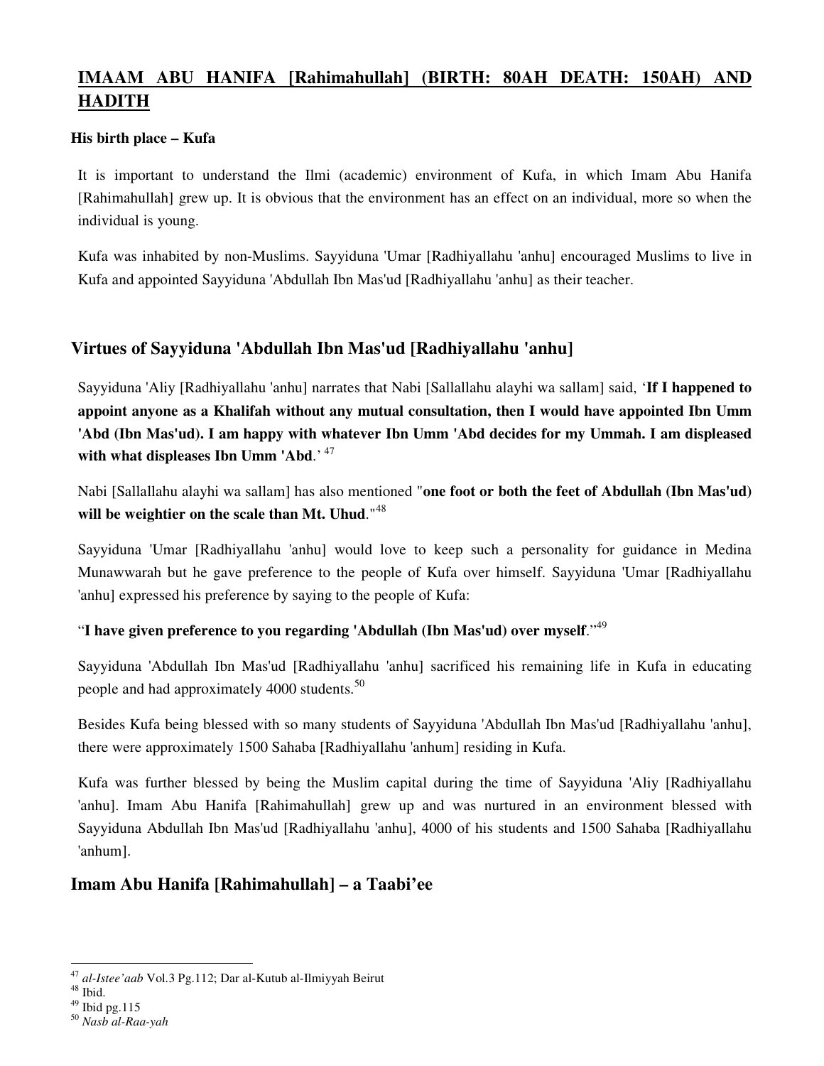# IMAAM ABU HANIFA [Rahimahullah] (BIRTH: 80AH DEATH: 150AH) AND HADITH

**His birth place – Kufa**

It is important to understand the Ilmi (academic) environment of Kufa, in which Imam Abu Hanifa [Rahimahullah] grew up. It is obvious that the environment has an effect on an individual, more so when the individual is young.

Kufa was inhabited by non-Muslims. Sayyiduna 'Umar [Radhiyallahu 'anhu] encouraged Muslims to live in Kufa and appointed Sayyiduna 'Abdullah Ibn Mas'ud [Radhiyallahu 'anhu] as their teacher.

## Virtues of Sayyiduna 'Abdullah Ibn Mas'ud [Radhiyallahu 'anhu]

Sayyiduna 'Aliy [Radhiyallahu 'anhu] narrates that Nabi [Sallallahu alayhi wa sallam] said, '**If I happened to appoint anyone as a Khalifah without any mutual consultation, then I would have appointed Ibn Umm 'Abd (Ibn Mas'ud). I am happy with whatever Ibn Umm 'Abd decides for my Ummah. I am displeased with what displeases Ibn Umm 'Abd**.' [47]

Nabi [Sallallahu alayhi wa sallam] has also mentioned "**one foot or both the feet of Abdullah (Ibn Mas'ud) will be weightier on the scale than Mt. Uhud**."[48]

Sayyiduna 'Umar [Radhiyallahu 'anhu] would love to keep such a personality for guidance in Medina Munawwarah but he gave preference to the people of Kufa over himself. Sayyiduna 'Umar [Radhiyallahu 'anhu] expressed his preference by saying to the people of Kufa:

"**I have given preference to you regarding 'Abdullah (Ibn Mas'ud) over myself**."[49]

Sayyiduna 'Abdullah Ibn Mas'ud [Radhiyallahu 'anhu] sacrificed his remaining life in Kufa in educating people and had approximately 4000 students.[50]

Besides Kufa being blessed with so many students of Sayyiduna 'Abdullah Ibn Mas'ud [Radhiyallahu 'anhu], there were approximately 1500 Sahaba [Radhiyallahu 'anhum] residing in Kufa.

Kufa was further blessed by being the Muslim capital during the time of Sayyiduna 'Aliy [Radhiyallahu 'anhu]. Imam Abu Hanifa [Rahimahullah] grew up and was nurtured in an environment blessed with Sayyiduna Abdullah Ibn Mas'ud [Radhiyallahu 'anhu], 4000 of his students and 1500 Sahaba [Radhiyallahu 'anhum].

## Imam Abu Hanifa [Rahimahullah] – a Taabi'ee

---

[47] *al-Istee'aab* Vol.3 Pg.112; Dar al-Kutub al-Ilmiyyah Beirut

[48] Ibid.

[49] Ibid pg.115

[50] *Nasb al-Raa-yah*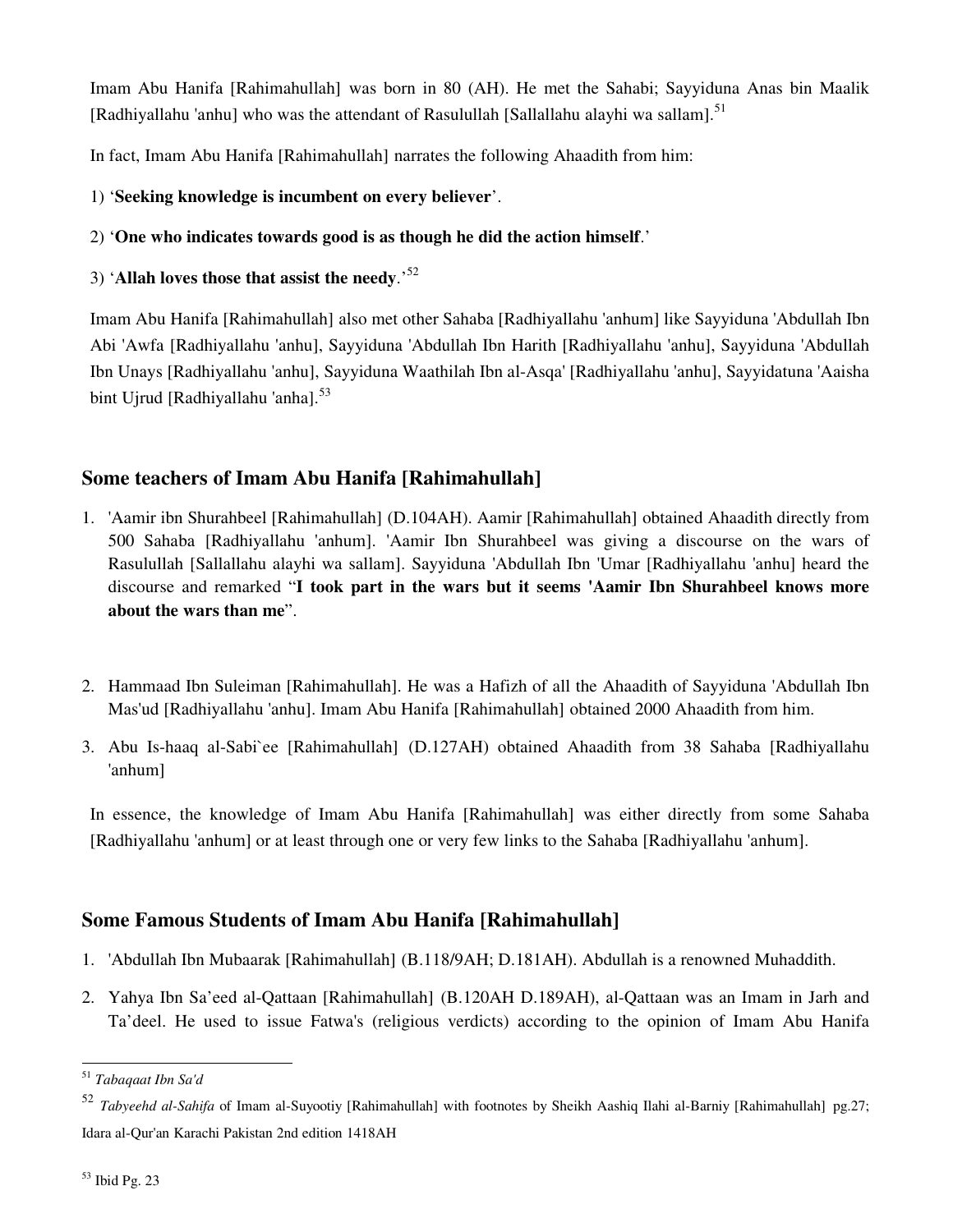Imam Abu Hanifa [Rahimahullah] was born in 80 (AH). He met the Sahabi; Sayyiduna Anas bin Maalik [Radhiyallahu 'anhu] who was the attendant of Rasulullah [Sallallahu alayhi wa sallam].[51]

In fact, Imam Abu Hanifa [Rahimahullah] narrates the following Ahaadith from him:

1) '**Seeking knowledge is incumbent on every believer**'.

2) '**One who indicates towards good is as though he did the action himself**.'

3) '**Allah loves those that assist the needy**.'[52]

Imam Abu Hanifa [Rahimahullah] also met other Sahaba [Radhiyallahu 'anhum] like Sayyiduna 'Abdullah Ibn Abi 'Awfa [Radhiyallahu 'anhu], Sayyiduna 'Abdullah Ibn Harith [Radhiyallahu 'anhu], Sayyiduna 'Abdullah Ibn Unays [Radhiyallahu 'anhu], Sayyiduna Waathilah Ibn al-Asqa' [Radhiyallahu 'anhu], Sayyidatuna 'Aaisha bint Ujrud [Radhiyallahu 'anha].[53]

## Some teachers of Imam Abu Hanifa [Rahimahullah]

1. 'Aamir ibn Shurahbeel [Rahimahullah] (D.104AH). Aamir [Rahimahullah] obtained Ahaadith directly from 500 Sahaba [Radhiyallahu 'anhum]. 'Aamir Ibn Shurahbeel was giving a discourse on the wars of Rasulullah [Sallallahu alayhi wa sallam]. Sayyiduna 'Abdullah Ibn 'Umar [Radhiyallahu 'anhu] heard the discourse and remarked "**I took part in the wars but it seems 'Aamir Ibn Shurahbeel knows more about the wars than me**".

2. Hammaad Ibn Suleiman [Rahimahullah]. He was a Hafizh of all the Ahaadith of Sayyiduna 'Abdullah Ibn Mas'ud [Radhiyallahu 'anhu]. Imam Abu Hanifa [Rahimahullah] obtained 2000 Ahaadith from him.

3. Abu Is-haaq al-Sabi`ee [Rahimahullah] (D.127AH) obtained Ahaadith from 38 Sahaba [Radhiyallahu 'anhum]

In essence, the knowledge of Imam Abu Hanifa [Rahimahullah] was either directly from some Sahaba [Radhiyallahu 'anhum] or at least through one or very few links to the Sahaba [Radhiyallahu 'anhum].

## Some Famous Students of Imam Abu Hanifa [Rahimahullah]

1. 'Abdullah Ibn Mubaarak [Rahimahullah] (B.118/9AH; D.181AH). Abdullah is a renowned Muhaddith.

2. Yahya Ibn Sa'eed al-Qattaan [Rahimahullah] (B.120AH D.189AH), al-Qattaan was an Imam in Jarh and Ta'deel. He used to issue Fatwa's (religious verdicts) according to the opinion of Imam Abu Hanifa

---

[51] *Tabaqaat Ibn Sa'd*

[52] *Tabyeehd al-Sahifa* of Imam al-Suyootiy [Rahimahullah] with footnotes by Sheikh Aashiq Ilahi al-Barniy [Rahimahullah] pg.27; Idara al-Qur'an Karachi Pakistan 2nd edition 1418AH

[53] Ibid Pg. 23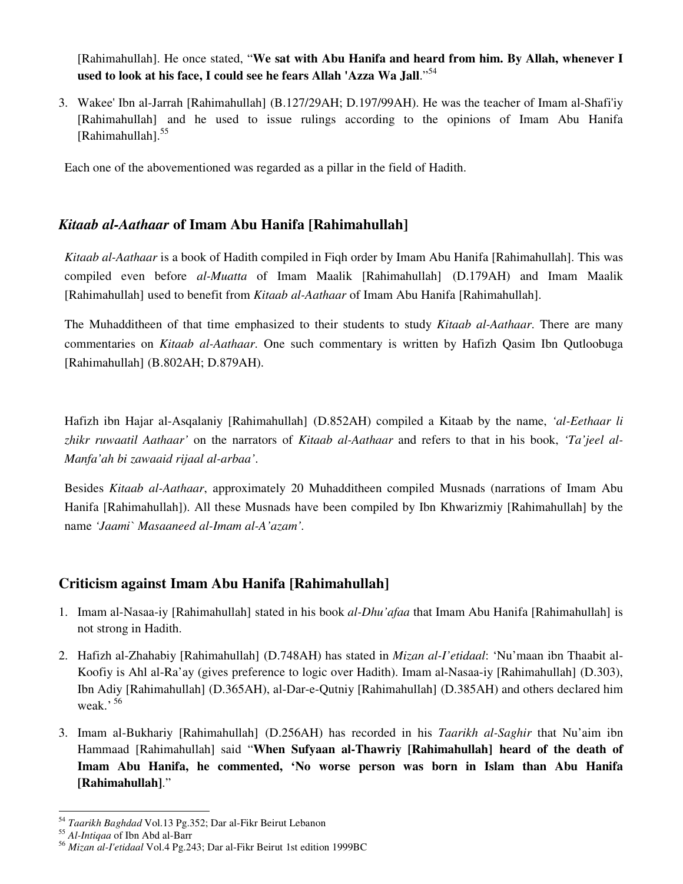[Rahimahullah]. He once stated, "**We sat with Abu Hanifa and heard from him. By Allah, whenever I used to look at his face, I could see he fears Allah 'Azza Wa Jall**."[54]

3. Wakee' Ibn al-Jarrah [Rahimahullah] (B.127/29AH; D.197/99AH). He was the teacher of Imam al-Shafi'iy [Rahimahullah] and he used to issue rulings according to the opinions of Imam Abu Hanifa [Rahimahullah].[55]

Each one of the abovementioned was regarded as a pillar in the field of Hadith.

## *Kitaab al-Aathaar* of Imam Abu Hanifa [Rahimahullah]

*Kitaab al-Aathaar* is a book of Hadith compiled in Fiqh order by Imam Abu Hanifa [Rahimahullah]. This was compiled even before *al-Muatta* of Imam Maalik [Rahimahullah] (D.179AH) and Imam Maalik [Rahimahullah] used to benefit from *Kitaab al-Aathaar* of Imam Abu Hanifa [Rahimahullah].

The Muhadditheen of that time emphasized to their students to study *Kitaab al-Aathaar*. There are many commentaries on *Kitaab al-Aathaar*. One such commentary is written by Hafizh Qasim Ibn Qutloobuga [Rahimahullah] (B.802AH; D.879AH).

Hafizh ibn Hajar al-Asqalaniy [Rahimahullah] (D.852AH) compiled a Kitaab by the name, *'al-Eethaar li zhikr ruwaatil Aathaar'* on the narrators of *Kitaab al-Aathaar* and refers to that in his book, *'Ta'jeel al-Manfa'ah bi zawaaid rijaal al-arbaa'*.

Besides *Kitaab al-Aathaar*, approximately 20 Muhadditheen compiled Musnads (narrations of Imam Abu Hanifa [Rahimahullah]). All these Musnads have been compiled by Ibn Khwarizmiy [Rahimahullah] by the name *'Jaami` Masaaneed al-Imam al-A'azam'*.

## Criticism against Imam Abu Hanifa [Rahimahullah]

1. Imam al-Nasaa-iy [Rahimahullah] stated in his book *al-Dhu'afaa* that Imam Abu Hanifa [Rahimahullah] is not strong in Hadith.
2. Hafizh al-Zhahabiy [Rahimahullah] (D.748AH) has stated in *Mizan al-I'etidaal*: 'Nu'maan ibn Thaabit al-Koofiy is Ahl al-Ra'ay (gives preference to logic over Hadith). Imam al-Nasaa-iy [Rahimahullah] (D.303), Ibn Adiy [Rahimahullah] (D.365AH), al-Dar-e-Qutniy [Rahimahullah] (D.385AH) and others declared him weak.'[56]
3. Imam al-Bukhariy [Rahimahullah] (D.256AH) has recorded in his *Taarikh al-Saghir* that Nu'aim ibn Hammaad [Rahimahullah] said "**When Sufyaan al-Thawriy [Rahimahullah] heard of the death of Imam Abu Hanifa, he commented, 'No worse person was born in Islam than Abu Hanifa [Rahimahullah]**."

---

[54] *Taarikh Baghdad* Vol.13 Pg.352; Dar al-Fikr Beirut Lebanon

[55] *Al-Intiqaa* of Ibn Abd al-Barr

[56] *Mizan al-I'etidaal* Vol.4 Pg.243; Dar al-Fikr Beirut 1st edition 1999BC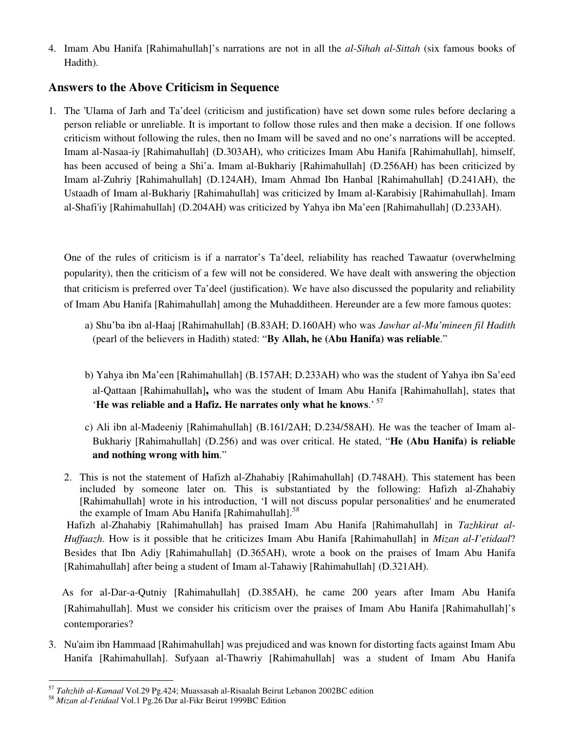4. Imam Abu Hanifa [Rahimahullah]'s narrations are not in all the *al-Sihah al-Sittah* (six famous books of Hadith).

## Answers to the Above Criticism in Sequence

1. The 'Ulama of Jarh and Ta'deel (criticism and justification) have set down some rules before declaring a person reliable or unreliable. It is important to follow those rules and then make a decision. If one follows criticism without following the rules, then no Imam will be saved and no one's narrations will be accepted. Imam al-Nasaa-iy [Rahimahullah] (D.303AH), who criticizes Imam Abu Hanifa [Rahimahullah], himself, has been accused of being a Shi'a. Imam al-Bukhariy [Rahimahullah] (D.256AH) has been criticized by Imam al-Zuhriy [Rahimahullah] (D.124AH), Imam Ahmad Ibn Hanbal [Rahimahullah] (D.241AH), the Ustaadh of Imam al-Bukhariy [Rahimahullah] was criticized by Imam al-Karabisiy [Rahimahullah]. Imam al-Shafi'iy [Rahimahullah] (D.204AH) was criticized by Yahya ibn Ma'een [Rahimahullah] (D.233AH).

   One of the rules of criticism is if a narrator's Ta'deel, reliability has reached Tawaatur (overwhelming popularity), then the criticism of a few will not be considered. We have dealt with answering the objection that criticism is preferred over Ta'deel (justification). We have also discussed the popularity and reliability of Imam Abu Hanifa [Rahimahullah] among the Muhadditheen. Hereunder are a few more famous quotes:

   a) Shu'ba ibn al-Haaj [Rahimahullah] (B.83AH; D.160AH) who was *Jawhar al-Mu'mineen fil Hadith* (pearl of the believers in Hadith) stated: "**By Allah, he (Abu Hanifa) was reliable**."

   b) Yahya ibn Ma'een [Rahimahullah] (B.157AH; D.233AH) who was the student of Yahya ibn Sa'eed al-Qattaan [Rahimahullah]**,** who was the student of Imam Abu Hanifa [Rahimahullah], states that '**He was reliable and a Hafiz. He narrates only what he knows**.' [57]

   c) Ali ibn al-Madeeniy [Rahimahullah] (B.161/2AH; D.234/58AH). He was the teacher of Imam al-Bukhariy [Rahimahullah] (D.256) and was over critical. He stated, "**He (Abu Hanifa) is reliable and nothing wrong with him**."

2. This is not the statement of Hafizh al-Zhahabiy [Rahimahullah] (D.748AH). This statement has been included by someone later on. This is substantiated by the following: Hafizh al-Zhahabiy [Rahimahullah] wrote in his introduction, 'I will not discuss popular personalities' and he enumerated the example of Imam Abu Hanifa [Rahimahullah].[58]

   Hafizh al-Zhahabiy [Rahimahullah] has praised Imam Abu Hanifa [Rahimahullah] in *Tazhkirat al-Huffaazh*. How is it possible that he criticizes Imam Abu Hanifa [Rahimahullah] in *Mizan al-I'etidaal*? Besides that Ibn Adiy [Rahimahullah] (D.365AH), wrote a book on the praises of Imam Abu Hanifa [Rahimahullah] after being a student of Imam al-Tahawiy [Rahimahullah] (D.321AH).

   As for al-Dar-a-Qutniy [Rahimahullah] (D.385AH), he came 200 years after Imam Abu Hanifa [Rahimahullah]. Must we consider his criticism over the praises of Imam Abu Hanifa [Rahimahullah]'s contemporaries?

3. Nu'aim ibn Hammaad [Rahimahullah] was prejudiced and was known for distorting facts against Imam Abu Hanifa [Rahimahullah]. Sufyaan al-Thawriy [Rahimahullah] was a student of Imam Abu Hanifa

---

[57] *Tahzhib al-Kamaal* Vol.29 Pg.424; Muassasah al-Risaalah Beirut Lebanon 2002BC edition

[58] *Mizan al-I'etidaal* Vol.1 Pg.26 Dar al-Fikr Beirut 1999BC Edition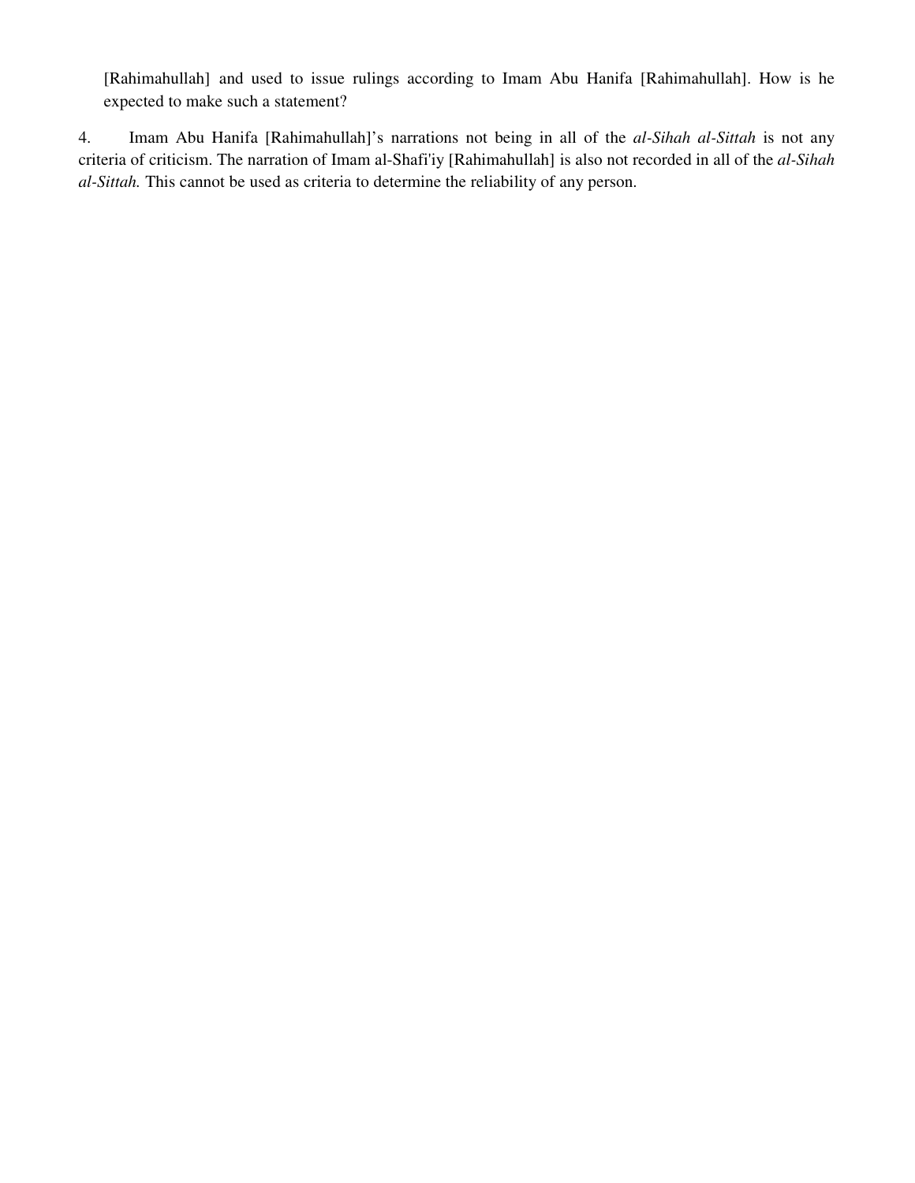[Rahimahullah] and used to issue rulings according to Imam Abu Hanifa [Rahimahullah]. How is he expected to make such a statement?

4. Imam Abu Hanifa [Rahimahullah]'s narrations not being in all of the *al-Sihah al-Sittah* is not any criteria of criticism. The narration of Imam al-Shafi'iy [Rahimahullah] is also not recorded in all of the *al-Sihah al-Sittah.* This cannot be used as criteria to determine the reliability of any person.